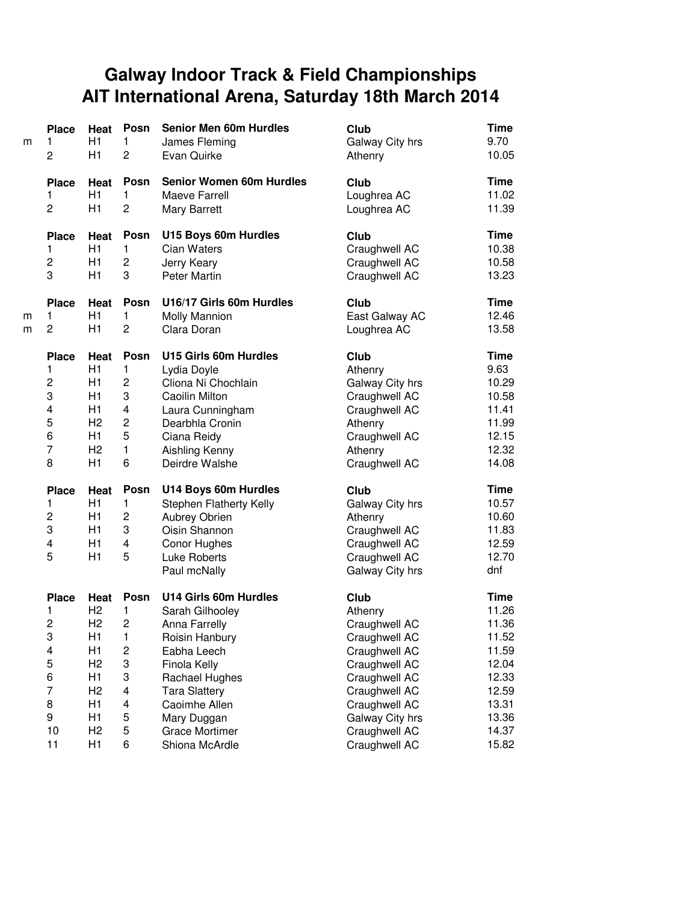# Galway Indoor Track & Field Championships
# AIT International Arena, Saturday 18th March 2014

| | Place | Heat | Posn | Senior Men 60m Hurdles | Club | Time |
|---|---|---|---|---|---|---|
| m | 1 | H1 | 1 | James Fleming | Galway City hrs | 9.70 |
| | 2 | H1 | 2 | Evan Quirke | Athenry | 10.05 |

| Place | Heat | Posn | Senior Women 60m Hurdles | Club | Time |
|---|---|---|---|---|---|
| 1 | H1 | 1 | Maeve Farrell | Loughrea AC | 11.02 |
| 2 | H1 | 2 | Mary Barrett | Loughrea AC | 11.39 |

| Place | Heat | Posn | U15 Boys 60m Hurdles | Club | Time |
|---|---|---|---|---|---|
| 1 | H1 | 1 | Cian Waters | Craughwell AC | 10.38 |
| 2 | H1 | 2 | Jerry Keary | Craughwell AC | 10.58 |
| 3 | H1 | 3 | Peter Martin | Craughwell AC | 13.23 |

| | Place | Heat | Posn | U16/17 Girls 60m Hurdles | Club | Time |
|---|---|---|---|---|---|---|
| m | 1 | H1 | 1 | Molly Mannion | East Galway AC | 12.46 |
| m | 2 | H1 | 2 | Clara Doran | Loughrea AC | 13.58 |

| Place | Heat | Posn | U15 Girls 60m Hurdles | Club | Time |
|---|---|---|---|---|---|
| 1 | H1 | 1 | Lydia Doyle | Athenry | 9.63 |
| 2 | H1 | 2 | Cliona Ni Chochlain | Galway City hrs | 10.29 |
| 3 | H1 | 3 | Caoilin Milton | Craughwell AC | 10.58 |
| 4 | H1 | 4 | Laura Cunningham | Craughwell AC | 11.41 |
| 5 | H2 | 2 | Dearbhla Cronin | Athenry | 11.99 |
| 6 | H1 | 5 | Ciana Reidy | Craughwell AC | 12.15 |
| 7 | H2 | 1 | Aishling Kenny | Athenry | 12.32 |
| 8 | H1 | 6 | Deirdre Walshe | Craughwell AC | 14.08 |

| Place | Heat | Posn | U14 Boys 60m Hurdles | Club | Time |
|---|---|---|---|---|---|
| 1 | H1 | 1 | Stephen Flatherty Kelly | Galway City hrs | 10.57 |
| 2 | H1 | 2 | Aubrey Obrien | Athenry | 10.60 |
| 3 | H1 | 3 | Oisin Shannon | Craughwell AC | 11.83 |
| 4 | H1 | 4 | Conor Hughes | Craughwell AC | 12.59 |
| 5 | H1 | 5 | Luke Roberts | Craughwell AC | 12.70 |
| | | | Paul mcNally | Galway City hrs | dnf |

| Place | Heat | Posn | U14 Girls 60m Hurdles | Club | Time |
|---|---|---|---|---|---|
| 1 | H2 | 1 | Sarah Gilhooley | Athenry | 11.26 |
| 2 | H2 | 2 | Anna Farrelly | Craughwell AC | 11.36 |
| 3 | H1 | 1 | Roisin Hanbury | Craughwell AC | 11.52 |
| 4 | H1 | 2 | Eabha Leech | Craughwell AC | 11.59 |
| 5 | H2 | 3 | Finola Kelly | Craughwell AC | 12.04 |
| 6 | H1 | 3 | Rachael Hughes | Craughwell AC | 12.33 |
| 7 | H2 | 4 | Tara Slattery | Craughwell AC | 12.59 |
| 8 | H1 | 4 | Caoimhe Allen | Craughwell AC | 13.31 |
| 9 | H1 | 5 | Mary Duggan | Galway City hrs | 13.36 |
| 10 | H2 | 5 | Grace Mortimer | Craughwell AC | 14.37 |
| 11 | H1 | 6 | Shiona McArdle | Craughwell AC | 15.82 |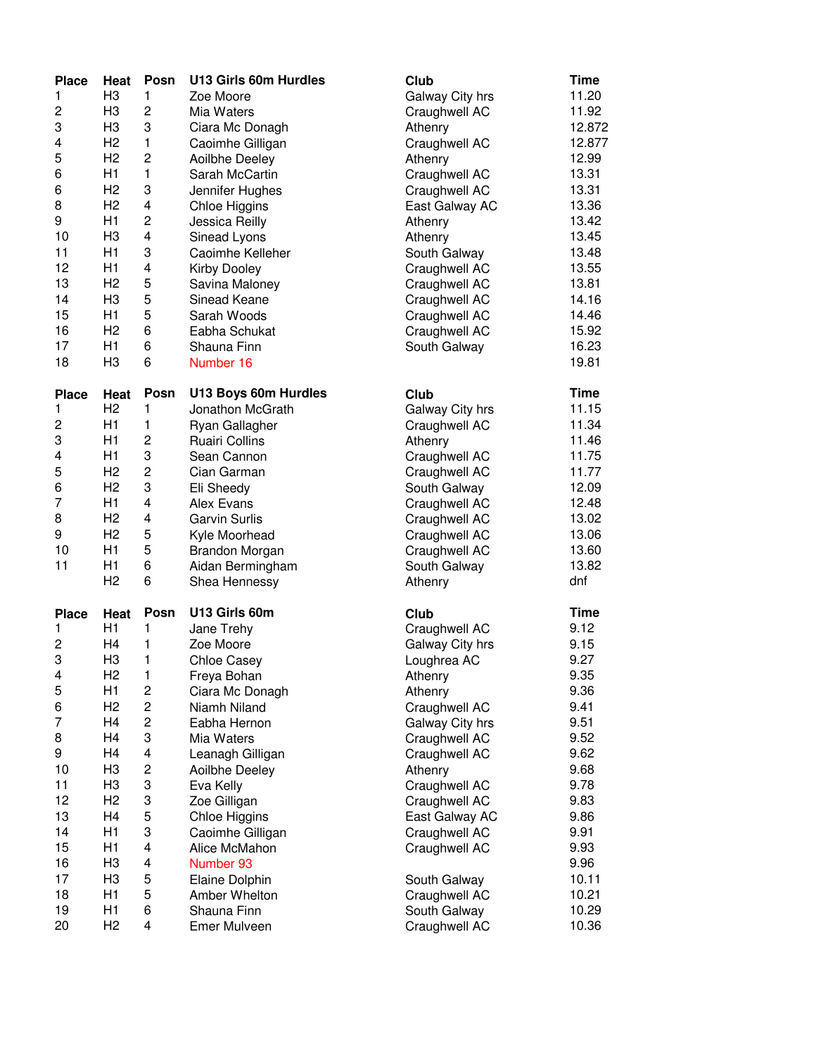| Place | Heat | Posn | U13 Girls 60m Hurdles | Club | Time |
|---|---|---|---|---|---|
| 1 | H3 | 1 | Zoe Moore | Galway City hrs | 11.20 |
| 2 | H3 | 2 | Mia Waters | Craughwell AC | 11.92 |
| 3 | H3 | 3 | Ciara Mc Donagh | Athenry | 12.872 |
| 4 | H2 | 1 | Caoimhe Gilligan | Craughwell AC | 12.877 |
| 5 | H2 | 2 | Aoilbhe Deeley | Athenry | 12.99 |
| 6 | H1 | 1 | Sarah McCartin | Craughwell AC | 13.31 |
| 6 | H2 | 3 | Jennifer Hughes | Craughwell AC | 13.31 |
| 8 | H2 | 4 | Chloe Higgins | East Galway AC | 13.36 |
| 9 | H1 | 2 | Jessica Reilly | Athenry | 13.42 |
| 10 | H3 | 4 | Sinead Lyons | Athenry | 13.45 |
| 11 | H1 | 3 | Caoimhe Kelleher | South Galway | 13.48 |
| 12 | H1 | 4 | Kirby Dooley | Craughwell AC | 13.55 |
| 13 | H2 | 5 | Savina Maloney | Craughwell AC | 13.81 |
| 14 | H3 | 5 | Sinead Keane | Craughwell AC | 14.16 |
| 15 | H1 | 5 | Sarah Woods | Craughwell AC | 14.46 |
| 16 | H2 | 6 | Eabha Schukat | Craughwell AC | 15.92 |
| 17 | H1 | 6 | Shauna Finn | South Galway | 16.23 |
| 18 | H3 | 6 | Number 16 | | 19.81 |

| Place | Heat | Posn | U13 Boys 60m Hurdles | Club | Time |
|---|---|---|---|---|---|
| 1 | H2 | 1 | Jonathon McGrath | Galway City hrs | 11.15 |
| 2 | H1 | 1 | Ryan Gallagher | Craughwell AC | 11.34 |
| 3 | H1 | 2 | Ruairi Collins | Athenry | 11.46 |
| 4 | H1 | 3 | Sean Cannon | Craughwell AC | 11.75 |
| 5 | H2 | 2 | Cian Garman | Craughwell AC | 11.77 |
| 6 | H2 | 3 | Eli Sheedy | South Galway | 12.09 |
| 7 | H1 | 4 | Alex Evans | Craughwell AC | 12.48 |
| 8 | H2 | 4 | Garvin Surlis | Craughwell AC | 13.02 |
| 9 | H2 | 5 | Kyle Moorhead | Craughwell AC | 13.06 |
| 10 | H1 | 5 | Brandon Morgan | Craughwell AC | 13.60 |
| 11 | H1 | 6 | Aidan Bermingham | South Galway | 13.82 |
| | H2 | 6 | Shea Hennessy | Athenry | dnf |

| Place | Heat | Posn | U13 Girls 60m | Club | Time |
|---|---|---|---|---|---|
| 1 | H1 | 1 | Jane Trehy | Craughwell AC | 9.12 |
| 2 | H4 | 1 | Zoe Moore | Galway City hrs | 9.15 |
| 3 | H3 | 1 | Chloe Casey | Loughrea AC | 9.27 |
| 4 | H2 | 1 | Freya Bohan | Athenry | 9.35 |
| 5 | H1 | 2 | Ciara Mc Donagh | Athenry | 9.36 |
| 6 | H2 | 2 | Niamh Niland | Craughwell AC | 9.41 |
| 7 | H4 | 2 | Eabha Hernon | Galway City hrs | 9.51 |
| 8 | H4 | 3 | Mia Waters | Craughwell AC | 9.52 |
| 9 | H4 | 4 | Leanagh Gilligan | Craughwell AC | 9.62 |
| 10 | H3 | 2 | Aoilbhe Deeley | Athenry | 9.68 |
| 11 | H3 | 3 | Eva Kelly | Craughwell AC | 9.78 |
| 12 | H2 | 3 | Zoe Gilligan | Craughwell AC | 9.83 |
| 13 | H4 | 5 | Chloe Higgins | East Galway AC | 9.86 |
| 14 | H1 | 3 | Caoimhe Gilligan | Craughwell AC | 9.91 |
| 15 | H1 | 4 | Alice McMahon | Craughwell AC | 9.93 |
| 16 | H3 | 4 | Number 93 | | 9.96 |
| 17 | H3 | 5 | Elaine Dolphin | South Galway | 10.11 |
| 18 | H1 | 5 | Amber Whelton | Craughwell AC | 10.21 |
| 19 | H1 | 6 | Shauna Finn | South Galway | 10.29 |
| 20 | H2 | 4 | Emer Mulveen | Craughwell AC | 10.36 |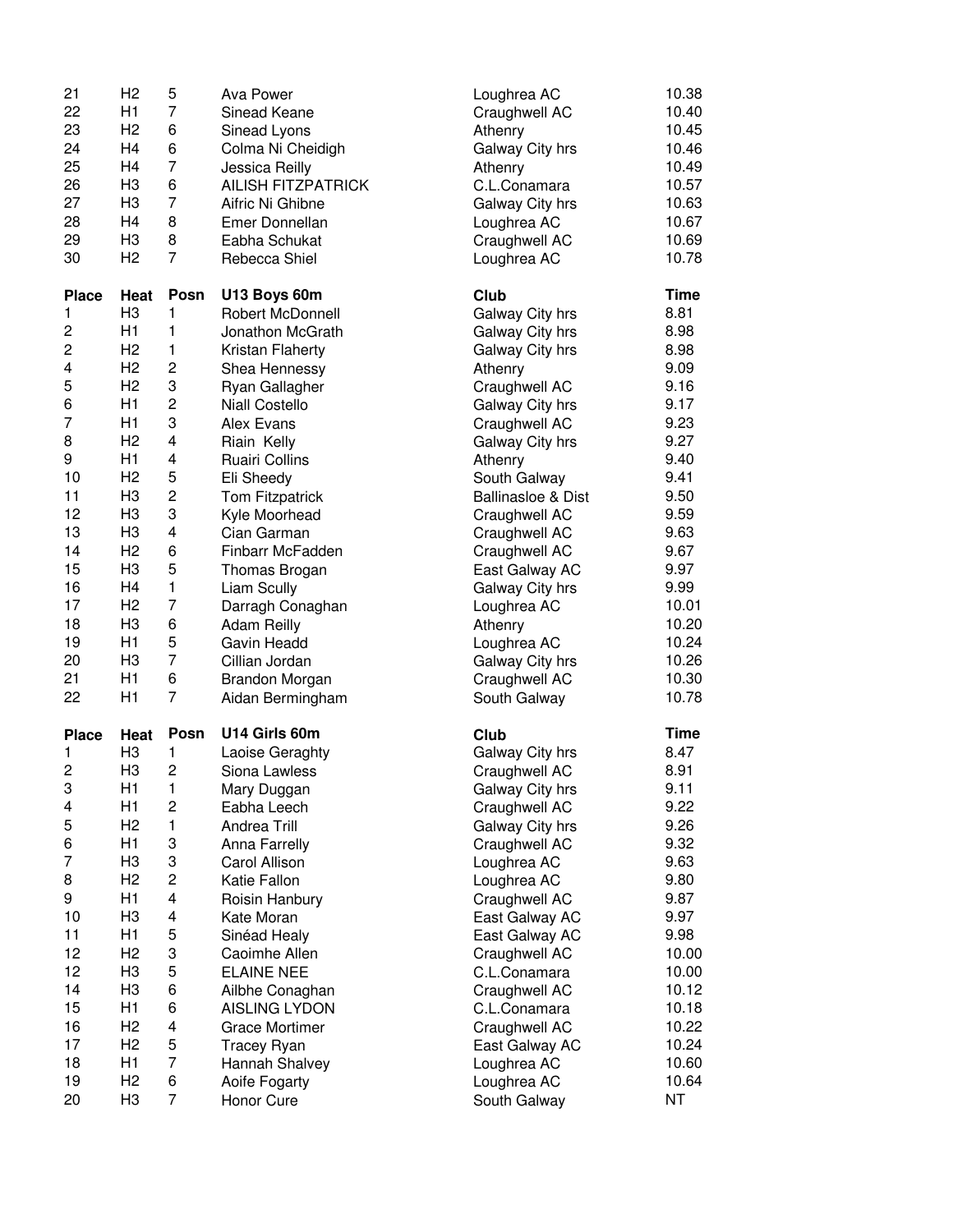| 21 | H2 | 5 | Ava Power | Loughrea AC | 10.38 |
|---|---|---|---|---|---|
| 22 | H1 | 7 | Sinead Keane | Craughwell AC | 10.40 |
| 23 | H2 | 6 | Sinead Lyons | Athenry | 10.45 |
| 24 | H4 | 6 | Colma Ni Cheidigh | Galway City hrs | 10.46 |
| 25 | H4 | 7 | Jessica Reilly | Athenry | 10.49 |
| 26 | H3 | 6 | AILISH FITZPATRICK | C.L.Conamara | 10.57 |
| 27 | H3 | 7 | Aifric Ni Ghibne | Galway City hrs | 10.63 |
| 28 | H4 | 8 | Emer Donnellan | Loughrea AC | 10.67 |
| 29 | H3 | 8 | Eabha Schukat | Craughwell AC | 10.69 |
| 30 | H2 | 7 | Rebecca Shiel | Loughrea AC | 10.78 |

| **Place** | **Heat** | **Posn** | **U13 Boys 60m** | **Club** | **Time** |
|---|---|---|---|---|---|
| 1 | H3 | 1 | Robert McDonnell | Galway City hrs | 8.81 |
| 2 | H1 | 1 | Jonathon McGrath | Galway City hrs | 8.98 |
| 2 | H2 | 1 | Kristan Flaherty | Galway City hrs | 8.98 |
| 4 | H2 | 2 | Shea Hennessy | Athenry | 9.09 |
| 5 | H2 | 3 | Ryan Gallagher | Craughwell AC | 9.16 |
| 6 | H1 | 2 | Niall Costello | Galway City hrs | 9.17 |
| 7 | H1 | 3 | Alex Evans | Craughwell AC | 9.23 |
| 8 | H2 | 4 | Riain Kelly | Galway City hrs | 9.27 |
| 9 | H1 | 4 | Ruairi Collins | Athenry | 9.40 |
| 10 | H2 | 5 | Eli Sheedy | South Galway | 9.41 |
| 11 | H3 | 2 | Tom Fitzpatrick | Ballinasloe & Dist | 9.50 |
| 12 | H3 | 3 | Kyle Moorhead | Craughwell AC | 9.59 |
| 13 | H3 | 4 | Cian Garman | Craughwell AC | 9.63 |
| 14 | H2 | 6 | Finbarr McFadden | Craughwell AC | 9.67 |
| 15 | H3 | 5 | Thomas Brogan | East Galway AC | 9.97 |
| 16 | H4 | 1 | Liam Scully | Galway City hrs | 9.99 |
| 17 | H2 | 7 | Darragh Conaghan | Loughrea AC | 10.01 |
| 18 | H3 | 6 | Adam Reilly | Athenry | 10.20 |
| 19 | H1 | 5 | Gavin Headd | Loughrea AC | 10.24 |
| 20 | H3 | 7 | Cillian Jordan | Galway City hrs | 10.26 |
| 21 | H1 | 6 | Brandon Morgan | Craughwell AC | 10.30 |
| 22 | H1 | 7 | Aidan Bermingham | South Galway | 10.78 |

| **Place** | **Heat** | **Posn** | **U14 Girls 60m** | **Club** | **Time** |
|---|---|---|---|---|---|
| 1 | H3 | 1 | Laoise Geraghty | Galway City hrs | 8.47 |
| 2 | H3 | 2 | Siona Lawless | Craughwell AC | 8.91 |
| 3 | H1 | 1 | Mary Duggan | Galway City hrs | 9.11 |
| 4 | H1 | 2 | Eabha Leech | Craughwell AC | 9.22 |
| 5 | H2 | 1 | Andrea Trill | Galway City hrs | 9.26 |
| 6 | H1 | 3 | Anna Farrelly | Craughwell AC | 9.32 |
| 7 | H3 | 3 | Carol Allison | Loughrea AC | 9.63 |
| 8 | H2 | 2 | Katie Fallon | Loughrea AC | 9.80 |
| 9 | H1 | 4 | Roisin Hanbury | Craughwell AC | 9.87 |
| 10 | H3 | 4 | Kate Moran | East Galway AC | 9.97 |
| 11 | H1 | 5 | Sinéad Healy | East Galway AC | 9.98 |
| 12 | H2 | 3 | Caoimhe Allen | Craughwell AC | 10.00 |
| 12 | H3 | 5 | ELAINE NEE | C.L.Conamara | 10.00 |
| 14 | H3 | 6 | Ailbhe Conaghan | Craughwell AC | 10.12 |
| 15 | H1 | 6 | AISLING LYDON | C.L.Conamara | 10.18 |
| 16 | H2 | 4 | Grace Mortimer | Craughwell AC | 10.22 |
| 17 | H2 | 5 | Tracey Ryan | East Galway AC | 10.24 |
| 18 | H1 | 7 | Hannah Shalvey | Loughrea AC | 10.60 |
| 19 | H2 | 6 | Aoife Fogarty | Loughrea AC | 10.64 |
| 20 | H3 | 7 | Honor Cure | South Galway | NT |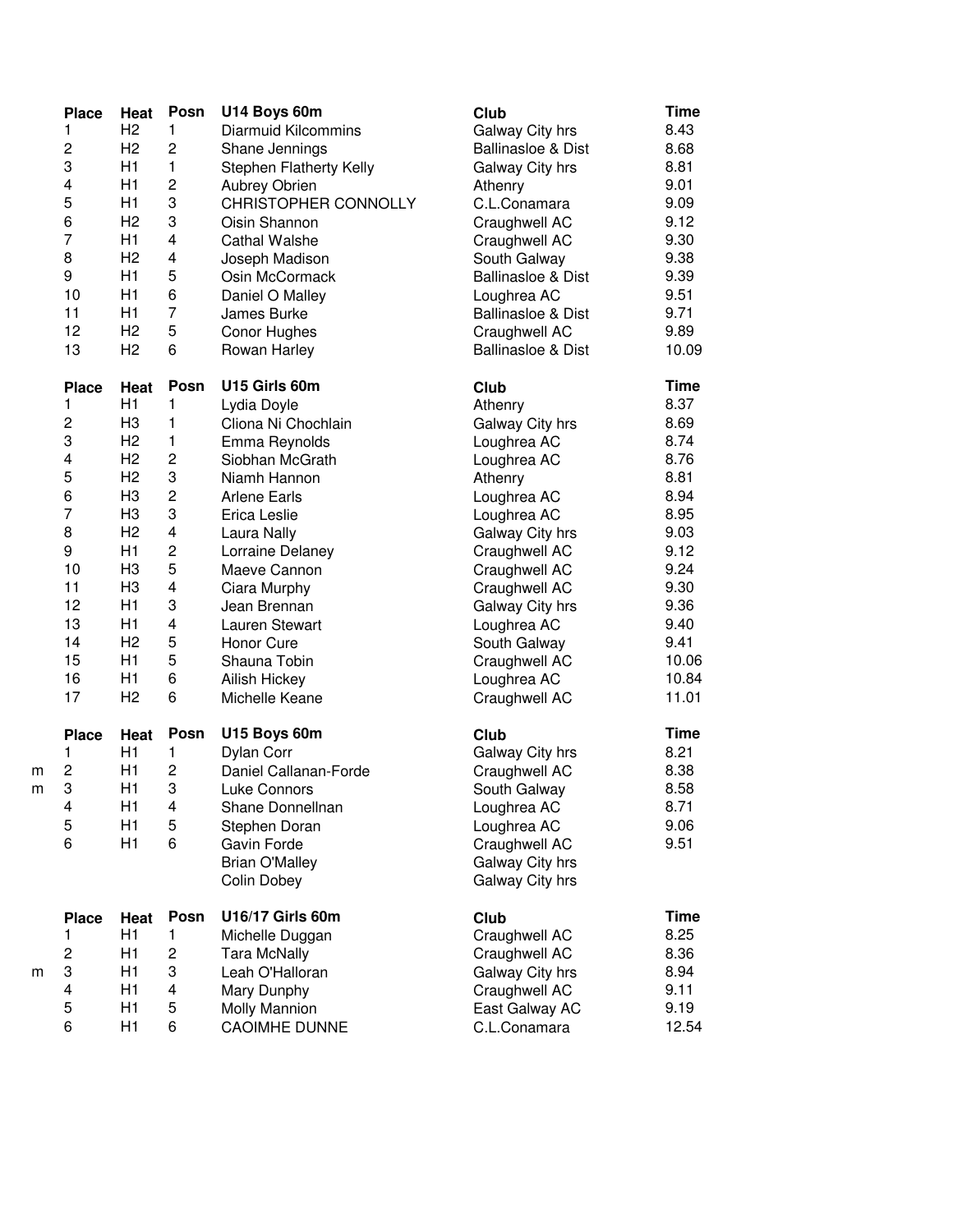| | Place | Heat | Posn | U14 Boys 60m | Club | Time |
|---|---|---|---|---|---|---|
| | 1 | H2 | 1 | Diarmuid Kilcommins | Galway City hrs | 8.43 |
| | 2 | H2 | 2 | Shane Jennings | Ballinasloe & Dist | 8.68 |
| | 3 | H1 | 1 | Stephen Flatherty Kelly | Galway City hrs | 8.81 |
| | 4 | H1 | 2 | Aubrey Obrien | Athenry | 9.01 |
| | 5 | H1 | 3 | CHRISTOPHER CONNOLLY | C.L.Conamara | 9.09 |
| | 6 | H2 | 3 | Oisin Shannon | Craughwell AC | 9.12 |
| | 7 | H1 | 4 | Cathal Walshe | Craughwell AC | 9.30 |
| | 8 | H2 | 4 | Joseph Madison | South Galway | 9.38 |
| | 9 | H1 | 5 | Osin McCormack | Ballinasloe & Dist | 9.39 |
| | 10 | H1 | 6 | Daniel O Malley | Loughrea AC | 9.51 |
| | 11 | H1 | 7 | James Burke | Ballinasloe & Dist | 9.71 |
| | 12 | H2 | 5 | Conor Hughes | Craughwell AC | 9.89 |
| | 13 | H2 | 6 | Rowan Harley | Ballinasloe & Dist | 10.09 |

| | Place | Heat | Posn | U15 Girls 60m | Club | Time |
|---|---|---|---|---|---|---|
| | 1 | H1 | 1 | Lydia Doyle | Athenry | 8.37 |
| | 2 | H3 | 1 | Cliona Ni Chochlain | Galway City hrs | 8.69 |
| | 3 | H2 | 1 | Emma Reynolds | Loughrea AC | 8.74 |
| | 4 | H2 | 2 | Siobhan McGrath | Loughrea AC | 8.76 |
| | 5 | H2 | 3 | Niamh Hannon | Athenry | 8.81 |
| | 6 | H3 | 2 | Arlene Earls | Loughrea AC | 8.94 |
| | 7 | H3 | 3 | Erica Leslie | Loughrea AC | 8.95 |
| | 8 | H2 | 4 | Laura Nally | Galway City hrs | 9.03 |
| | 9 | H1 | 2 | Lorraine Delaney | Craughwell AC | 9.12 |
| | 10 | H3 | 5 | Maeve Cannon | Craughwell AC | 9.24 |
| | 11 | H3 | 4 | Ciara Murphy | Craughwell AC | 9.30 |
| | 12 | H1 | 3 | Jean Brennan | Galway City hrs | 9.36 |
| | 13 | H1 | 4 | Lauren Stewart | Loughrea AC | 9.40 |
| | 14 | H2 | 5 | Honor Cure | South Galway | 9.41 |
| | 15 | H1 | 5 | Shauna Tobin | Craughwell AC | 10.06 |
| | 16 | H1 | 6 | Ailish Hickey | Loughrea AC | 10.84 |
| | 17 | H2 | 6 | Michelle Keane | Craughwell AC | 11.01 |

| | Place | Heat | Posn | U15 Boys 60m | Club | Time |
|---|---|---|---|---|---|---|
| | 1 | H1 | 1 | Dylan Corr | Galway City hrs | 8.21 |
| m | 2 | H1 | 2 | Daniel Callanan-Forde | Craughwell AC | 8.38 |
| m | 3 | H1 | 3 | Luke Connors | South Galway | 8.58 |
| | 4 | H1 | 4 | Shane Donnellnan | Loughrea AC | 8.71 |
| | 5 | H1 | 5 | Stephen Doran | Loughrea AC | 9.06 |
| | 6 | H1 | 6 | Gavin Forde | Craughwell AC | 9.51 |
| | | | | Brian O'Malley | Galway City hrs | |
| | | | | Colin Dobey | Galway City hrs | |

| | Place | Heat | Posn | U16/17 Girls 60m | Club | Time |
|---|---|---|---|---|---|---|
| | 1 | H1 | 1 | Michelle Duggan | Craughwell AC | 8.25 |
| | 2 | H1 | 2 | Tara McNally | Craughwell AC | 8.36 |
| m | 3 | H1 | 3 | Leah O'Halloran | Galway City hrs | 8.94 |
| | 4 | H1 | 4 | Mary Dunphy | Craughwell AC | 9.11 |
| | 5 | H1 | 5 | Molly Mannion | East Galway AC | 9.19 |
| | 6 | H1 | 6 | CAOIMHE DUNNE | C.L.Conamara | 12.54 |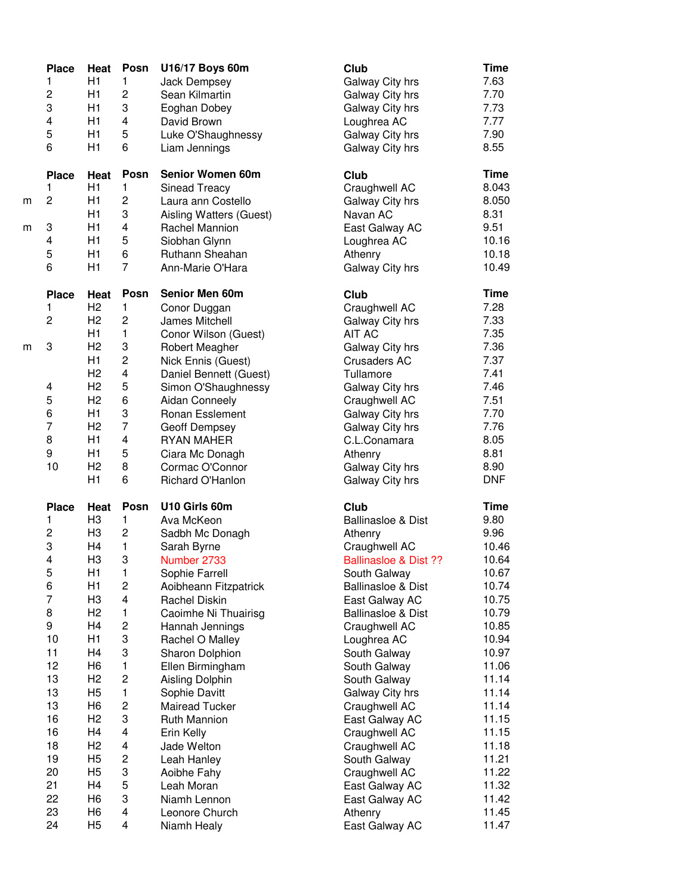|  | Place | Heat | Posn | U16/17 Boys 60m | Club | Time |
|---|---|---|---|---|---|---|
|  | 1 | H1 | 1 | Jack Dempsey | Galway City hrs | 7.63 |
|  | 2 | H1 | 2 | Sean Kilmartin | Galway City hrs | 7.70 |
|  | 3 | H1 | 3 | Eoghan Dobey | Galway City hrs | 7.73 |
|  | 4 | H1 | 4 | David Brown | Loughrea AC | 7.77 |
|  | 5 | H1 | 5 | Luke O'Shaughnessy | Galway City hrs | 7.90 |
|  | 6 | H1 | 6 | Liam Jennings | Galway City hrs | 8.55 |

|  | Place | Heat | Posn | Senior Women 60m | Club | Time |
|---|---|---|---|---|---|---|
|  | 1 | H1 | 1 | Sinead Treacy | Craughwell AC | 8.043 |
| m | 2 | H1 | 2 | Laura ann Costello | Galway City hrs | 8.050 |
|  |  | H1 | 3 | Aisling Watters (Guest) | Navan AC | 8.31 |
| m | 3 | H1 | 4 | Rachel Mannion | East Galway AC | 9.51 |
|  | 4 | H1 | 5 | Siobhan Glynn | Loughrea AC | 10.16 |
|  | 5 | H1 | 6 | Ruthann Sheahan | Athenry | 10.18 |
|  | 6 | H1 | 7 | Ann-Marie O'Hara | Galway City hrs | 10.49 |

|  | Place | Heat | Posn | Senior Men 60m | Club | Time |
|---|---|---|---|---|---|---|
|  | 1 | H2 | 1 | Conor Duggan | Craughwell AC | 7.28 |
|  | 2 | H2 | 2 | James Mitchell | Galway City hrs | 7.33 |
|  |  | H1 | 1 | Conor Wilson (Guest) | AIT AC | 7.35 |
| m | 3 | H2 | 3 | Robert Meagher | Galway City hrs | 7.36 |
|  |  | H1 | 2 | Nick Ennis (Guest) | Crusaders AC | 7.37 |
|  |  | H2 | 4 | Daniel Bennett (Guest) | Tullamore | 7.41 |
|  | 4 | H2 | 5 | Simon O'Shaughnessy | Galway City hrs | 7.46 |
|  | 5 | H2 | 6 | Aidan Conneely | Craughwell AC | 7.51 |
|  | 6 | H1 | 3 | Ronan Esslement | Galway City hrs | 7.70 |
|  | 7 | H2 | 7 | Geoff Dempsey | Galway City hrs | 7.76 |
|  | 8 | H1 | 4 | RYAN MAHER | C.L.Conamara | 8.05 |
|  | 9 | H1 | 5 | Ciara Mc Donagh | Athenry | 8.81 |
|  | 10 | H2 | 8 | Cormac O'Connor | Galway City hrs | 8.90 |
|  |  | H1 | 6 | Richard O'Hanlon | Galway City hrs | DNF |

|  | Place | Heat | Posn | U10 Girls 60m | Club | Time |
|---|---|---|---|---|---|---|
|  | 1 | H3 | 1 | Ava McKeon | Ballinasloe & Dist | 9.80 |
|  | 2 | H3 | 2 | Sadbh Mc Donagh | Athenry | 9.96 |
|  | 3 | H4 | 1 | Sarah Byrne | Craughwell AC | 10.46 |
|  | 4 | H3 | 3 | Number 2733 | Ballinasloe & Dist ?? | 10.64 |
|  | 5 | H1 | 1 | Sophie Farrell | South Galway | 10.67 |
|  | 6 | H1 | 2 | Aoibheann Fitzpatrick | Ballinasloe & Dist | 10.74 |
|  | 7 | H3 | 4 | Rachel Diskin | East Galway AC | 10.75 |
|  | 8 | H2 | 1 | Caoimhe Ni Thuairisg | Ballinasloe & Dist | 10.79 |
|  | 9 | H4 | 2 | Hannah Jennings | Craughwell AC | 10.85 |
|  | 10 | H1 | 3 | Rachel O Malley | Loughrea AC | 10.94 |
|  | 11 | H4 | 3 | Sharon Dolphion | South Galway | 10.97 |
|  | 12 | H6 | 1 | Ellen Birmingham | South Galway | 11.06 |
|  | 13 | H2 | 2 | Aisling Dolphin | South Galway | 11.14 |
|  | 13 | H5 | 1 | Sophie Davitt | Galway City hrs | 11.14 |
|  | 13 | H6 | 2 | Mairead Tucker | Craughwell AC | 11.14 |
|  | 16 | H2 | 3 | Ruth Mannion | East Galway AC | 11.15 |
|  | 16 | H4 | 4 | Erin Kelly | Craughwell AC | 11.15 |
|  | 18 | H2 | 4 | Jade Welton | Craughwell AC | 11.18 |
|  | 19 | H5 | 2 | Leah Hanley | South Galway | 11.21 |
|  | 20 | H5 | 3 | Aoibhe Fahy | Craughwell AC | 11.22 |
|  | 21 | H4 | 5 | Leah Moran | East Galway AC | 11.32 |
|  | 22 | H6 | 3 | Niamh Lennon | East Galway AC | 11.42 |
|  | 23 | H6 | 4 | Leonore Church | Athenry | 11.45 |
|  | 24 | H5 | 4 | Niamh Healy | East Galway AC | 11.47 |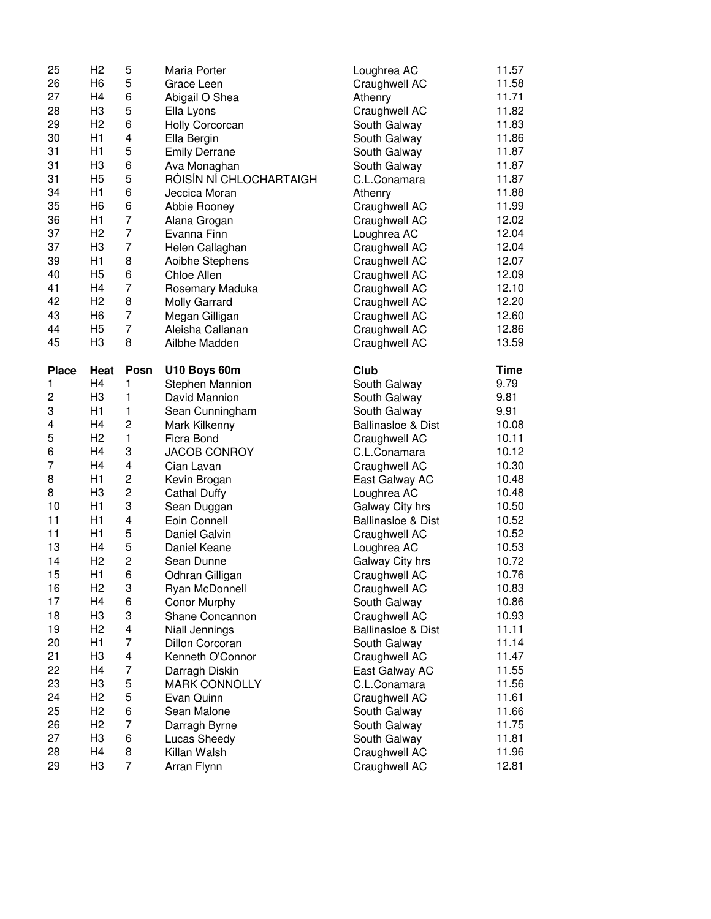| | | | | | |
|---|---|---|---|---|---|
| 25 | H2 | 5 | Maria Porter | Loughrea AC | 11.57 |
| 26 | H6 | 5 | Grace Leen | Craughwell AC | 11.58 |
| 27 | H4 | 6 | Abigail O Shea | Athenry | 11.71 |
| 28 | H3 | 5 | Ella Lyons | Craughwell AC | 11.82 |
| 29 | H2 | 6 | Holly Corcorcan | South Galway | 11.83 |
| 30 | H1 | 4 | Ella Bergin | South Galway | 11.86 |
| 31 | H1 | 5 | Emily Derrane | South Galway | 11.87 |
| 31 | H3 | 6 | Ava Monaghan | South Galway | 11.87 |
| 31 | H5 | 5 | RÓISÍN NÍ CHLOCHARTAIGH | C.L.Conamara | 11.87 |
| 34 | H1 | 6 | Jeccica Moran | Athenry | 11.88 |
| 35 | H6 | 6 | Abbie Rooney | Craughwell AC | 11.99 |
| 36 | H1 | 7 | Alana Grogan | Craughwell AC | 12.02 |
| 37 | H2 | 7 | Evanna Finn | Loughrea AC | 12.04 |
| 37 | H3 | 7 | Helen Callaghan | Craughwell AC | 12.04 |
| 39 | H1 | 8 | Aoibhe Stephens | Craughwell AC | 12.07 |
| 40 | H5 | 6 | Chloe Allen | Craughwell AC | 12.09 |
| 41 | H4 | 7 | Rosemary Maduka | Craughwell AC | 12.10 |
| 42 | H2 | 8 | Molly Garrard | Craughwell AC | 12.20 |
| 43 | H6 | 7 | Megan Gilligan | Craughwell AC | 12.60 |
| 44 | H5 | 7 | Aleisha Callanan | Craughwell AC | 12.86 |
| 45 | H3 | 8 | Ailbhe Madden | Craughwell AC | 13.59 |

| Place | Heat | Posn | U10 Boys 60m | Club | Time |
|---|---|---|---|---|---|
| 1 | H4 | 1 | Stephen Mannion | South Galway | 9.79 |
| 2 | H3 | 1 | David Mannion | South Galway | 9.81 |
| 3 | H1 | 1 | Sean Cunningham | South Galway | 9.91 |
| 4 | H4 | 2 | Mark Kilkenny | Ballinasloe & Dist | 10.08 |
| 5 | H2 | 1 | Ficra Bond | Craughwell AC | 10.11 |
| 6 | H4 | 3 | JACOB CONROY | C.L.Conamara | 10.12 |
| 7 | H4 | 4 | Cian Lavan | Craughwell AC | 10.30 |
| 8 | H1 | 2 | Kevin Brogan | East Galway AC | 10.48 |
| 8 | H3 | 2 | Cathal Duffy | Loughrea AC | 10.48 |
| 10 | H1 | 3 | Sean Duggan | Galway City hrs | 10.50 |
| 11 | H1 | 4 | Eoin Connell | Ballinasloe & Dist | 10.52 |
| 11 | H1 | 5 | Daniel Galvin | Craughwell AC | 10.52 |
| 13 | H4 | 5 | Daniel Keane | Loughrea AC | 10.53 |
| 14 | H2 | 2 | Sean Dunne | Galway City hrs | 10.72 |
| 15 | H1 | 6 | Odhran Gilligan | Craughwell AC | 10.76 |
| 16 | H2 | 3 | Ryan McDonnell | Craughwell AC | 10.83 |
| 17 | H4 | 6 | Conor Murphy | South Galway | 10.86 |
| 18 | H3 | 3 | Shane Concannon | Craughwell AC | 10.93 |
| 19 | H2 | 4 | Niall Jennings | Ballinasloe & Dist | 11.11 |
| 20 | H1 | 7 | Dillon Corcoran | South Galway | 11.14 |
| 21 | H3 | 4 | Kenneth O'Connor | Craughwell AC | 11.47 |
| 22 | H4 | 7 | Darragh Diskin | East Galway AC | 11.55 |
| 23 | H3 | 5 | MARK CONNOLLY | C.L.Conamara | 11.56 |
| 24 | H2 | 5 | Evan Quinn | Craughwell AC | 11.61 |
| 25 | H2 | 6 | Sean Malone | South Galway | 11.66 |
| 26 | H2 | 7 | Darragh Byrne | South Galway | 11.75 |
| 27 | H3 | 6 | Lucas Sheedy | South Galway | 11.81 |
| 28 | H4 | 8 | Killan Walsh | Craughwell AC | 11.96 |
| 29 | H3 | 7 | Arran Flynn | Craughwell AC | 12.81 |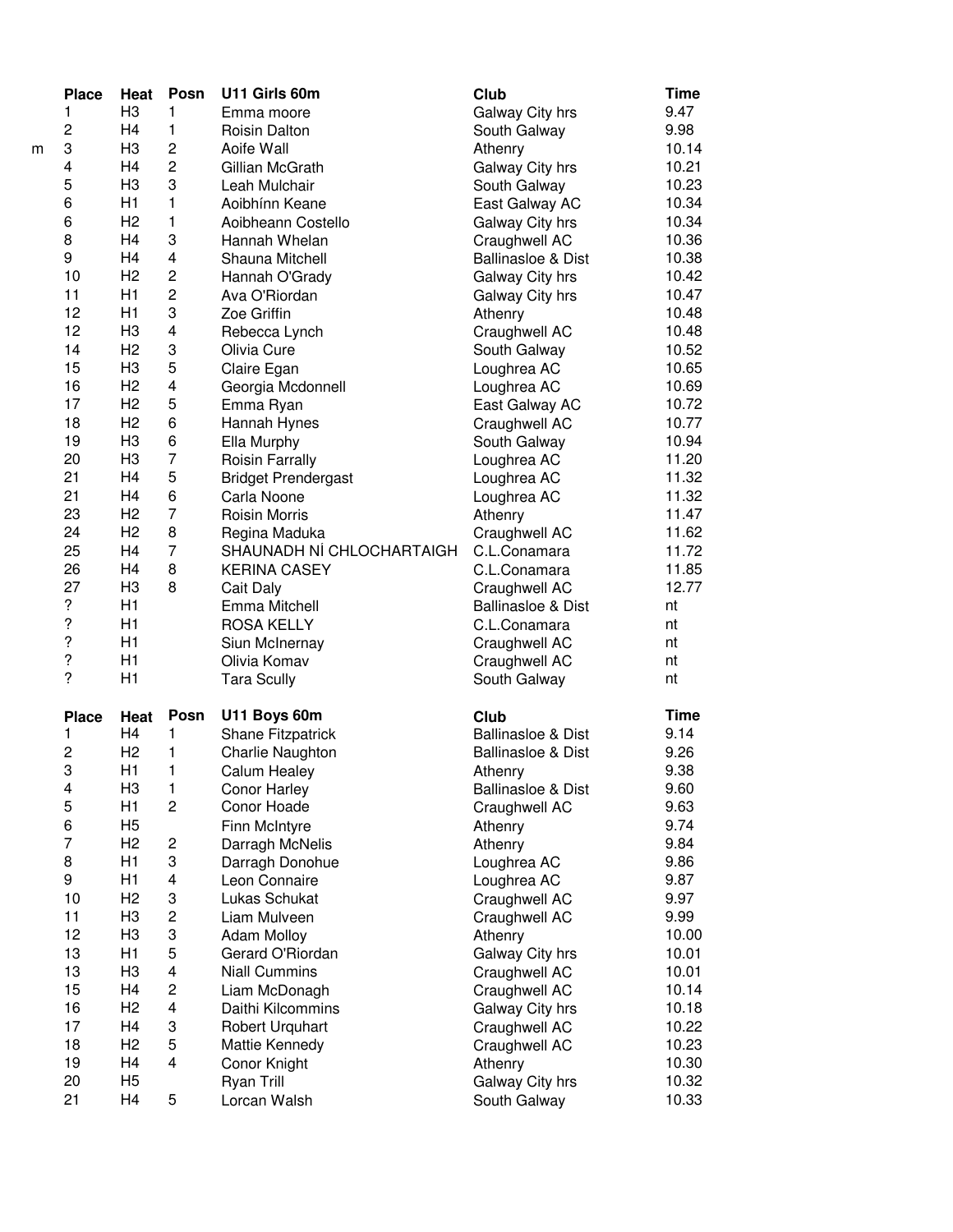| | Place | Heat | Posn | U11 Girls 60m | Club | Time |
|---|---|---|---|---|---|---|
| | 1 | H3 | 1 | Emma moore | Galway City hrs | 9.47 |
| | 2 | H4 | 1 | Roisin Dalton | South Galway | 9.98 |
| m | 3 | H3 | 2 | Aoife Wall | Athenry | 10.14 |
| | 4 | H4 | 2 | Gillian McGrath | Galway City hrs | 10.21 |
| | 5 | H3 | 3 | Leah Mulchair | South Galway | 10.23 |
| | 6 | H1 | 1 | Aoibhínn Keane | East Galway AC | 10.34 |
| | 6 | H2 | 1 | Aoibheann Costello | Galway City hrs | 10.34 |
| | 8 | H4 | 3 | Hannah Whelan | Craughwell AC | 10.36 |
| | 9 | H4 | 4 | Shauna Mitchell | Ballinasloe & Dist | 10.38 |
| | 10 | H2 | 2 | Hannah O'Grady | Galway City hrs | 10.42 |
| | 11 | H1 | 2 | Ava O'Riordan | Galway City hrs | 10.47 |
| | 12 | H1 | 3 | Zoe Griffin | Athenry | 10.48 |
| | 12 | H3 | 4 | Rebecca Lynch | Craughwell AC | 10.48 |
| | 14 | H2 | 3 | Olivia Cure | South Galway | 10.52 |
| | 15 | H3 | 5 | Claire Egan | Loughrea AC | 10.65 |
| | 16 | H2 | 4 | Georgia Mcdonnell | Loughrea AC | 10.69 |
| | 17 | H2 | 5 | Emma Ryan | East Galway AC | 10.72 |
| | 18 | H2 | 6 | Hannah Hynes | Craughwell AC | 10.77 |
| | 19 | H3 | 6 | Ella Murphy | South Galway | 10.94 |
| | 20 | H3 | 7 | Roisin Farrally | Loughrea AC | 11.20 |
| | 21 | H4 | 5 | Bridget Prendergast | Loughrea AC | 11.32 |
| | 21 | H4 | 6 | Carla Noone | Loughrea AC | 11.32 |
| | 23 | H2 | 7 | Roisin Morris | Athenry | 11.47 |
| | 24 | H2 | 8 | Regina Maduka | Craughwell AC | 11.62 |
| | 25 | H4 | 7 | SHAUNADH NÍ CHLOCHARTAIGH | C.L.Conamara | 11.72 |
| | 26 | H4 | 8 | KERINA CASEY | C.L.Conamara | 11.85 |
| | 27 | H3 | 8 | Cait Daly | Craughwell AC | 12.77 |
| | ? | H1 | | Emma Mitchell | Ballinasloe & Dist | nt |
| | ? | H1 | | ROSA KELLY | C.L.Conamara | nt |
| | ? | H1 | | Siun McInernay | Craughwell AC | nt |
| | ? | H1 | | Olivia Komav | Craughwell AC | nt |
| | ? | H1 | | Tara Scully | South Galway | nt |

| Place | Heat | Posn | U11 Boys 60m | Club | Time |
|---|---|---|---|---|---|
| 1 | H4 | 1 | Shane Fitzpatrick | Ballinasloe & Dist | 9.14 |
| 2 | H2 | 1 | Charlie Naughton | Ballinasloe & Dist | 9.26 |
| 3 | H1 | 1 | Calum Healey | Athenry | 9.38 |
| 4 | H3 | 1 | Conor Harley | Ballinasloe & Dist | 9.60 |
| 5 | H1 | 2 | Conor Hoade | Craughwell AC | 9.63 |
| 6 | H5 | | Finn McIntyre | Athenry | 9.74 |
| 7 | H2 | 2 | Darragh McNelis | Athenry | 9.84 |
| 8 | H1 | 3 | Darragh Donohue | Loughrea AC | 9.86 |
| 9 | H1 | 4 | Leon Connaire | Loughrea AC | 9.87 |
| 10 | H2 | 3 | Lukas Schukat | Craughwell AC | 9.97 |
| 11 | H3 | 2 | Liam Mulveen | Craughwell AC | 9.99 |
| 12 | H3 | 3 | Adam Molloy | Athenry | 10.00 |
| 13 | H1 | 5 | Gerard O'Riordan | Galway City hrs | 10.01 |
| 13 | H3 | 4 | Niall Cummins | Craughwell AC | 10.01 |
| 15 | H4 | 2 | Liam McDonagh | Craughwell AC | 10.14 |
| 16 | H2 | 4 | Daithi Kilcommins | Galway City hrs | 10.18 |
| 17 | H4 | 3 | Robert Urquhart | Craughwell AC | 10.22 |
| 18 | H2 | 5 | Mattie Kennedy | Craughwell AC | 10.23 |
| 19 | H4 | 4 | Conor Knight | Athenry | 10.30 |
| 20 | H5 | | Ryan Trill | Galway City hrs | 10.32 |
| 21 | H4 | 5 | Lorcan Walsh | South Galway | 10.33 |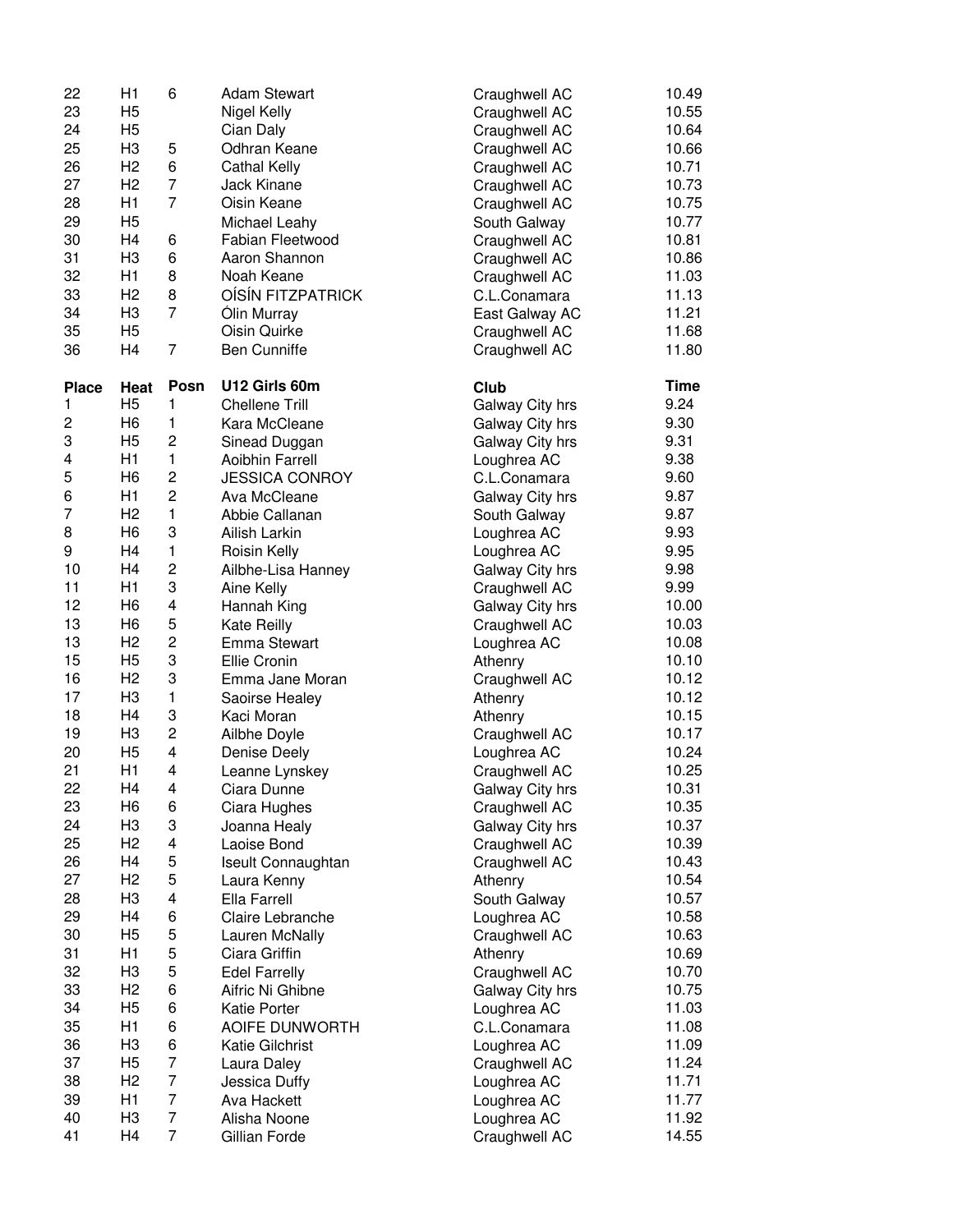| | | | | | |
|---|---|---|---|---|---|
| 22 | H1 | 6 | Adam Stewart | Craughwell AC | 10.49 |
| 23 | H5 | | Nigel Kelly | Craughwell AC | 10.55 |
| 24 | H5 | | Cian Daly | Craughwell AC | 10.64 |
| 25 | H3 | 5 | Odhran Keane | Craughwell AC | 10.66 |
| 26 | H2 | 6 | Cathal Kelly | Craughwell AC | 10.71 |
| 27 | H2 | 7 | Jack Kinane | Craughwell AC | 10.73 |
| 28 | H1 | 7 | Oisin Keane | Craughwell AC | 10.75 |
| 29 | H5 | | Michael Leahy | South Galway | 10.77 |
| 30 | H4 | 6 | Fabian Fleetwood | Craughwell AC | 10.81 |
| 31 | H3 | 6 | Aaron Shannon | Craughwell AC | 10.86 |
| 32 | H1 | 8 | Noah Keane | Craughwell AC | 11.03 |
| 33 | H2 | 8 | OÍSÍN FITZPATRICK | C.L.Conamara | 11.13 |
| 34 | H3 | 7 | Ólin Murray | East Galway AC | 11.21 |
| 35 | H5 | | Oisin Quirke | Craughwell AC | 11.68 |
| 36 | H4 | 7 | Ben Cunniffe | Craughwell AC | 11.80 |

| Place | Heat | Posn | U12 Girls 60m | Club | Time |
|---|---|---|---|---|---|
| 1 | H5 | 1 | Chellene Trill | Galway City hrs | 9.24 |
| 2 | H6 | 1 | Kara McCleane | Galway City hrs | 9.30 |
| 3 | H5 | 2 | Sinead Duggan | Galway City hrs | 9.31 |
| 4 | H1 | 1 | Aoibhin Farrell | Loughrea AC | 9.38 |
| 5 | H6 | 2 | JESSICA CONROY | C.L.Conamara | 9.60 |
| 6 | H1 | 2 | Ava McCleane | Galway City hrs | 9.87 |
| 7 | H2 | 1 | Abbie Callanan | South Galway | 9.87 |
| 8 | H6 | 3 | Ailish Larkin | Loughrea AC | 9.93 |
| 9 | H4 | 1 | Roisin Kelly | Loughrea AC | 9.95 |
| 10 | H4 | 2 | Ailbhe-Lisa Hanney | Galway City hrs | 9.98 |
| 11 | H1 | 3 | Aine Kelly | Craughwell AC | 9.99 |
| 12 | H6 | 4 | Hannah King | Galway City hrs | 10.00 |
| 13 | H6 | 5 | Kate Reilly | Craughwell AC | 10.03 |
| 13 | H2 | 2 | Emma Stewart | Loughrea AC | 10.08 |
| 15 | H5 | 3 | Ellie Cronin | Athenry | 10.10 |
| 16 | H2 | 3 | Emma Jane Moran | Craughwell AC | 10.12 |
| 17 | H3 | 1 | Saoirse Healey | Athenry | 10.12 |
| 18 | H4 | 3 | Kaci Moran | Athenry | 10.15 |
| 19 | H3 | 2 | Ailbhe Doyle | Craughwell AC | 10.17 |
| 20 | H5 | 4 | Denise Deely | Loughrea AC | 10.24 |
| 21 | H1 | 4 | Leanne Lynskey | Craughwell AC | 10.25 |
| 22 | H4 | 4 | Ciara Dunne | Galway City hrs | 10.31 |
| 23 | H6 | 6 | Ciara Hughes | Craughwell AC | 10.35 |
| 24 | H3 | 3 | Joanna Healy | Galway City hrs | 10.37 |
| 25 | H2 | 4 | Laoise Bond | Craughwell AC | 10.39 |
| 26 | H4 | 5 | Iseult Connaughtan | Craughwell AC | 10.43 |
| 27 | H2 | 5 | Laura Kenny | Athenry | 10.54 |
| 28 | H3 | 4 | Ella Farrell | South Galway | 10.57 |
| 29 | H4 | 6 | Claire Lebranche | Loughrea AC | 10.58 |
| 30 | H5 | 5 | Lauren McNally | Craughwell AC | 10.63 |
| 31 | H1 | 5 | Ciara Griffin | Athenry | 10.69 |
| 32 | H3 | 5 | Edel Farrelly | Craughwell AC | 10.70 |
| 33 | H2 | 6 | Aifric Ni Ghibne | Galway City hrs | 10.75 |
| 34 | H5 | 6 | Katie Porter | Loughrea AC | 11.03 |
| 35 | H1 | 6 | AOIFE DUNWORTH | C.L.Conamara | 11.08 |
| 36 | H3 | 6 | Katie Gilchrist | Loughrea AC | 11.09 |
| 37 | H5 | 7 | Laura Daley | Craughwell AC | 11.24 |
| 38 | H2 | 7 | Jessica Duffy | Loughrea AC | 11.71 |
| 39 | H1 | 7 | Ava Hackett | Loughrea AC | 11.77 |
| 40 | H3 | 7 | Alisha Noone | Loughrea AC | 11.92 |
| 41 | H4 | 7 | Gillian Forde | Craughwell AC | 14.55 |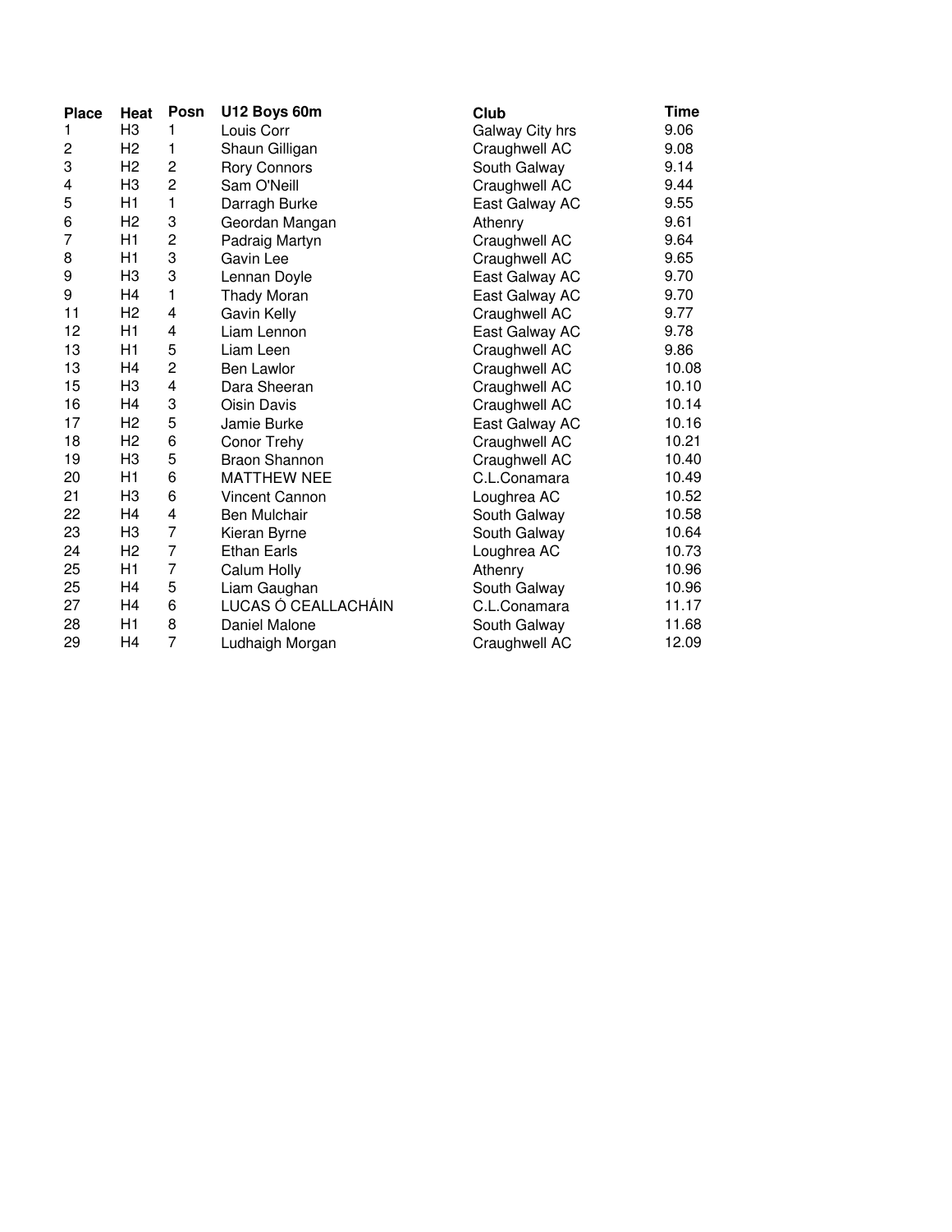| Place | Heat | Posn | U12 Boys 60m | Club | Time |
|---|---|---|---|---|---|
| 1 | H3 | 1 | Louis Corr | Galway City hrs | 9.06 |
| 2 | H2 | 1 | Shaun Gilligan | Craughwell AC | 9.08 |
| 3 | H2 | 2 | Rory Connors | South Galway | 9.14 |
| 4 | H3 | 2 | Sam O'Neill | Craughwell AC | 9.44 |
| 5 | H1 | 1 | Darragh Burke | East Galway AC | 9.55 |
| 6 | H2 | 3 | Geordan Mangan | Athenry | 9.61 |
| 7 | H1 | 2 | Padraig Martyn | Craughwell AC | 9.64 |
| 8 | H1 | 3 | Gavin Lee | Craughwell AC | 9.65 |
| 9 | H3 | 3 | Lennan Doyle | East Galway AC | 9.70 |
| 9 | H4 | 1 | Thady Moran | East Galway AC | 9.70 |
| 11 | H2 | 4 | Gavin Kelly | Craughwell AC | 9.77 |
| 12 | H1 | 4 | Liam Lennon | East Galway AC | 9.78 |
| 13 | H1 | 5 | Liam Leen | Craughwell AC | 9.86 |
| 13 | H4 | 2 | Ben Lawlor | Craughwell AC | 10.08 |
| 15 | H3 | 4 | Dara Sheeran | Craughwell AC | 10.10 |
| 16 | H4 | 3 | Oisin Davis | Craughwell AC | 10.14 |
| 17 | H2 | 5 | Jamie Burke | East Galway AC | 10.16 |
| 18 | H2 | 6 | Conor Trehy | Craughwell AC | 10.21 |
| 19 | H3 | 5 | Braon Shannon | Craughwell AC | 10.40 |
| 20 | H1 | 6 | MATTHEW NEE | C.L.Conamara | 10.49 |
| 21 | H3 | 6 | Vincent Cannon | Loughrea AC | 10.52 |
| 22 | H4 | 4 | Ben Mulchair | South Galway | 10.58 |
| 23 | H3 | 7 | Kieran Byrne | South Galway | 10.64 |
| 24 | H2 | 7 | Ethan Earls | Loughrea AC | 10.73 |
| 25 | H1 | 7 | Calum Holly | Athenry | 10.96 |
| 25 | H4 | 5 | Liam Gaughan | South Galway | 10.96 |
| 27 | H4 | 6 | LUCAS Ó CEALLACHÁIN | C.L.Conamara | 11.17 |
| 28 | H1 | 8 | Daniel Malone | South Galway | 11.68 |
| 29 | H4 | 7 | Ludhaigh Morgan | Craughwell AC | 12.09 |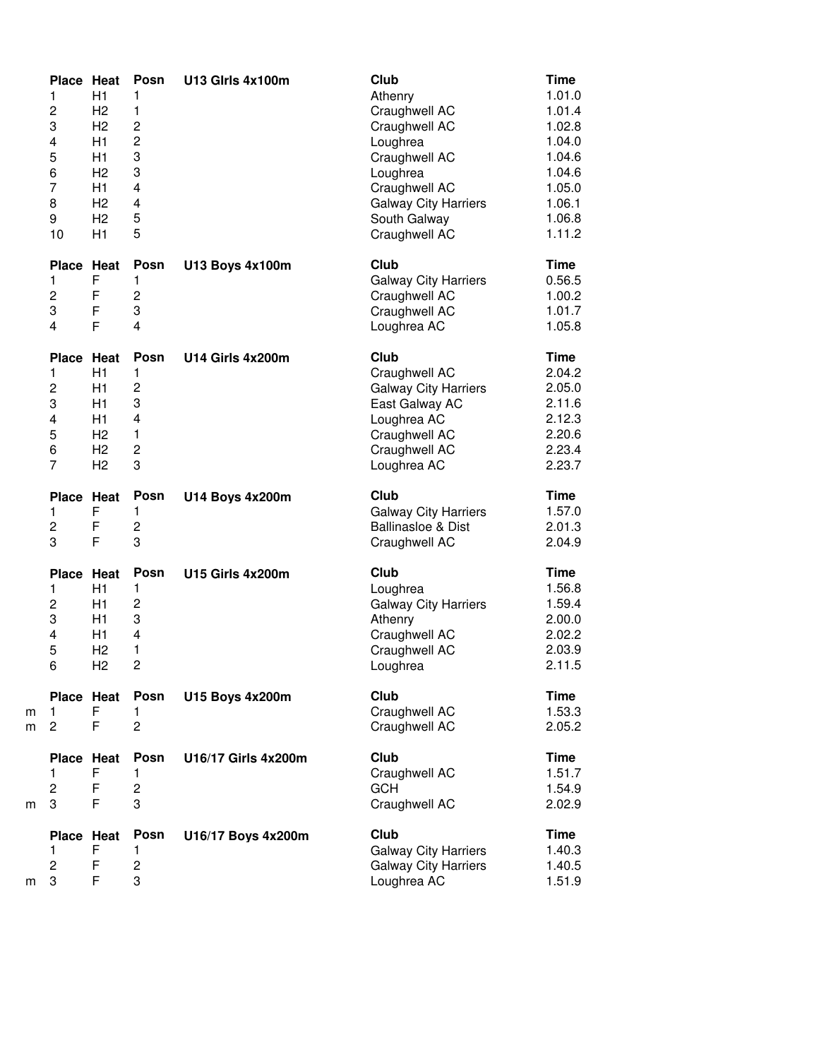| | Place | Heat | Posn | U13 GIrls 4x100m | Club | Time |
|---|---|---|---|---|---|---|
| | 1 | H1 | 1 | | Athenry | 1.01.0 |
| | 2 | H2 | 1 | | Craughwell AC | 1.01.4 |
| | 3 | H2 | 2 | | Craughwell AC | 1.02.8 |
| | 4 | H1 | 2 | | Loughrea | 1.04.0 |
| | 5 | H1 | 3 | | Craughwell AC | 1.04.6 |
| | 6 | H2 | 3 | | Loughrea | 1.04.6 |
| | 7 | H1 | 4 | | Craughwell AC | 1.05.0 |
| | 8 | H2 | 4 | | Galway City Harriers | 1.06.1 |
| | 9 | H2 | 5 | | South Galway | 1.06.8 |
| | 10 | H1 | 5 | | Craughwell AC | 1.11.2 |

| | Place | Heat | Posn | U13 Boys 4x100m | Club | Time |
|---|---|---|---|---|---|---|
| | 1 | F | 1 | | Galway City Harriers | 0.56.5 |
| | 2 | F | 2 | | Craughwell AC | 1.00.2 |
| | 3 | F | 3 | | Craughwell AC | 1.01.7 |
| | 4 | F | 4 | | Loughrea AC | 1.05.8 |

| | Place | Heat | Posn | U14 Girls 4x200m | Club | Time |
|---|---|---|---|---|---|---|
| | 1 | H1 | 1 | | Craughwell AC | 2.04.2 |
| | 2 | H1 | 2 | | Galway City Harriers | 2.05.0 |
| | 3 | H1 | 3 | | East Galway AC | 2.11.6 |
| | 4 | H1 | 4 | | Loughrea AC | 2.12.3 |
| | 5 | H2 | 1 | | Craughwell AC | 2.20.6 |
| | 6 | H2 | 2 | | Craughwell AC | 2.23.4 |
| | 7 | H2 | 3 | | Loughrea AC | 2.23.7 |

| | Place | Heat | Posn | U14 Boys 4x200m | Club | Time |
|---|---|---|---|---|---|---|
| | 1 | F | 1 | | Galway City Harriers | 1.57.0 |
| | 2 | F | 2 | | Ballinasloe & Dist | 2.01.3 |
| | 3 | F | 3 | | Craughwell AC | 2.04.9 |

| | Place | Heat | Posn | U15 Girls 4x200m | Club | Time |
|---|---|---|---|---|---|---|
| | 1 | H1 | 1 | | Loughrea | 1.56.8 |
| | 2 | H1 | 2 | | Galway City Harriers | 1.59.4 |
| | 3 | H1 | 3 | | Athenry | 2.00.0 |
| | 4 | H1 | 4 | | Craughwell AC | 2.02.2 |
| | 5 | H2 | 1 | | Craughwell AC | 2.03.9 |
| | 6 | H2 | 2 | | Loughrea | 2.11.5 |

| | Place | Heat | Posn | U15 Boys 4x200m | Club | Time |
|---|---|---|---|---|---|---|
| m | 1 | F | 1 | | Craughwell AC | 1.53.3 |
| m | 2 | F | 2 | | Craughwell AC | 2.05.2 |

| | Place | Heat | Posn | U16/17 Girls 4x200m | Club | Time |
|---|---|---|---|---|---|---|
| | 1 | F | 1 | | Craughwell AC | 1.51.7 |
| | 2 | F | 2 | | GCH | 1.54.9 |
| m | 3 | F | 3 | | Craughwell AC | 2.02.9 |

| | Place | Heat | Posn | U16/17 Boys 4x200m | Club | Time |
|---|---|---|---|---|---|---|
| | 1 | F | 1 | | Galway City Harriers | 1.40.3 |
| | 2 | F | 2 | | Galway City Harriers | 1.40.5 |
| m | 3 | F | 3 | | Loughrea AC | 1.51.9 |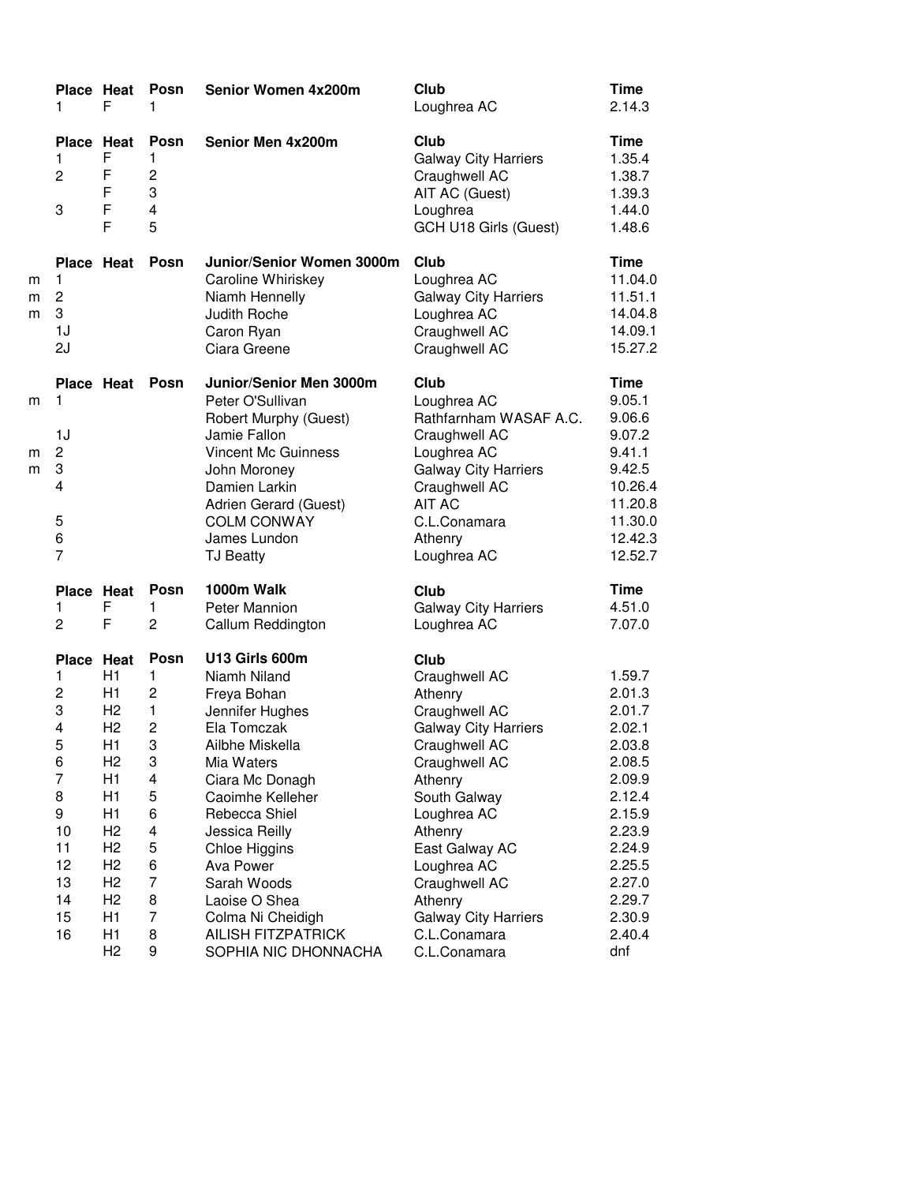| | Place | Heat | Posn | Senior Women 4x200m | Club | Time |
|---|---|---|---|---|---|---|
| | 1 | F | 1 | | Loughrea AC | 2.14.3 |

| | Place | Heat | Posn | Senior Men 4x200m | Club | Time |
|---|---|---|---|---|---|---|
| | 1 | F | 1 | | Galway City Harriers | 1.35.4 |
| | 2 | F | 2 | | Craughwell AC | 1.38.7 |
| | | F | 3 | | AIT AC (Guest) | 1.39.3 |
| | 3 | F | 4 | | Loughrea | 1.44.0 |
| | | F | 5 | | GCH U18 Girls (Guest) | 1.48.6 |

| | Place | Heat | Posn | Junior/Senior Women 3000m | Club | Time |
|---|---|---|---|---|---|---|
| m | 1 | | | Caroline Whiriskey | Loughrea AC | 11.04.0 |
| m | 2 | | | Niamh Hennelly | Galway City Harriers | 11.51.1 |
| m | 3 | | | Judith Roche | Loughrea AC | 14.04.8 |
| | 1J | | | Caron Ryan | Craughwell AC | 14.09.1 |
| | 2J | | | Ciara Greene | Craughwell AC | 15.27.2 |

| | Place | Heat | Posn | Junior/Senior Men 3000m | Club | Time |
|---|---|---|---|---|---|---|
| m | 1 | | | Peter O'Sullivan | Loughrea AC | 9.05.1 |
| | | | | Robert Murphy (Guest) | Rathfarnham WASAF A.C. | 9.06.6 |
| | 1J | | | Jamie Fallon | Craughwell AC | 9.07.2 |
| m | 2 | | | Vincent Mc Guinness | Loughrea AC | 9.41.1 |
| m | 3 | | | John Moroney | Galway City Harriers | 9.42.5 |
| | 4 | | | Damien Larkin | Craughwell AC | 10.26.4 |
| | | | | Adrien Gerard (Guest) | AIT AC | 11.20.8 |
| | 5 | | | COLM CONWAY | C.L.Conamara | 11.30.0 |
| | 6 | | | James Lundon | Athenry | 12.42.3 |
| | 7 | | | TJ Beatty | Loughrea AC | 12.52.7 |

| | Place | Heat | Posn | 1000m Walk | Club | Time |
|---|---|---|---|---|---|---|
| | 1 | F | 1 | Peter Mannion | Galway City Harriers | 4.51.0 |
| | 2 | F | 2 | Callum Reddington | Loughrea AC | 7.07.0 |

| | Place | Heat | Posn | U13 Girls 600m | Club | |
|---|---|---|---|---|---|---|
| | 1 | H1 | 1 | Niamh Niland | Craughwell AC | 1.59.7 |
| | 2 | H1 | 2 | Freya Bohan | Athenry | 2.01.3 |
| | 3 | H2 | 1 | Jennifer Hughes | Craughwell AC | 2.01.7 |
| | 4 | H2 | 2 | Ela Tomczak | Galway City Harriers | 2.02.1 |
| | 5 | H1 | 3 | Ailbhe Miskella | Craughwell AC | 2.03.8 |
| | 6 | H2 | 3 | Mia Waters | Craughwell AC | 2.08.5 |
| | 7 | H1 | 4 | Ciara Mc Donagh | Athenry | 2.09.9 |
| | 8 | H1 | 5 | Caoimhe Kelleher | South Galway | 2.12.4 |
| | 9 | H1 | 6 | Rebecca Shiel | Loughrea AC | 2.15.9 |
| | 10 | H2 | 4 | Jessica Reilly | Athenry | 2.23.9 |
| | 11 | H2 | 5 | Chloe Higgins | East Galway AC | 2.24.9 |
| | 12 | H2 | 6 | Ava Power | Loughrea AC | 2.25.5 |
| | 13 | H2 | 7 | Sarah Woods | Craughwell AC | 2.27.0 |
| | 14 | H2 | 8 | Laoise O Shea | Athenry | 2.29.7 |
| | 15 | H1 | 7 | Colma Ni Cheidigh | Galway City Harriers | 2.30.9 |
| | 16 | H1 | 8 | AILISH FITZPATRICK | C.L.Conamara | 2.40.4 |
| | | H2 | 9 | SOPHIA NIC DHONNACHA | C.L.Conamara | dnf |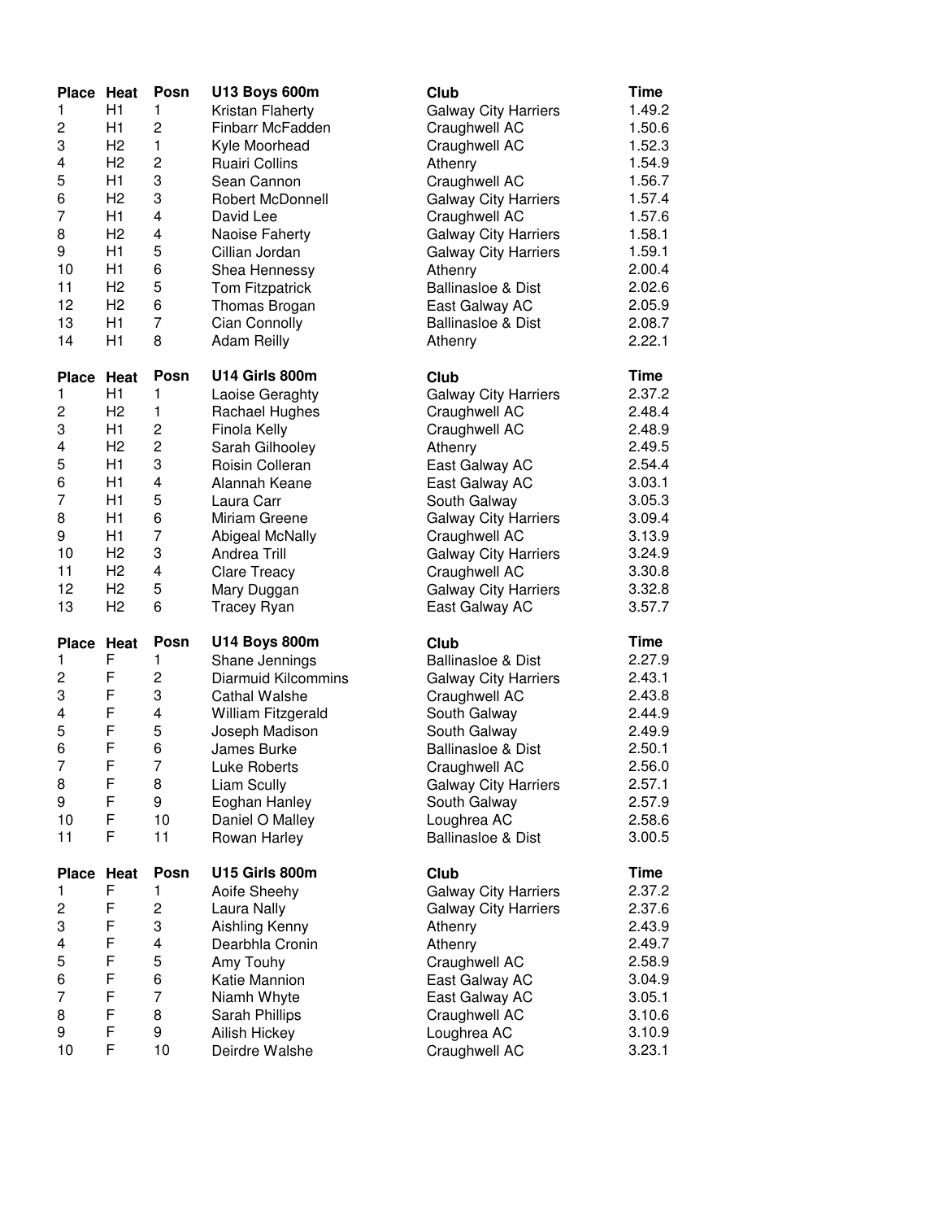| Place | Heat | Posn | U13 Boys 600m | Club | Time |
|---|---|---|---|---|---|
| 1 | H1 | 1 | Kristan Flaherty | Galway City Harriers | 1.49.2 |
| 2 | H1 | 2 | Finbarr McFadden | Craughwell AC | 1.50.6 |
| 3 | H2 | 1 | Kyle Moorhead | Craughwell AC | 1.52.3 |
| 4 | H2 | 2 | Ruairi Collins | Athenry | 1.54.9 |
| 5 | H1 | 3 | Sean Cannon | Craughwell AC | 1.56.7 |
| 6 | H2 | 3 | Robert McDonnell | Galway City Harriers | 1.57.4 |
| 7 | H1 | 4 | David Lee | Craughwell AC | 1.57.6 |
| 8 | H2 | 4 | Naoise Faherty | Galway City Harriers | 1.58.1 |
| 9 | H1 | 5 | Cillian Jordan | Galway City Harriers | 1.59.1 |
| 10 | H1 | 6 | Shea Hennessy | Athenry | 2.00.4 |
| 11 | H2 | 5 | Tom Fitzpatrick | Ballinasloe & Dist | 2.02.6 |
| 12 | H2 | 6 | Thomas Brogan | East Galway AC | 2.05.9 |
| 13 | H1 | 7 | Cian Connolly | Ballinasloe & Dist | 2.08.7 |
| 14 | H1 | 8 | Adam Reilly | Athenry | 2.22.1 |

| Place | Heat | Posn | U14 Girls 800m | Club | Time |
|---|---|---|---|---|---|
| 1 | H1 | 1 | Laoise Geraghty | Galway City Harriers | 2.37.2 |
| 2 | H2 | 1 | Rachael Hughes | Craughwell AC | 2.48.4 |
| 3 | H1 | 2 | Finola Kelly | Craughwell AC | 2.48.9 |
| 4 | H2 | 2 | Sarah Gilhooley | Athenry | 2.49.5 |
| 5 | H1 | 3 | Roisin Colleran | East Galway AC | 2.54.4 |
| 6 | H1 | 4 | Alannah Keane | East Galway AC | 3.03.1 |
| 7 | H1 | 5 | Laura Carr | South Galway | 3.05.3 |
| 8 | H1 | 6 | Miriam Greene | Galway City Harriers | 3.09.4 |
| 9 | H1 | 7 | Abigeal McNally | Craughwell AC | 3.13.9 |
| 10 | H2 | 3 | Andrea Trill | Galway City Harriers | 3.24.9 |
| 11 | H2 | 4 | Clare Treacy | Craughwell AC | 3.30.8 |
| 12 | H2 | 5 | Mary Duggan | Galway City Harriers | 3.32.8 |
| 13 | H2 | 6 | Tracey Ryan | East Galway AC | 3.57.7 |

| Place | Heat | Posn | U14 Boys 800m | Club | Time |
|---|---|---|---|---|---|
| 1 | F | 1 | Shane Jennings | Ballinasloe & Dist | 2.27.9 |
| 2 | F | 2 | Diarmuid Kilcommins | Galway City Harriers | 2.43.1 |
| 3 | F | 3 | Cathal Walshe | Craughwell AC | 2.43.8 |
| 4 | F | 4 | William Fitzgerald | South Galway | 2.44.9 |
| 5 | F | 5 | Joseph Madison | South Galway | 2.49.9 |
| 6 | F | 6 | James Burke | Ballinasloe & Dist | 2.50.1 |
| 7 | F | 7 | Luke Roberts | Craughwell AC | 2.56.0 |
| 8 | F | 8 | Liam Scully | Galway City Harriers | 2.57.1 |
| 9 | F | 9 | Eoghan Hanley | South Galway | 2.57.9 |
| 10 | F | 10 | Daniel O Malley | Loughrea AC | 2.58.6 |
| 11 | F | 11 | Rowan Harley | Ballinasloe & Dist | 3.00.5 |

| Place | Heat | Posn | U15 Girls 800m | Club | Time |
|---|---|---|---|---|---|
| 1 | F | 1 | Aoife Sheehy | Galway City Harriers | 2.37.2 |
| 2 | F | 2 | Laura Nally | Galway City Harriers | 2.37.6 |
| 3 | F | 3 | Aishling Kenny | Athenry | 2.43.9 |
| 4 | F | 4 | Dearbhla Cronin | Athenry | 2.49.7 |
| 5 | F | 5 | Amy Touhy | Craughwell AC | 2.58.9 |
| 6 | F | 6 | Katie Mannion | East Galway AC | 3.04.9 |
| 7 | F | 7 | Niamh Whyte | East Galway AC | 3.05.1 |
| 8 | F | 8 | Sarah Phillips | Craughwell AC | 3.10.6 |
| 9 | F | 9 | Ailish Hickey | Loughrea AC | 3.10.9 |
| 10 | F | 10 | Deirdre Walshe | Craughwell AC | 3.23.1 |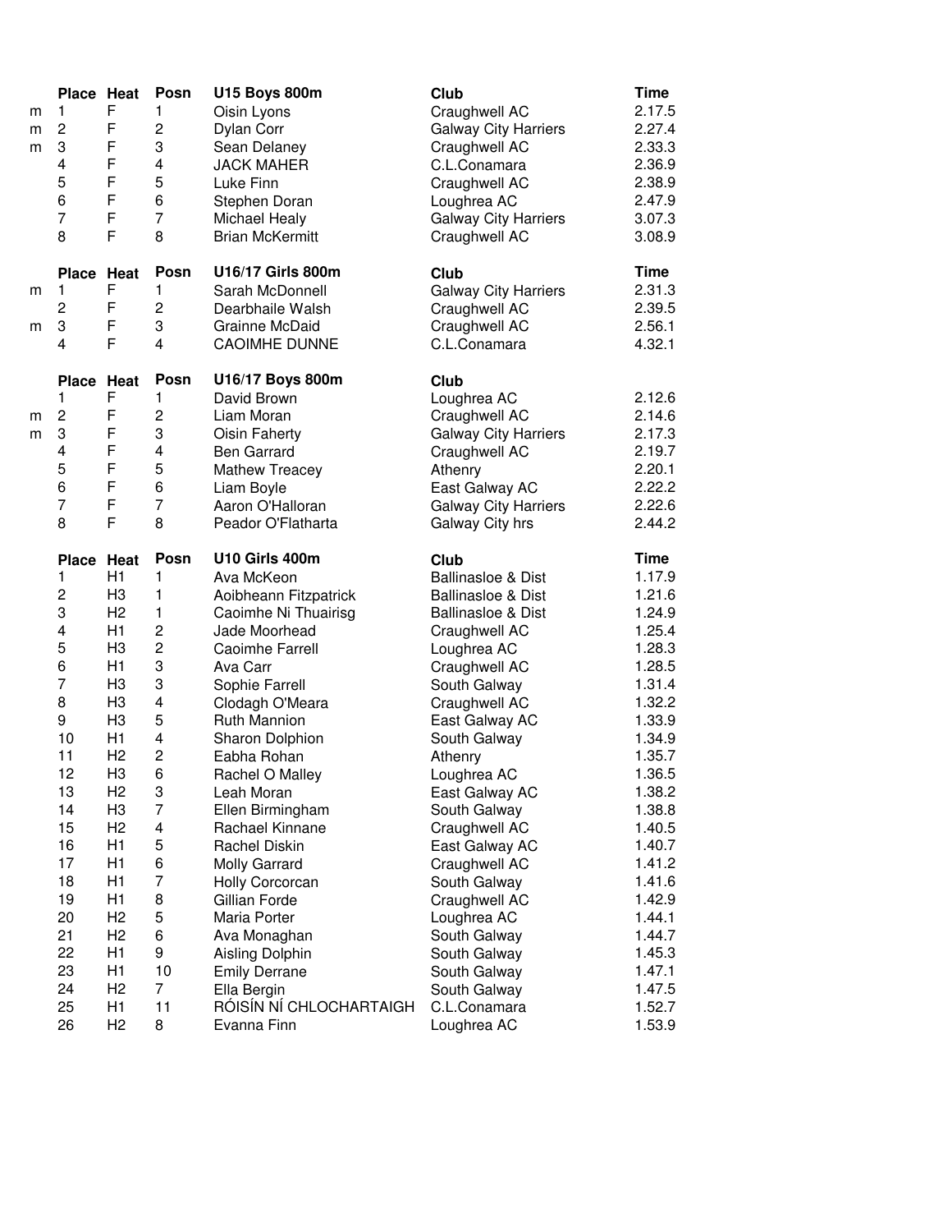| | Place | Heat | Posn | U15 Boys 800m | Club | Time |
|---|---|---|---|---|---|---|
| m | 1 | F | 1 | Oisin Lyons | Craughwell AC | 2.17.5 |
| m | 2 | F | 2 | Dylan Corr | Galway City Harriers | 2.27.4 |
| m | 3 | F | 3 | Sean Delaney | Craughwell AC | 2.33.3 |
| | 4 | F | 4 | JACK MAHER | C.L.Conamara | 2.36.9 |
| | 5 | F | 5 | Luke Finn | Craughwell AC | 2.38.9 |
| | 6 | F | 6 | Stephen Doran | Loughrea AC | 2.47.9 |
| | 7 | F | 7 | Michael Healy | Galway City Harriers | 3.07.3 |
| | 8 | F | 8 | Brian McKermitt | Craughwell AC | 3.08.9 |

| | Place | Heat | Posn | U16/17 Girls 800m | Club | Time |
|---|---|---|---|---|---|---|
| m | 1 | F | 1 | Sarah McDonnell | Galway City Harriers | 2.31.3 |
| | 2 | F | 2 | Dearbhaile Walsh | Craughwell AC | 2.39.5 |
| m | 3 | F | 3 | Grainne McDaid | Craughwell AC | 2.56.1 |
| | 4 | F | 4 | CAOIMHE DUNNE | C.L.Conamara | 4.32.1 |

| | Place | Heat | Posn | U16/17 Boys 800m | Club | |
|---|---|---|---|---|---|---|
| | 1 | F | 1 | David Brown | Loughrea AC | 2.12.6 |
| m | 2 | F | 2 | Liam Moran | Craughwell AC | 2.14.6 |
| m | 3 | F | 3 | Oisin Faherty | Galway City Harriers | 2.17.3 |
| | 4 | F | 4 | Ben Garrard | Craughwell AC | 2.19.7 |
| | 5 | F | 5 | Mathew Treacey | Athenry | 2.20.1 |
| | 6 | F | 6 | Liam Boyle | East Galway AC | 2.22.2 |
| | 7 | F | 7 | Aaron O'Halloran | Galway City Harriers | 2.22.6 |
| | 8 | F | 8 | Peador O'Flatharta | Galway City hrs | 2.44.2 |

| Place | Heat | Posn | U10 Girls 400m | Club | Time |
|---|---|---|---|---|---|
| 1 | H1 | 1 | Ava McKeon | Ballinasloe & Dist | 1.17.9 |
| 2 | H3 | 1 | Aoibheann Fitzpatrick | Ballinasloe & Dist | 1.21.6 |
| 3 | H2 | 1 | Caoimhe Ni Thuairisg | Ballinasloe & Dist | 1.24.9 |
| 4 | H1 | 2 | Jade Moorhead | Craughwell AC | 1.25.4 |
| 5 | H3 | 2 | Caoimhe Farrell | Loughrea AC | 1.28.3 |
| 6 | H1 | 3 | Ava Carr | Craughwell AC | 1.28.5 |
| 7 | H3 | 3 | Sophie Farrell | South Galway | 1.31.4 |
| 8 | H3 | 4 | Clodagh O'Meara | Craughwell AC | 1.32.2 |
| 9 | H3 | 5 | Ruth Mannion | East Galway AC | 1.33.9 |
| 10 | H1 | 4 | Sharon Dolphion | South Galway | 1.34.9 |
| 11 | H2 | 2 | Eabha Rohan | Athenry | 1.35.7 |
| 12 | H3 | 6 | Rachel O Malley | Loughrea AC | 1.36.5 |
| 13 | H2 | 3 | Leah Moran | East Galway AC | 1.38.2 |
| 14 | H3 | 7 | Ellen Birmingham | South Galway | 1.38.8 |
| 15 | H2 | 4 | Rachael Kinnane | Craughwell AC | 1.40.5 |
| 16 | H1 | 5 | Rachel Diskin | East Galway AC | 1.40.7 |
| 17 | H1 | 6 | Molly Garrard | Craughwell AC | 1.41.2 |
| 18 | H1 | 7 | Holly Corcorcan | South Galway | 1.41.6 |
| 19 | H1 | 8 | Gillian Forde | Craughwell AC | 1.42.9 |
| 20 | H2 | 5 | Maria Porter | Loughrea AC | 1.44.1 |
| 21 | H2 | 6 | Ava Monaghan | South Galway | 1.44.7 |
| 22 | H1 | 9 | Aisling Dolphin | South Galway | 1.45.3 |
| 23 | H1 | 10 | Emily Derrane | South Galway | 1.47.1 |
| 24 | H2 | 7 | Ella Bergin | South Galway | 1.47.5 |
| 25 | H1 | 11 | RÓISÍN NÍ CHLOCHARTAIGH | C.L.Conamara | 1.52.7 |
| 26 | H2 | 8 | Evanna Finn | Loughrea AC | 1.53.9 |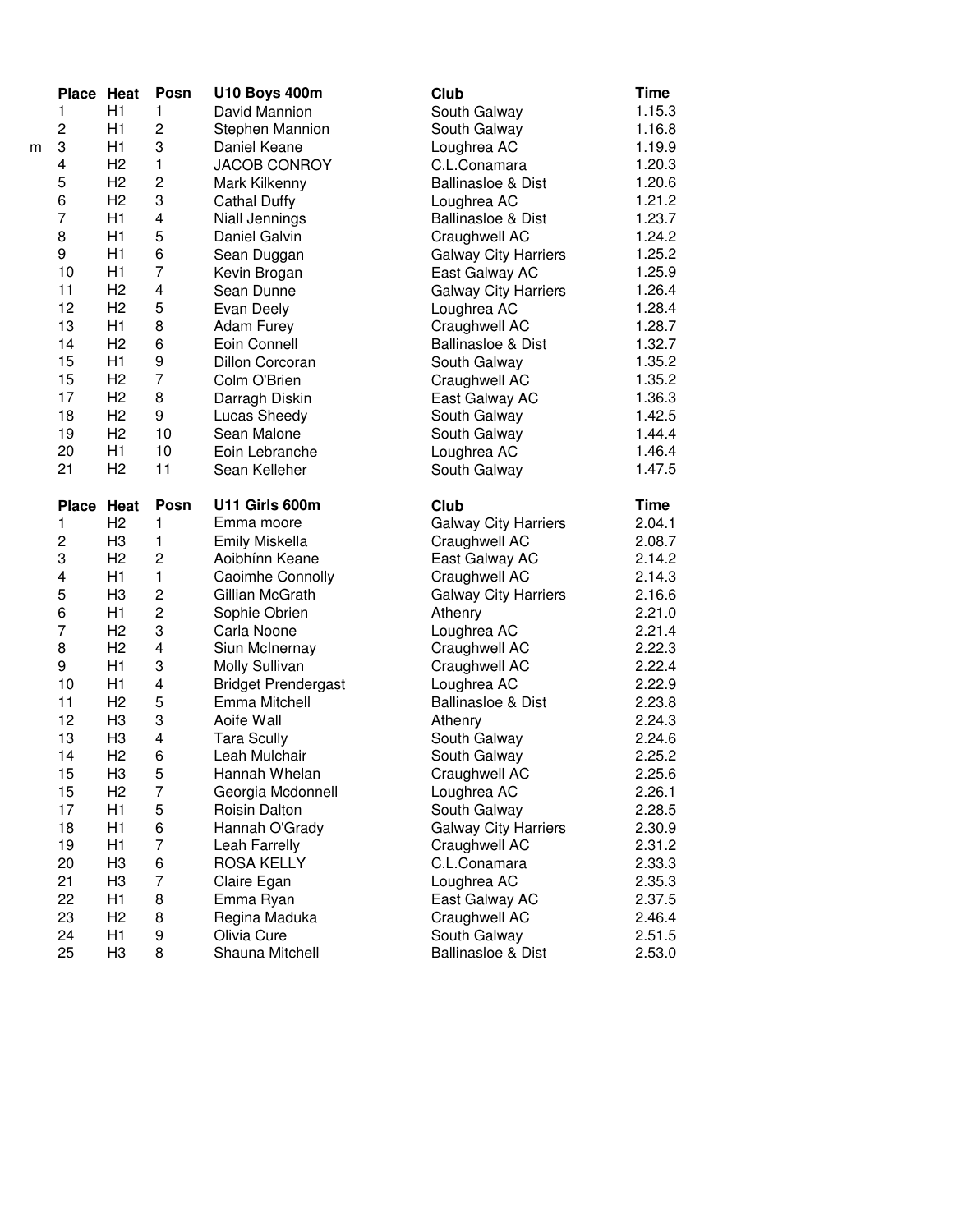| | Place | Heat | Posn | U10 Boys 400m | Club | Time |
|---|---|---|---|---|---|---|
| | 1 | H1 | 1 | David Mannion | South Galway | 1.15.3 |
| | 2 | H1 | 2 | Stephen Mannion | South Galway | 1.16.8 |
| m | 3 | H1 | 3 | Daniel Keane | Loughrea AC | 1.19.9 |
| | 4 | H2 | 1 | JACOB CONROY | C.L.Conamara | 1.20.3 |
| | 5 | H2 | 2 | Mark Kilkenny | Ballinasloe & Dist | 1.20.6 |
| | 6 | H2 | 3 | Cathal Duffy | Loughrea AC | 1.21.2 |
| | 7 | H1 | 4 | Niall Jennings | Ballinasloe & Dist | 1.23.7 |
| | 8 | H1 | 5 | Daniel Galvin | Craughwell AC | 1.24.2 |
| | 9 | H1 | 6 | Sean Duggan | Galway City Harriers | 1.25.2 |
| | 10 | H1 | 7 | Kevin Brogan | East Galway AC | 1.25.9 |
| | 11 | H2 | 4 | Sean Dunne | Galway City Harriers | 1.26.4 |
| | 12 | H2 | 5 | Evan Deely | Loughrea AC | 1.28.4 |
| | 13 | H1 | 8 | Adam Furey | Craughwell AC | 1.28.7 |
| | 14 | H2 | 6 | Eoin Connell | Ballinasloe & Dist | 1.32.7 |
| | 15 | H1 | 9 | Dillon Corcoran | South Galway | 1.35.2 |
| | 15 | H2 | 7 | Colm O'Brien | Craughwell AC | 1.35.2 |
| | 17 | H2 | 8 | Darragh Diskin | East Galway AC | 1.36.3 |
| | 18 | H2 | 9 | Lucas Sheedy | South Galway | 1.42.5 |
| | 19 | H2 | 10 | Sean Malone | South Galway | 1.44.4 |
| | 20 | H1 | 10 | Eoin Lebranche | Loughrea AC | 1.46.4 |
| | 21 | H2 | 11 | Sean Kelleher | South Galway | 1.47.5 |

| Place | Heat | Posn | U11 Girls 600m | Club | Time |
|---|---|---|---|---|---|
| 1 | H2 | 1 | Emma moore | Galway City Harriers | 2.04.1 |
| 2 | H3 | 1 | Emily Miskella | Craughwell AC | 2.08.7 |
| 3 | H2 | 2 | Aoibhínn Keane | East Galway AC | 2.14.2 |
| 4 | H1 | 1 | Caoimhe Connolly | Craughwell AC | 2.14.3 |
| 5 | H3 | 2 | Gillian McGrath | Galway City Harriers | 2.16.6 |
| 6 | H1 | 2 | Sophie Obrien | Athenry | 2.21.0 |
| 7 | H2 | 3 | Carla Noone | Loughrea AC | 2.21.4 |
| 8 | H2 | 4 | Siun McInernay | Craughwell AC | 2.22.3 |
| 9 | H1 | 3 | Molly Sullivan | Craughwell AC | 2.22.4 |
| 10 | H1 | 4 | Bridget Prendergast | Loughrea AC | 2.22.9 |
| 11 | H2 | 5 | Emma Mitchell | Ballinasloe & Dist | 2.23.8 |
| 12 | H3 | 3 | Aoife Wall | Athenry | 2.24.3 |
| 13 | H3 | 4 | Tara Scully | South Galway | 2.24.6 |
| 14 | H2 | 6 | Leah Mulchair | South Galway | 2.25.2 |
| 15 | H3 | 5 | Hannah Whelan | Craughwell AC | 2.25.6 |
| 15 | H2 | 7 | Georgia Mcdonnell | Loughrea AC | 2.26.1 |
| 17 | H1 | 5 | Roisin Dalton | South Galway | 2.28.5 |
| 18 | H1 | 6 | Hannah O'Grady | Galway City Harriers | 2.30.9 |
| 19 | H1 | 7 | Leah Farrelly | Craughwell AC | 2.31.2 |
| 20 | H3 | 6 | ROSA KELLY | C.L.Conamara | 2.33.3 |
| 21 | H3 | 7 | Claire Egan | Loughrea AC | 2.35.3 |
| 22 | H1 | 8 | Emma Ryan | East Galway AC | 2.37.5 |
| 23 | H2 | 8 | Regina Maduka | Craughwell AC | 2.46.4 |
| 24 | H1 | 9 | Olivia Cure | South Galway | 2.51.5 |
| 25 | H3 | 8 | Shauna Mitchell | Ballinasloe & Dist | 2.53.0 |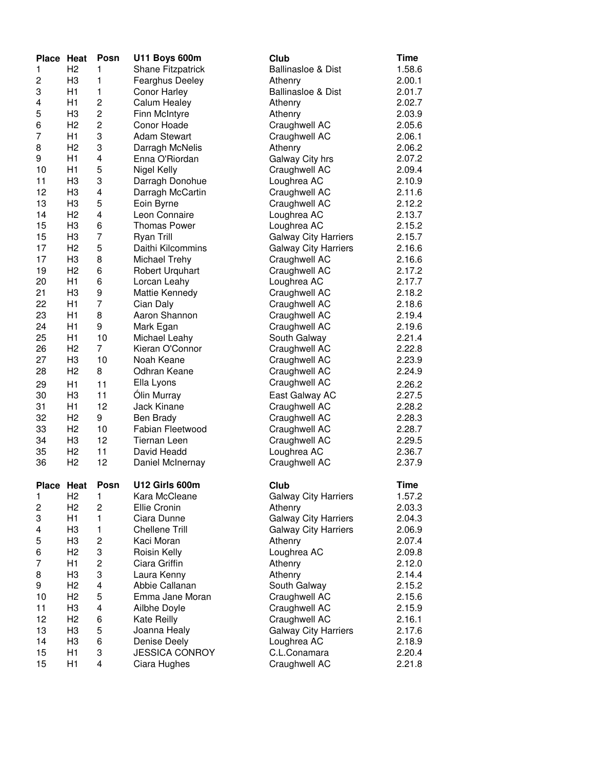| Place | Heat | Posn | U11 Boys 600m | Club | Time |
|---|---|---|---|---|---|
| 1 | H2 | 1 | Shane Fitzpatrick | Ballinasloe & Dist | 1.58.6 |
| 2 | H3 | 1 | Fearghus Deeley | Athenry | 2.00.1 |
| 3 | H1 | 1 | Conor Harley | Ballinasloe & Dist | 2.01.7 |
| 4 | H1 | 2 | Calum Healey | Athenry | 2.02.7 |
| 5 | H3 | 2 | Finn McIntyre | Athenry | 2.03.9 |
| 6 | H2 | 2 | Conor Hoade | Craughwell AC | 2.05.6 |
| 7 | H1 | 3 | Adam Stewart | Craughwell AC | 2.06.1 |
| 8 | H2 | 3 | Darragh McNelis | Athenry | 2.06.2 |
| 9 | H1 | 4 | Enna O'Riordan | Galway City hrs | 2.07.2 |
| 10 | H1 | 5 | Nigel Kelly | Craughwell AC | 2.09.4 |
| 11 | H3 | 3 | Darragh Donohue | Loughrea AC | 2.10.9 |
| 12 | H3 | 4 | Darragh McCartin | Craughwell AC | 2.11.6 |
| 13 | H3 | 5 | Eoin Byrne | Craughwell AC | 2.12.2 |
| 14 | H2 | 4 | Leon Connaire | Loughrea AC | 2.13.7 |
| 15 | H3 | 6 | Thomas Power | Loughrea AC | 2.15.2 |
| 15 | H3 | 7 | Ryan Trill | Galway City Harriers | 2.15.7 |
| 17 | H2 | 5 | Daithi Kilcommins | Galway City Harriers | 2.16.6 |
| 17 | H3 | 8 | Michael Trehy | Craughwell AC | 2.16.6 |
| 19 | H2 | 6 | Robert Urquhart | Craughwell AC | 2.17.2 |
| 20 | H1 | 6 | Lorcan Leahy | Loughrea AC | 2.17.7 |
| 21 | H3 | 9 | Mattie Kennedy | Craughwell AC | 2.18.2 |
| 22 | H1 | 7 | Cian Daly | Craughwell AC | 2.18.6 |
| 23 | H1 | 8 | Aaron Shannon | Craughwell AC | 2.19.4 |
| 24 | H1 | 9 | Mark Egan | Craughwell AC | 2.19.6 |
| 25 | H1 | 10 | Michael Leahy | South Galway | 2.21.4 |
| 26 | H2 | 7 | Kieran O'Connor | Craughwell AC | 2.22.8 |
| 27 | H3 | 10 | Noah Keane | Craughwell AC | 2.23.9 |
| 28 | H2 | 8 | Odhran Keane | Craughwell AC | 2.24.9 |
| 29 | H1 | 11 | Ella Lyons | Craughwell AC | 2.26.2 |
| 30 | H3 | 11 | Ólin Murray | East Galway AC | 2.27.5 |
| 31 | H1 | 12 | Jack Kinane | Craughwell AC | 2.28.2 |
| 32 | H2 | 9 | Ben Brady | Craughwell AC | 2.28.3 |
| 33 | H2 | 10 | Fabian Fleetwood | Craughwell AC | 2.28.7 |
| 34 | H3 | 12 | Tiernan Leen | Craughwell AC | 2.29.5 |
| 35 | H2 | 11 | David Headd | Loughrea AC | 2.36.7 |
| 36 | H2 | 12 | Daniel McInernay | Craughwell AC | 2.37.9 |

| Place | Heat | Posn | U12 Girls 600m | Club | Time |
|---|---|---|---|---|---|
| 1 | H2 | 1 | Kara McCleane | Galway City Harriers | 1.57.2 |
| 2 | H2 | 2 | Ellie Cronin | Athenry | 2.03.3 |
| 3 | H1 | 1 | Ciara Dunne | Galway City Harriers | 2.04.3 |
| 4 | H3 | 1 | Chellene Trill | Galway City Harriers | 2.06.9 |
| 5 | H3 | 2 | Kaci Moran | Athenry | 2.07.4 |
| 6 | H2 | 3 | Roisin Kelly | Loughrea AC | 2.09.8 |
| 7 | H1 | 2 | Ciara Griffin | Athenry | 2.12.0 |
| 8 | H3 | 3 | Laura Kenny | Athenry | 2.14.4 |
| 9 | H2 | 4 | Abbie Callanan | South Galway | 2.15.2 |
| 10 | H2 | 5 | Emma Jane Moran | Craughwell AC | 2.15.6 |
| 11 | H3 | 4 | Ailbhe Doyle | Craughwell AC | 2.15.9 |
| 12 | H2 | 6 | Kate Reilly | Craughwell AC | 2.16.1 |
| 13 | H3 | 5 | Joanna Healy | Galway City Harriers | 2.17.6 |
| 14 | H3 | 6 | Denise Deely | Loughrea AC | 2.18.9 |
| 15 | H1 | 3 | JESSICA CONROY | C.L.Conamara | 2.20.4 |
| 15 | H1 | 4 | Ciara Hughes | Craughwell AC | 2.21.8 |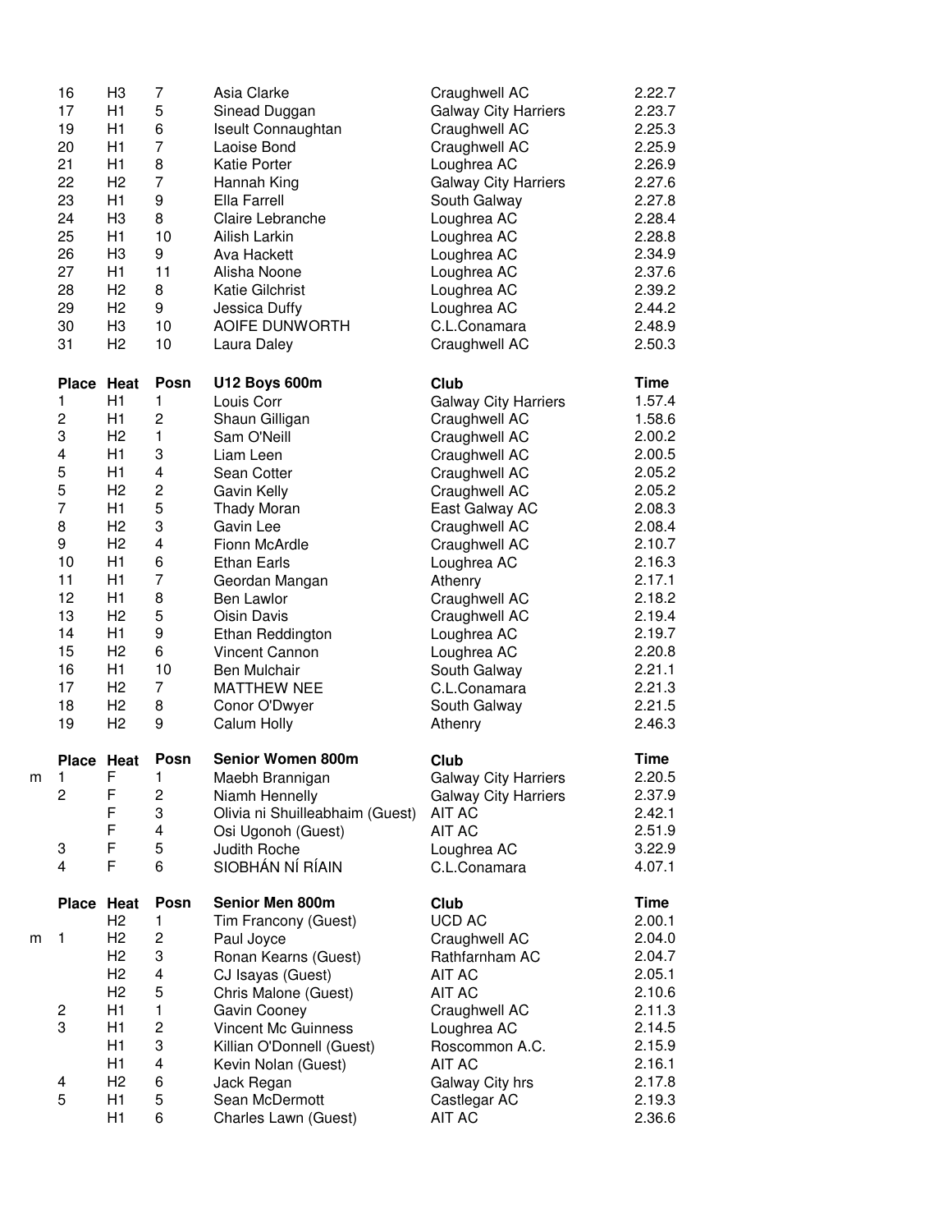| | Place | Heat | Posn | | Club | Time |
|---|---|---|---|---|---|---|
| | 16 | H3 | 7 | Asia Clarke | Craughwell AC | 2.22.7 |
| | 17 | H1 | 5 | Sinead Duggan | Galway City Harriers | 2.23.7 |
| | 19 | H1 | 6 | Iseult Connaughtan | Craughwell AC | 2.25.3 |
| | 20 | H1 | 7 | Laoise Bond | Craughwell AC | 2.25.9 |
| | 21 | H1 | 8 | Katie Porter | Loughrea AC | 2.26.9 |
| | 22 | H2 | 7 | Hannah King | Galway City Harriers | 2.27.6 |
| | 23 | H1 | 9 | Ella Farrell | South Galway | 2.27.8 |
| | 24 | H3 | 8 | Claire Lebranche | Loughrea AC | 2.28.4 |
| | 25 | H1 | 10 | Ailish Larkin | Loughrea AC | 2.28.8 |
| | 26 | H3 | 9 | Ava Hackett | Loughrea AC | 2.34.9 |
| | 27 | H1 | 11 | Alisha Noone | Loughrea AC | 2.37.6 |
| | 28 | H2 | 8 | Katie Gilchrist | Loughrea AC | 2.39.2 |
| | 29 | H2 | 9 | Jessica Duffy | Loughrea AC | 2.44.2 |
| | 30 | H3 | 10 | AOIFE DUNWORTH | C.L.Conamara | 2.48.9 |
| | 31 | H2 | 10 | Laura Daley | Craughwell AC | 2.50.3 |

| | Place | Heat | Posn | U12 Boys 600m | Club | Time |
|---|---|---|---|---|---|---|
| | 1 | H1 | 1 | Louis Corr | Galway City Harriers | 1.57.4 |
| | 2 | H1 | 2 | Shaun Gilligan | Craughwell AC | 1.58.6 |
| | 3 | H2 | 1 | Sam O'Neill | Craughwell AC | 2.00.2 |
| | 4 | H1 | 3 | Liam Leen | Craughwell AC | 2.00.5 |
| | 5 | H1 | 4 | Sean Cotter | Craughwell AC | 2.05.2 |
| | 5 | H2 | 2 | Gavin Kelly | Craughwell AC | 2.05.2 |
| | 7 | H1 | 5 | Thady Moran | East Galway AC | 2.08.3 |
| | 8 | H2 | 3 | Gavin Lee | Craughwell AC | 2.08.4 |
| | 9 | H2 | 4 | Fionn McArdle | Craughwell AC | 2.10.7 |
| | 10 | H1 | 6 | Ethan Earls | Loughrea AC | 2.16.3 |
| | 11 | H1 | 7 | Geordan Mangan | Athenry | 2.17.1 |
| | 12 | H1 | 8 | Ben Lawlor | Craughwell AC | 2.18.2 |
| | 13 | H2 | 5 | Oisin Davis | Craughwell AC | 2.19.4 |
| | 14 | H1 | 9 | Ethan Reddington | Loughrea AC | 2.19.7 |
| | 15 | H2 | 6 | Vincent Cannon | Loughrea AC | 2.20.8 |
| | 16 | H1 | 10 | Ben Mulchair | South Galway | 2.21.1 |
| | 17 | H2 | 7 | MATTHEW NEE | C.L.Conamara | 2.21.3 |
| | 18 | H2 | 8 | Conor O'Dwyer | South Galway | 2.21.5 |
| | 19 | H2 | 9 | Calum Holly | Athenry | 2.46.3 |

| | Place | Heat | Posn | Senior Women 800m | Club | Time |
|---|---|---|---|---|---|---|
| m | 1 | F | 1 | Maebh Brannigan | Galway City Harriers | 2.20.5 |
| | 2 | F | 2 | Niamh Hennelly | Galway City Harriers | 2.37.9 |
| | | F | 3 | Olivia ni Shuilleabhaim (Guest) | AIT AC | 2.42.1 |
| | | F | 4 | Osi Ugonoh (Guest) | AIT AC | 2.51.9 |
| | 3 | F | 5 | Judith Roche | Loughrea AC | 3.22.9 |
| | 4 | F | 6 | SIOBHÁN NÍ RÍAIN | C.L.Conamara | 4.07.1 |

| | Place | Heat | Posn | Senior Men 800m | Club | Time |
|---|---|---|---|---|---|---|
| | | H2 | 1 | Tim Francony (Guest) | UCD AC | 2.00.1 |
| m | 1 | H2 | 2 | Paul Joyce | Craughwell AC | 2.04.0 |
| | | H2 | 3 | Ronan Kearns (Guest) | Rathfarnham AC | 2.04.7 |
| | | H2 | 4 | CJ Isayas (Guest) | AIT AC | 2.05.1 |
| | | H2 | 5 | Chris Malone (Guest) | AIT AC | 2.10.6 |
| | 2 | H1 | 1 | Gavin Cooney | Craughwell AC | 2.11.3 |
| | 3 | H1 | 2 | Vincent Mc Guinness | Loughrea AC | 2.14.5 |
| | | H1 | 3 | Killian O'Donnell (Guest) | Roscommon A.C. | 2.15.9 |
| | | H1 | 4 | Kevin Nolan (Guest) | AIT AC | 2.16.1 |
| | 4 | H2 | 6 | Jack Regan | Galway City hrs | 2.17.8 |
| | 5 | H1 | 5 | Sean McDermott | Castlegar AC | 2.19.3 |
| | | H1 | 6 | Charles Lawn (Guest) | AIT AC | 2.36.6 |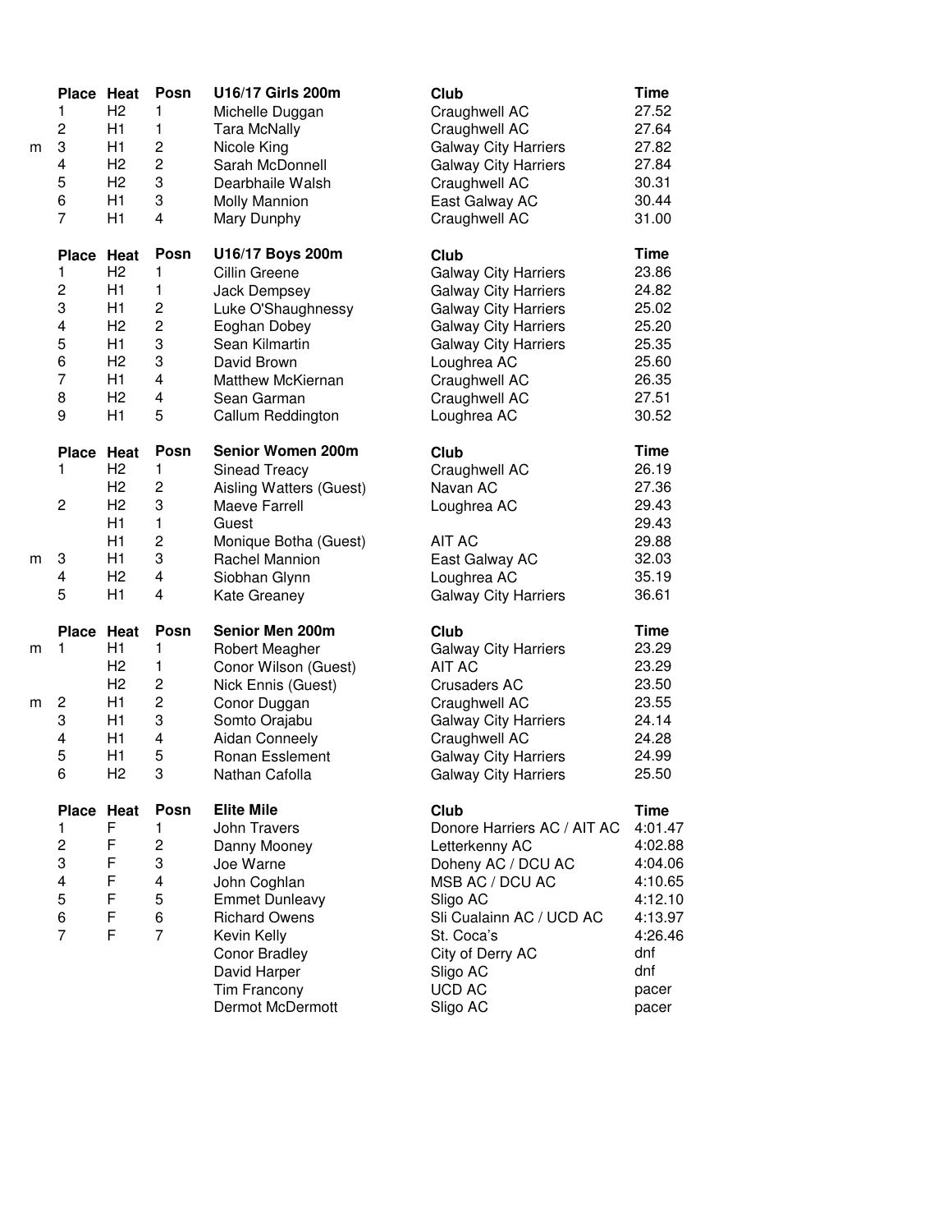| | Place | Heat | Posn | U16/17 Girls 200m | Club | Time |
|---|---|---|---|---|---|---|
| | 1 | H2 | 1 | Michelle Duggan | Craughwell AC | 27.52 |
| | 2 | H1 | 1 | Tara McNally | Craughwell AC | 27.64 |
| m | 3 | H1 | 2 | Nicole King | Galway City Harriers | 27.82 |
| | 4 | H2 | 2 | Sarah McDonnell | Galway City Harriers | 27.84 |
| | 5 | H2 | 3 | Dearbhaile Walsh | Craughwell AC | 30.31 |
| | 6 | H1 | 3 | Molly Mannion | East Galway AC | 30.44 |
| | 7 | H1 | 4 | Mary Dunphy | Craughwell AC | 31.00 |

| | Place | Heat | Posn | U16/17 Boys 200m | Club | Time |
|---|---|---|---|---|---|---|
| | 1 | H2 | 1 | Cillin Greene | Galway City Harriers | 23.86 |
| | 2 | H1 | 1 | Jack Dempsey | Galway City Harriers | 24.82 |
| | 3 | H1 | 2 | Luke O'Shaughnessy | Galway City Harriers | 25.02 |
| | 4 | H2 | 2 | Eoghan Dobey | Galway City Harriers | 25.20 |
| | 5 | H1 | 3 | Sean Kilmartin | Galway City Harriers | 25.35 |
| | 6 | H2 | 3 | David Brown | Loughrea AC | 25.60 |
| | 7 | H1 | 4 | Matthew McKiernan | Craughwell AC | 26.35 |
| | 8 | H2 | 4 | Sean Garman | Craughwell AC | 27.51 |
| | 9 | H1 | 5 | Callum Reddington | Loughrea AC | 30.52 |

| | Place | Heat | Posn | Senior Women 200m | Club | Time |
|---|---|---|---|---|---|---|
| | 1 | H2 | 1 | Sinead Treacy | Craughwell AC | 26.19 |
| | | H2 | 2 | Aisling Watters (Guest) | Navan AC | 27.36 |
| | 2 | H2 | 3 | Maeve Farrell | Loughrea AC | 29.43 |
| | | H1 | 1 | Guest | | 29.43 |
| | | H1 | 2 | Monique Botha (Guest) | AIT AC | 29.88 |
| m | 3 | H1 | 3 | Rachel Mannion | East Galway AC | 32.03 |
| | 4 | H2 | 4 | Siobhan Glynn | Loughrea AC | 35.19 |
| | 5 | H1 | 4 | Kate Greaney | Galway City Harriers | 36.61 |

| | Place | Heat | Posn | Senior Men 200m | Club | Time |
|---|---|---|---|---|---|---|
| m | 1 | H1 | 1 | Robert Meagher | Galway City Harriers | 23.29 |
| | | H2 | 1 | Conor Wilson (Guest) | AIT AC | 23.29 |
| | | H2 | 2 | Nick Ennis (Guest) | Crusaders AC | 23.50 |
| m | 2 | H1 | 2 | Conor Duggan | Craughwell AC | 23.55 |
| | 3 | H1 | 3 | Somto Orajabu | Galway City Harriers | 24.14 |
| | 4 | H1 | 4 | Aidan Conneely | Craughwell AC | 24.28 |
| | 5 | H1 | 5 | Ronan Esslement | Galway City Harriers | 24.99 |
| | 6 | H2 | 3 | Nathan Cafolla | Galway City Harriers | 25.50 |

| | Place | Heat | Posn | Elite Mile | Club | Time |
|---|---|---|---|---|---|---|
| | 1 | F | 1 | John Travers | Donore Harriers AC / AIT AC | 4:01.47 |
| | 2 | F | 2 | Danny Mooney | Letterkenny AC | 4:02.88 |
| | 3 | F | 3 | Joe Warne | Doheny AC / DCU AC | 4:04.06 |
| | 4 | F | 4 | John Coghlan | MSB AC / DCU AC | 4:10.65 |
| | 5 | F | 5 | Emmet Dunleavy | Sligo AC | 4:12.10 |
| | 6 | F | 6 | Richard Owens | Sli Cualainn AC / UCD AC | 4:13.97 |
| | 7 | F | 7 | Kevin Kelly | St. Coca's | 4:26.46 |
| | | | | Conor Bradley | City of Derry AC | dnf |
| | | | | David Harper | Sligo AC | dnf |
| | | | | Tim Francony | UCD AC | pacer |
| | | | | Dermot McDermott | Sligo AC | pacer |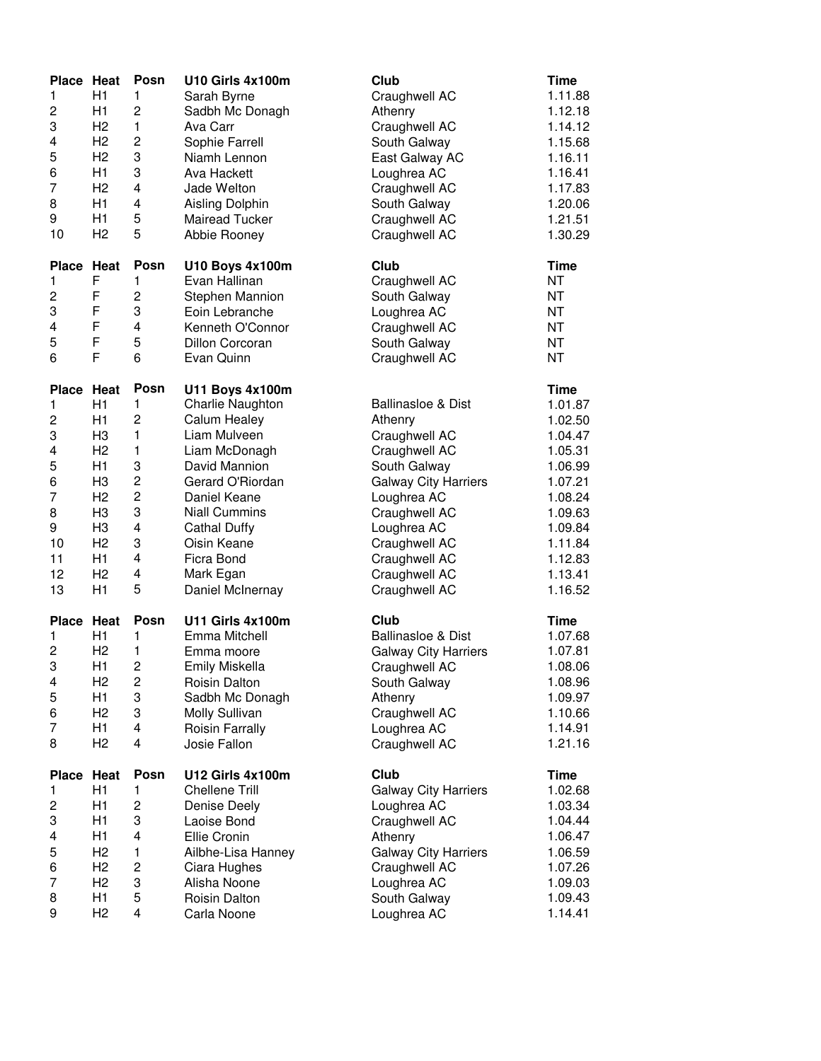| Place | Heat | Posn | U10 Girls 4x100m | Club | Time |
|---|---|---|---|---|---|
| 1 | H1 | 1 | Sarah Byrne | Craughwell AC | 1.11.88 |
| 2 | H1 | 2 | Sadbh Mc Donagh | Athenry | 1.12.18 |
| 3 | H2 | 1 | Ava Carr | Craughwell AC | 1.14.12 |
| 4 | H2 | 2 | Sophie Farrell | South Galway | 1.15.68 |
| 5 | H2 | 3 | Niamh Lennon | East Galway AC | 1.16.11 |
| 6 | H1 | 3 | Ava Hackett | Loughrea AC | 1.16.41 |
| 7 | H2 | 4 | Jade Welton | Craughwell AC | 1.17.83 |
| 8 | H1 | 4 | Aisling Dolphin | South Galway | 1.20.06 |
| 9 | H1 | 5 | Mairead Tucker | Craughwell AC | 1.21.51 |
| 10 | H2 | 5 | Abbie Rooney | Craughwell AC | 1.30.29 |

| Place | Heat | Posn | U10 Boys 4x100m | Club | Time |
|---|---|---|---|---|---|
| 1 | F | 1 | Evan Hallinan | Craughwell AC | NT |
| 2 | F | 2 | Stephen Mannion | South Galway | NT |
| 3 | F | 3 | Eoin Lebranche | Loughrea AC | NT |
| 4 | F | 4 | Kenneth O'Connor | Craughwell AC | NT |
| 5 | F | 5 | Dillon Corcoran | South Galway | NT |
| 6 | F | 6 | Evan Quinn | Craughwell AC | NT |

| Place | Heat | Posn | U11 Boys 4x100m | | Time |
|---|---|---|---|---|---|
| 1 | H1 | 1 | Charlie Naughton | Ballinasloe & Dist | 1.01.87 |
| 2 | H1 | 2 | Calum Healey | Athenry | 1.02.50 |
| 3 | H3 | 1 | Liam Mulveen | Craughwell AC | 1.04.47 |
| 4 | H2 | 1 | Liam McDonagh | Craughwell AC | 1.05.31 |
| 5 | H1 | 3 | David Mannion | South Galway | 1.06.99 |
| 6 | H3 | 2 | Gerard O'Riordan | Galway City Harriers | 1.07.21 |
| 7 | H2 | 2 | Daniel Keane | Loughrea AC | 1.08.24 |
| 8 | H3 | 3 | Niall Cummins | Craughwell AC | 1.09.63 |
| 9 | H3 | 4 | Cathal Duffy | Loughrea AC | 1.09.84 |
| 10 | H2 | 3 | Oisin Keane | Craughwell AC | 1.11.84 |
| 11 | H1 | 4 | Ficra Bond | Craughwell AC | 1.12.83 |
| 12 | H2 | 4 | Mark Egan | Craughwell AC | 1.13.41 |
| 13 | H1 | 5 | Daniel McInernay | Craughwell AC | 1.16.52 |

| Place | Heat | Posn | U11 Girls 4x100m | Club | Time |
|---|---|---|---|---|---|
| 1 | H1 | 1 | Emma Mitchell | Ballinasloe & Dist | 1.07.68 |
| 2 | H2 | 1 | Emma moore | Galway City Harriers | 1.07.81 |
| 3 | H1 | 2 | Emily Miskella | Craughwell AC | 1.08.06 |
| 4 | H2 | 2 | Roisin Dalton | South Galway | 1.08.96 |
| 5 | H1 | 3 | Sadbh Mc Donagh | Athenry | 1.09.97 |
| 6 | H2 | 3 | Molly Sullivan | Craughwell AC | 1.10.66 |
| 7 | H1 | 4 | Roisin Farrally | Loughrea AC | 1.14.91 |
| 8 | H2 | 4 | Josie Fallon | Craughwell AC | 1.21.16 |

| Place | Heat | Posn | U12 Girls 4x100m | Club | Time |
|---|---|---|---|---|---|
| 1 | H1 | 1 | Chellene Trill | Galway City Harriers | 1.02.68 |
| 2 | H1 | 2 | Denise Deely | Loughrea AC | 1.03.34 |
| 3 | H1 | 3 | Laoise Bond | Craughwell AC | 1.04.44 |
| 4 | H1 | 4 | Ellie Cronin | Athenry | 1.06.47 |
| 5 | H2 | 1 | Ailbhe-Lisa Hanney | Galway City Harriers | 1.06.59 |
| 6 | H2 | 2 | Ciara Hughes | Craughwell AC | 1.07.26 |
| 7 | H2 | 3 | Alisha Noone | Loughrea AC | 1.09.03 |
| 8 | H1 | 5 | Roisin Dalton | South Galway | 1.09.43 |
| 9 | H2 | 4 | Carla Noone | Loughrea AC | 1.14.41 |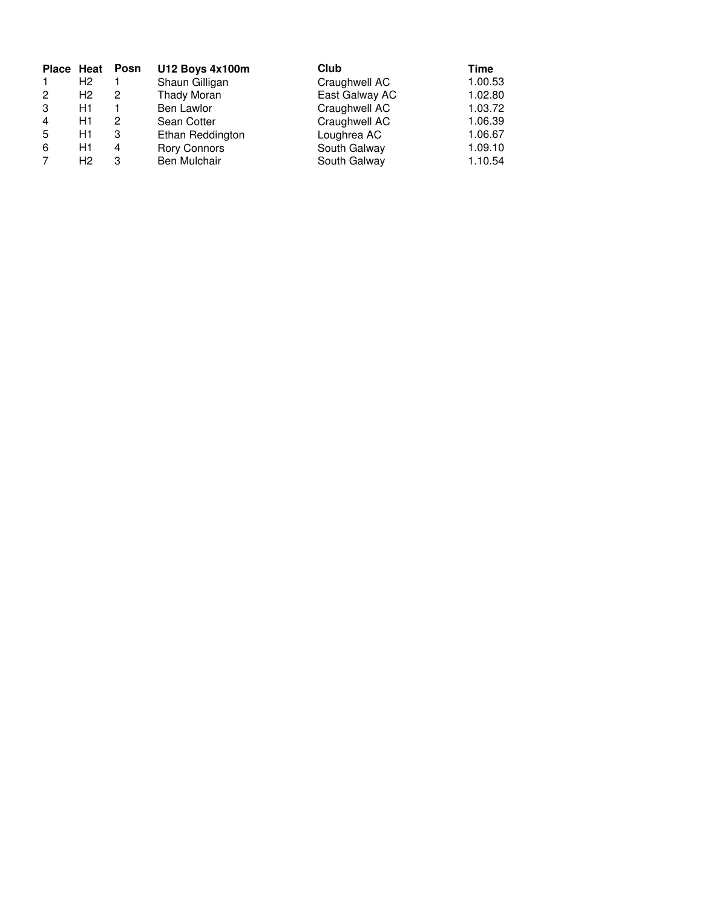| Place | Heat | Posn | U12 Boys 4x100m | Club | Time |
|---|---|---|---|---|---|
| 1 | H2 | 1 | Shaun Gilligan | Craughwell AC | 1.00.53 |
| 2 | H2 | 2 | Thady Moran | East Galway AC | 1.02.80 |
| 3 | H1 | 1 | Ben Lawlor | Craughwell AC | 1.03.72 |
| 4 | H1 | 2 | Sean Cotter | Craughwell AC | 1.06.39 |
| 5 | H1 | 3 | Ethan Reddington | Loughrea AC | 1.06.67 |
| 6 | H1 | 4 | Rory Connors | South Galway | 1.09.10 |
| 7 | H2 | 3 | Ben Mulchair | South Galway | 1.10.54 |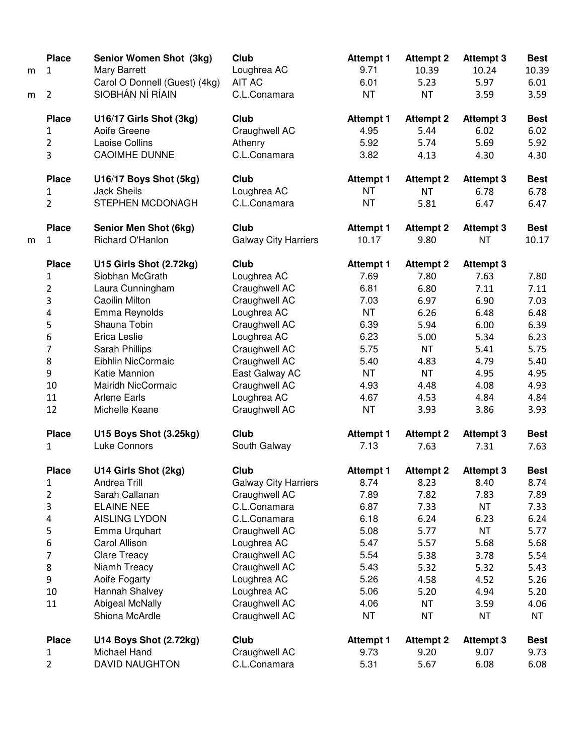| | Place | Senior Women Shot (3kg) | Club | Attempt 1 | Attempt 2 | Attempt 3 | Best |
|---|---|---|---|---|---|---|---|
| m | 1 | Mary Barrett | Loughrea AC | 9.71 | 10.39 | 10.24 | 10.39 |
| | | Carol O Donnell (Guest) (4kg) | AIT AC | 6.01 | 5.23 | 5.97 | 6.01 |
| m | 2 | SIOBHÁN NÍ RÍAIN | C.L.Conamara | NT | NT | 3.59 | 3.59 |

| Place | U16/17 Girls Shot (3kg) | Club | Attempt 1 | Attempt 2 | Attempt 3 | Best |
|---|---|---|---|---|---|---|
| 1 | Aoife Greene | Craughwell AC | 4.95 | 5.44 | 6.02 | 6.02 |
| 2 | Laoise Collins | Athenry | 5.92 | 5.74 | 5.69 | 5.92 |
| 3 | CAOIMHE DUNNE | C.L.Conamara | 3.82 | 4.13 | 4.30 | 4.30 |

| Place | U16/17 Boys Shot (5kg) | Club | Attempt 1 | Attempt 2 | Attempt 3 | Best |
|---|---|---|---|---|---|---|
| 1 | Jack Sheils | Loughrea AC | NT | NT | 6.78 | 6.78 |
| 2 | STEPHEN MCDONAGH | C.L.Conamara | NT | 5.81 | 6.47 | 6.47 |

| | Place | Senior Men Shot (6kg) | Club | Attempt 1 | Attempt 2 | Attempt 3 | Best |
|---|---|---|---|---|---|---|---|
| m | 1 | Richard O'Hanlon | Galway City Harriers | 10.17 | 9.80 | NT | 10.17 |

| Place | U15 Girls Shot (2.72kg) | Club | Attempt 1 | Attempt 2 | Attempt 3 | |
|---|---|---|---|---|---|---|
| 1 | Siobhan McGrath | Loughrea AC | 7.69 | 7.80 | 7.63 | 7.80 |
| 2 | Laura Cunningham | Craughwell AC | 6.81 | 6.80 | 7.11 | 7.11 |
| 3 | Caoilin Milton | Craughwell AC | 7.03 | 6.97 | 6.90 | 7.03 |
| 4 | Emma Reynolds | Loughrea AC | NT | 6.26 | 6.48 | 6.48 |
| 5 | Shauna Tobin | Craughwell AC | 6.39 | 5.94 | 6.00 | 6.39 |
| 6 | Erica Leslie | Loughrea AC | 6.23 | 5.00 | 5.34 | 6.23 |
| 7 | Sarah Phillips | Craughwell AC | 5.75 | NT | 5.41 | 5.75 |
| 8 | Eibhlin NicCormaic | Craughwell AC | 5.40 | 4.83 | 4.79 | 5.40 |
| 9 | Katie Mannion | East Galway AC | NT | NT | 4.95 | 4.95 |
| 10 | Mairidh NicCormaic | Craughwell AC | 4.93 | 4.48 | 4.08 | 4.93 |
| 11 | Arlene Earls | Loughrea AC | 4.67 | 4.53 | 4.84 | 4.84 |
| 12 | Michelle Keane | Craughwell AC | NT | 3.93 | 3.86 | 3.93 |

| Place | U15 Boys Shot (3.25kg) | Club | Attempt 1 | Attempt 2 | Attempt 3 | Best |
|---|---|---|---|---|---|---|
| 1 | Luke Connors | South Galway | 7.13 | 7.63 | 7.31 | 7.63 |

| Place | U14 Girls Shot (2kg) | Club | Attempt 1 | Attempt 2 | Attempt 3 | Best |
|---|---|---|---|---|---|---|
| 1 | Andrea Trill | Galway City Harriers | 8.74 | 8.23 | 8.40 | 8.74 |
| 2 | Sarah Callanan | Craughwell AC | 7.89 | 7.82 | 7.83 | 7.89 |
| 3 | ELAINE NEE | C.L.Conamara | 6.87 | 7.33 | NT | 7.33 |
| 4 | AISLING LYDON | C.L.Conamara | 6.18 | 6.24 | 6.23 | 6.24 |
| 5 | Emma Urquhart | Craughwell AC | 5.08 | 5.77 | NT | 5.77 |
| 6 | Carol Allison | Loughrea AC | 5.47 | 5.57 | 5.68 | 5.68 |
| 7 | Clare Treacy | Craughwell AC | 5.54 | 5.38 | 3.78 | 5.54 |
| 8 | Niamh Treacy | Craughwell AC | 5.43 | 5.32 | 5.32 | 5.43 |
| 9 | Aoife Fogarty | Loughrea AC | 5.26 | 4.58 | 4.52 | 5.26 |
| 10 | Hannah Shalvey | Loughrea AC | 5.06 | 5.20 | 4.94 | 5.20 |
| 11 | Abigeal McNally | Craughwell AC | 4.06 | NT | 3.59 | 4.06 |
| | Shiona McArdle | Craughwell AC | NT | NT | NT | NT |

| Place | U14 Boys Shot (2.72kg) | Club | Attempt 1 | Attempt 2 | Attempt 3 | Best |
|---|---|---|---|---|---|---|
| 1 | Michael Hand | Craughwell AC | 9.73 | 9.20 | 9.07 | 9.73 |
| 2 | DAVID NAUGHTON | C.L.Conamara | 5.31 | 5.67 | 6.08 | 6.08 |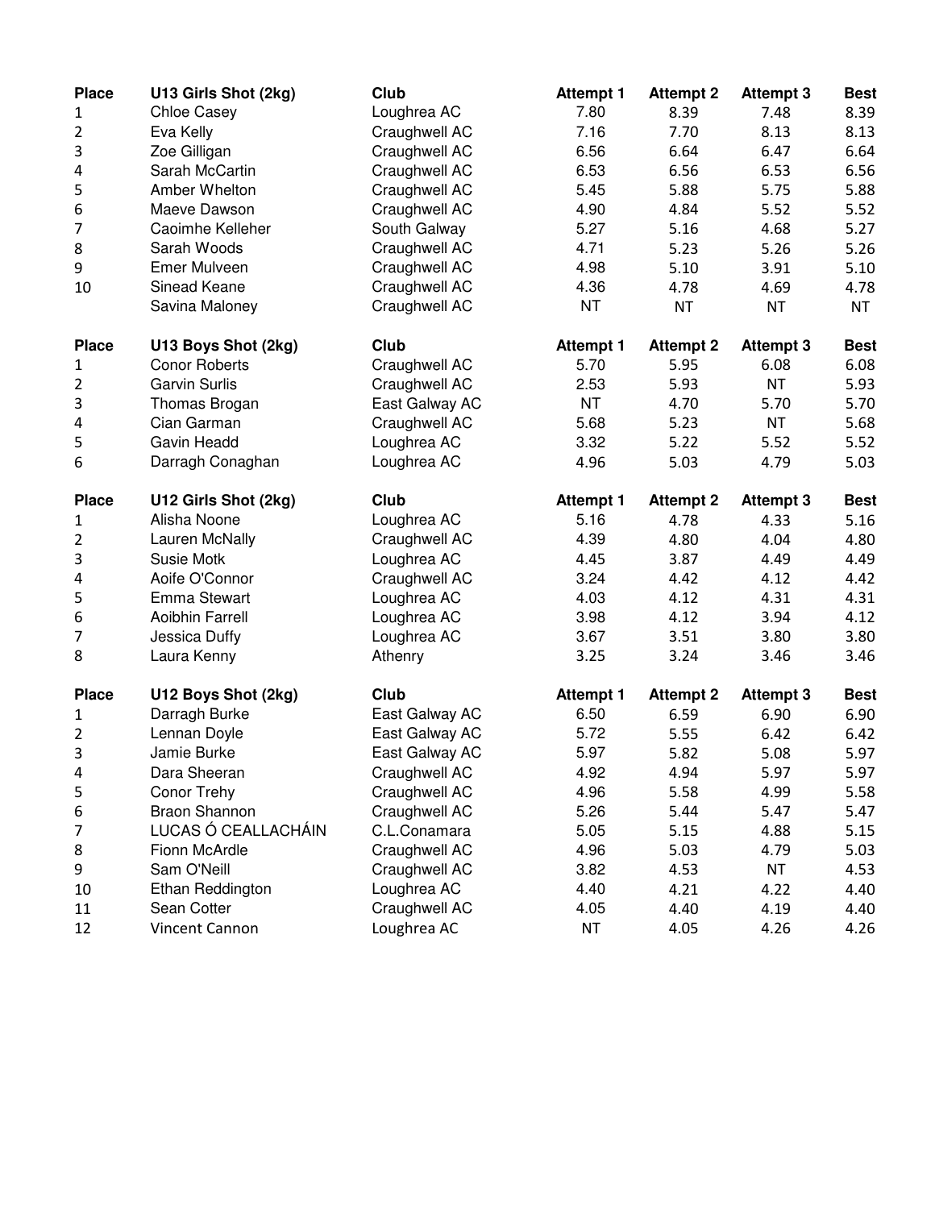| Place | U13 Girls Shot (2kg) | Club | Attempt 1 | Attempt 2 | Attempt 3 | Best |
|---|---|---|---|---|---|---|
| 1 | Chloe Casey | Loughrea AC | 7.80 | 8.39 | 7.48 | 8.39 |
| 2 | Eva Kelly | Craughwell AC | 7.16 | 7.70 | 8.13 | 8.13 |
| 3 | Zoe Gilligan | Craughwell AC | 6.56 | 6.64 | 6.47 | 6.64 |
| 4 | Sarah McCartin | Craughwell AC | 6.53 | 6.56 | 6.53 | 6.56 |
| 5 | Amber Whelton | Craughwell AC | 5.45 | 5.88 | 5.75 | 5.88 |
| 6 | Maeve Dawson | Craughwell AC | 4.90 | 4.84 | 5.52 | 5.52 |
| 7 | Caoimhe Kelleher | South Galway | 5.27 | 5.16 | 4.68 | 5.27 |
| 8 | Sarah Woods | Craughwell AC | 4.71 | 5.23 | 5.26 | 5.26 |
| 9 | Emer Mulveen | Craughwell AC | 4.98 | 5.10 | 3.91 | 5.10 |
| 10 | Sinead Keane | Craughwell AC | 4.36 | 4.78 | 4.69 | 4.78 |
| | Savina Maloney | Craughwell AC | NT | NT | NT | NT |

| Place | U13 Boys Shot (2kg) | Club | Attempt 1 | Attempt 2 | Attempt 3 | Best |
|---|---|---|---|---|---|---|
| 1 | Conor Roberts | Craughwell AC | 5.70 | 5.95 | 6.08 | 6.08 |
| 2 | Garvin Surlis | Craughwell AC | 2.53 | 5.93 | NT | 5.93 |
| 3 | Thomas Brogan | East Galway AC | NT | 4.70 | 5.70 | 5.70 |
| 4 | Cian Garman | Craughwell AC | 5.68 | 5.23 | NT | 5.68 |
| 5 | Gavin Headd | Loughrea AC | 3.32 | 5.22 | 5.52 | 5.52 |
| 6 | Darragh Conaghan | Loughrea AC | 4.96 | 5.03 | 4.79 | 5.03 |

| Place | U12 Girls Shot (2kg) | Club | Attempt 1 | Attempt 2 | Attempt 3 | Best |
|---|---|---|---|---|---|---|
| 1 | Alisha Noone | Loughrea AC | 5.16 | 4.78 | 4.33 | 5.16 |
| 2 | Lauren McNally | Craughwell AC | 4.39 | 4.80 | 4.04 | 4.80 |
| 3 | Susie Motk | Loughrea AC | 4.45 | 3.87 | 4.49 | 4.49 |
| 4 | Aoife O'Connor | Craughwell AC | 3.24 | 4.42 | 4.12 | 4.42 |
| 5 | Emma Stewart | Loughrea AC | 4.03 | 4.12 | 4.31 | 4.31 |
| 6 | Aoibhin Farrell | Loughrea AC | 3.98 | 4.12 | 3.94 | 4.12 |
| 7 | Jessica Duffy | Loughrea AC | 3.67 | 3.51 | 3.80 | 3.80 |
| 8 | Laura Kenny | Athenry | 3.25 | 3.24 | 3.46 | 3.46 |

| Place | U12 Boys Shot (2kg) | Club | Attempt 1 | Attempt 2 | Attempt 3 | Best |
|---|---|---|---|---|---|---|
| 1 | Darragh Burke | East Galway AC | 6.50 | 6.59 | 6.90 | 6.90 |
| 2 | Lennan Doyle | East Galway AC | 5.72 | 5.55 | 6.42 | 6.42 |
| 3 | Jamie Burke | East Galway AC | 5.97 | 5.82 | 5.08 | 5.97 |
| 4 | Dara Sheeran | Craughwell AC | 4.92 | 4.94 | 5.97 | 5.97 |
| 5 | Conor Trehy | Craughwell AC | 4.96 | 5.58 | 4.99 | 5.58 |
| 6 | Braon Shannon | Craughwell AC | 5.26 | 5.44 | 5.47 | 5.47 |
| 7 | LUCAS Ó CEALLACHÁIN | C.L.Conamara | 5.05 | 5.15 | 4.88 | 5.15 |
| 8 | Fionn McArdle | Craughwell AC | 4.96 | 5.03 | 4.79 | 5.03 |
| 9 | Sam O'Neill | Craughwell AC | 3.82 | 4.53 | NT | 4.53 |
| 10 | Ethan Reddington | Loughrea AC | 4.40 | 4.21 | 4.22 | 4.40 |
| 11 | Sean Cotter | Craughwell AC | 4.05 | 4.40 | 4.19 | 4.40 |
| 12 | Vincent Cannon | Loughrea AC | NT | 4.05 | 4.26 | 4.26 |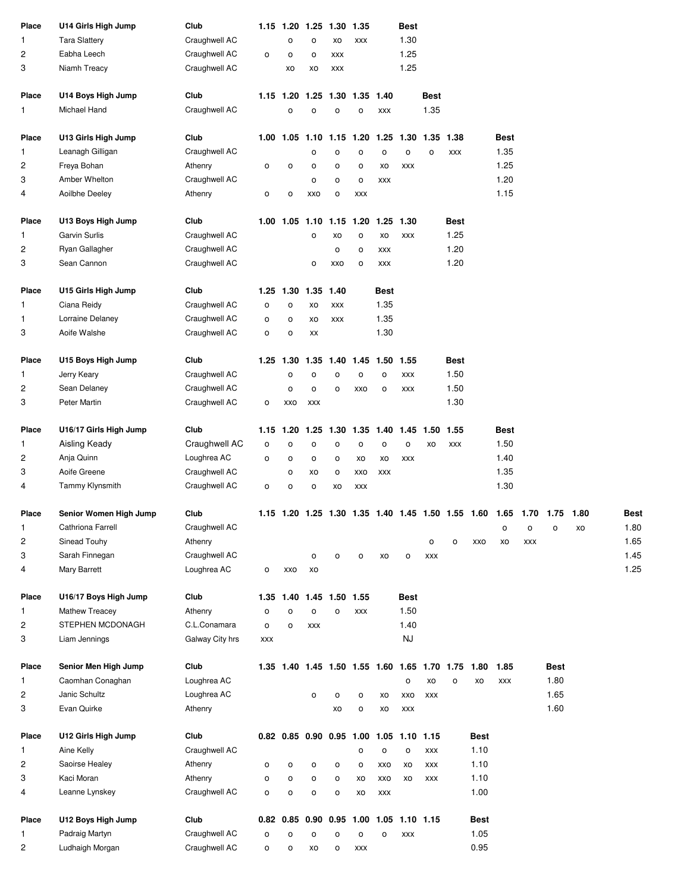| Place | U14 Girls High Jump | Club | 1.15 | 1.20 | 1.25 | 1.30 | 1.35 | Best |
|---|---|---|---|---|---|---|---|---|
| 1 | Tara Slattery | Craughwell AC | | o | o | xo | xxx | 1.30 |
| 2 | Eabha Leech | Craughwell AC | o | o | o | xxx | | 1.25 |
| 3 | Niamh Treacy | Craughwell AC | | xo | xo | xxx | | 1.25 |

| Place | U14 Boys High Jump | Club | 1.15 | 1.20 | 1.25 | 1.30 | 1.35 | 1.40 | Best |
|---|---|---|---|---|---|---|---|---|---|
| 1 | Michael Hand | Craughwell AC | | o | o | o | o | xxx | 1.35 |

| Place | U13 Girls High Jump | Club | 1.00 | 1.05 | 1.10 | 1.15 | 1.20 | 1.25 | 1.30 | 1.35 | 1.38 | Best |
|---|---|---|---|---|---|---|---|---|---|---|---|---|
| 1 | Leanagh Gilligan | Craughwell AC | | | o | o | o | o | o | o | xxx | 1.35 |
| 2 | Freya Bohan | Athenry | o | o | o | o | o | xo | xxx | | | 1.25 |
| 3 | Amber Whelton | Craughwell AC | | | o | o | o | xxx | | | | 1.20 |
| 4 | Aoilbhe Deeley | Athenry | o | o | xxo | o | xxx | | | | | 1.15 |

| Place | U13 Boys High Jump | Club | 1.00 | 1.05 | 1.10 | 1.15 | 1.20 | 1.25 | 1.30 | Best |
|---|---|---|---|---|---|---|---|---|---|---|
| 1 | Garvin Surlis | Craughwell AC | | | o | xo | o | xo | xxx | 1.25 |
| 2 | Ryan Gallagher | Craughwell AC | | | | o | o | xxx | | 1.20 |
| 3 | Sean Cannon | Craughwell AC | | | o | xxo | o | xxx | | 1.20 |

| Place | U15 Girls High Jump | Club | 1.25 | 1.30 | 1.35 | 1.40 | Best |
|---|---|---|---|---|---|---|---|
| 1 | Ciana Reidy | Craughwell AC | o | o | xo | xxx | 1.35 |
| 1 | Lorraine Delaney | Craughwell AC | o | o | xo | xxx | 1.35 |
| 3 | Aoife Walshe | Craughwell AC | o | o | xx | | 1.30 |

| Place | U15 Boys High Jump | Club | 1.25 | 1.30 | 1.35 | 1.40 | 1.45 | 1.50 | 1.55 | Best |
|---|---|---|---|---|---|---|---|---|---|---|
| 1 | Jerry Keary | Craughwell AC | | o | o | o | o | o | xxx | 1.50 |
| 2 | Sean Delaney | Craughwell AC | | o | o | o | xxo | o | xxx | 1.50 |
| 3 | Peter Martin | Craughwell AC | o | xxo | xxx | | | | | 1.30 |

| Place | U16/17 Girls High Jump | Club | 1.15 | 1.20 | 1.25 | 1.30 | 1.35 | 1.40 | 1.45 | 1.50 | 1.55 | Best |
|---|---|---|---|---|---|---|---|---|---|---|---|---|
| 1 | Aisling Keady | Craughwell AC | o | o | o | o | o | o | o | xo | xxx | 1.50 |
| 2 | Anja Quinn | Loughrea AC | o | o | o | o | xo | xo | xxx | | | 1.40 |
| 3 | Aoife Greene | Craughwell AC | | o | xo | o | xxo | xxx | | | | 1.35 |
| 4 | Tammy Klynsmith | Craughwell AC | o | o | o | xo | xxx | | | | | 1.30 |

| Place | Senior Women High Jump | Club | 1.15 | 1.20 | 1.25 | 1.30 | 1.35 | 1.40 | 1.45 | 1.50 | 1.55 | 1.60 | 1.65 | 1.70 | 1.75 | 1.80 | Best |
|---|---|---|---|---|---|---|---|---|---|---|---|---|---|---|---|---|---|
| 1 | Cathriona Farrell | Craughwell AC | | | | | | | | | | | o | o | o | xo | 1.80 |
| 2 | Sinead Touhy | Athenry | | | | | | | | o | o | xxo | xo | xxx | | | 1.65 |
| 3 | Sarah Finnegan | Craughwell AC | | | o | o | o | xo | o | xxx | | | | | | | 1.45 |
| 4 | Mary Barrett | Loughrea AC | o | xxo | xo | | | | | | | | | | | | 1.25 |

| Place | U16/17 Boys High Jump | Club | 1.35 | 1.40 | 1.45 | 1.50 | 1.55 | Best |
|---|---|---|---|---|---|---|---|---|
| 1 | Mathew Treacey | Athenry | o | o | o | o | xxx | 1.50 |
| 2 | STEPHEN MCDONAGH | C.L.Conamara | o | o | xxx | | | 1.40 |
| 3 | Liam Jennings | Galway City hrs | xxx | | | | | NJ |

| Place | Senior Men High Jump | Club | 1.35 | 1.40 | 1.45 | 1.50 | 1.55 | 1.60 | 1.65 | 1.70 | 1.75 | 1.80 | 1.85 | Best |
|---|---|---|---|---|---|---|---|---|---|---|---|---|---|---|
| 1 | Caomhan Conaghan | Loughrea AC | | | | | | | o | xo | o | xo | xxx | 1.80 |
| 2 | Janic Schultz | Loughrea AC | | | o | o | o | xo | xxo | xxx | | | | 1.65 |
| 3 | Evan Quirke | Athenry | | | | xo | o | xo | xxx | | | | | 1.60 |

| Place | U12 Girls High Jump | Club | 0.82 | 0.85 | 0.90 | 0.95 | 1.00 | 1.05 | 1.10 | 1.15 | Best |
|---|---|---|---|---|---|---|---|---|---|---|---|
| 1 | Aine Kelly | Craughwell AC | | | | | o | o | o | xxx | 1.10 |
| 2 | Saoirse Healey | Athenry | o | o | o | o | o | xxo | xo | xxx | 1.10 |
| 3 | Kaci Moran | Athenry | o | o | o | o | xo | xxo | xo | xxx | 1.10 |
| 4 | Leanne Lynskey | Craughwell AC | o | o | o | o | xo | xxx | | | 1.00 |

| Place | U12 Boys High Jump | Club | 0.82 | 0.85 | 0.90 | 0.95 | 1.00 | 1.05 | 1.10 | 1.15 | Best |
|---|---|---|---|---|---|---|---|---|---|---|---|
| 1 | Padraig Martyn | Craughwell AC | o | o | o | o | o | o | xxx | | 1.05 |
| 2 | Ludhaigh Morgan | Craughwell AC | o | o | xo | o | xxx | | | | 0.95 |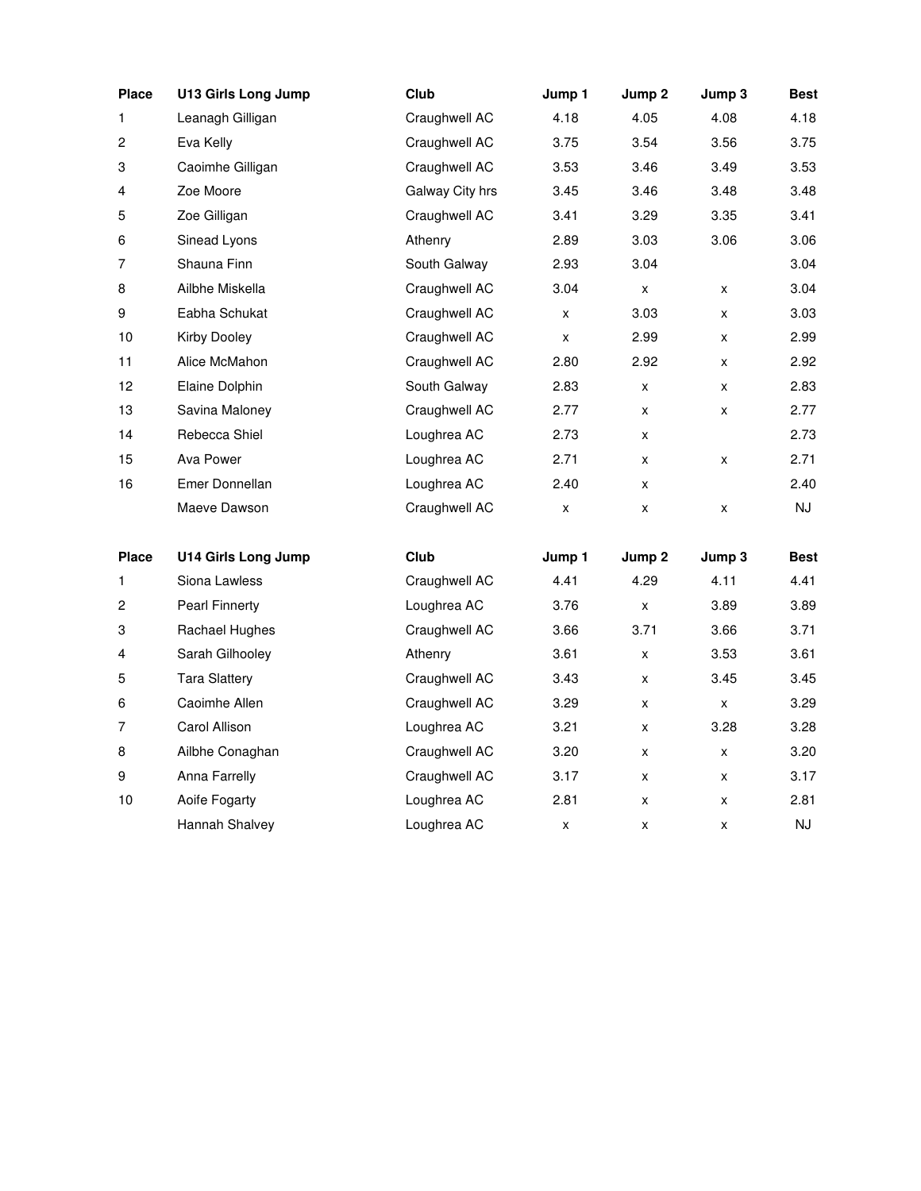| Place | U13 Girls Long Jump | Club | Jump 1 | Jump 2 | Jump 3 | Best |
|---|---|---|---|---|---|---|
| 1 | Leanagh Gilligan | Craughwell AC | 4.18 | 4.05 | 4.08 | 4.18 |
| 2 | Eva Kelly | Craughwell AC | 3.75 | 3.54 | 3.56 | 3.75 |
| 3 | Caoimhe Gilligan | Craughwell AC | 3.53 | 3.46 | 3.49 | 3.53 |
| 4 | Zoe Moore | Galway City hrs | 3.45 | 3.46 | 3.48 | 3.48 |
| 5 | Zoe Gilligan | Craughwell AC | 3.41 | 3.29 | 3.35 | 3.41 |
| 6 | Sinead Lyons | Athenry | 2.89 | 3.03 | 3.06 | 3.06 |
| 7 | Shauna Finn | South Galway | 2.93 | 3.04 | | 3.04 |
| 8 | Ailbhe Miskella | Craughwell AC | 3.04 | x | x | 3.04 |
| 9 | Eabha Schukat | Craughwell AC | x | 3.03 | x | 3.03 |
| 10 | Kirby Dooley | Craughwell AC | x | 2.99 | x | 2.99 |
| 11 | Alice McMahon | Craughwell AC | 2.80 | 2.92 | x | 2.92 |
| 12 | Elaine Dolphin | South Galway | 2.83 | x | x | 2.83 |
| 13 | Savina Maloney | Craughwell AC | 2.77 | x | x | 2.77 |
| 14 | Rebecca Shiel | Loughrea AC | 2.73 | x | | 2.73 |
| 15 | Ava Power | Loughrea AC | 2.71 | x | x | 2.71 |
| 16 | Emer Donnellan | Loughrea AC | 2.40 | x | | 2.40 |
| | Maeve Dawson | Craughwell AC | x | x | x | NJ |

| Place | U14 Girls Long Jump | Club | Jump 1 | Jump 2 | Jump 3 | Best |
|---|---|---|---|---|---|---|
| 1 | Siona Lawless | Craughwell AC | 4.41 | 4.29 | 4.11 | 4.41 |
| 2 | Pearl Finnerty | Loughrea AC | 3.76 | x | 3.89 | 3.89 |
| 3 | Rachael Hughes | Craughwell AC | 3.66 | 3.71 | 3.66 | 3.71 |
| 4 | Sarah Gilhooley | Athenry | 3.61 | x | 3.53 | 3.61 |
| 5 | Tara Slattery | Craughwell AC | 3.43 | x | 3.45 | 3.45 |
| 6 | Caoimhe Allen | Craughwell AC | 3.29 | x | x | 3.29 |
| 7 | Carol Allison | Loughrea AC | 3.21 | x | 3.28 | 3.28 |
| 8 | Ailbhe Conaghan | Craughwell AC | 3.20 | x | x | 3.20 |
| 9 | Anna Farrelly | Craughwell AC | 3.17 | x | x | 3.17 |
| 10 | Aoife Fogarty | Loughrea AC | 2.81 | x | x | 2.81 |
| | Hannah Shalvey | Loughrea AC | x | x | x | NJ |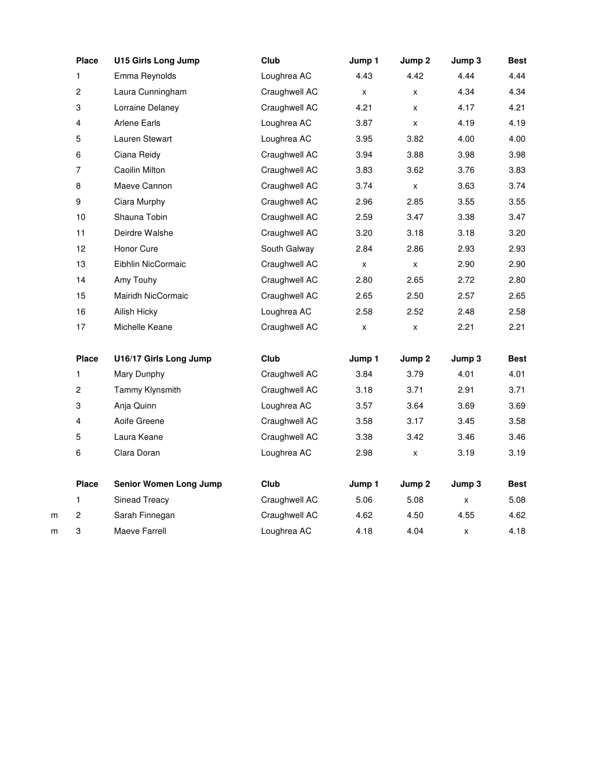| Place | U15 Girls Long Jump | Club | Jump 1 | Jump 2 | Jump 3 | Best |
|---|---|---|---|---|---|---|
| 1 | Emma Reynolds | Loughrea AC | 4.43 | 4.42 | 4.44 | 4.44 |
| 2 | Laura Cunningham | Craughwell AC | x | x | 4.34 | 4.34 |
| 3 | Lorraine Delaney | Craughwell AC | 4.21 | x | 4.17 | 4.21 |
| 4 | Arlene Earls | Loughrea AC | 3.87 | x | 4.19 | 4.19 |
| 5 | Lauren Stewart | Loughrea AC | 3.95 | 3.82 | 4.00 | 4.00 |
| 6 | Ciana Reidy | Craughwell AC | 3.94 | 3.88 | 3.98 | 3.98 |
| 7 | Caoilin Milton | Craughwell AC | 3.83 | 3.62 | 3.76 | 3.83 |
| 8 | Maeve Cannon | Craughwell AC | 3.74 | x | 3.63 | 3.74 |
| 9 | Ciara Murphy | Craughwell AC | 2.96 | 2.85 | 3.55 | 3.55 |
| 10 | Shauna Tobin | Craughwell AC | 2.59 | 3.47 | 3.38 | 3.47 |
| 11 | Deirdre Walshe | Craughwell AC | 3.20 | 3.18 | 3.18 | 3.20 |
| 12 | Honor Cure | South Galway | 2.84 | 2.86 | 2.93 | 2.93 |
| 13 | Eibhlin NicCormaic | Craughwell AC | x | x | 2.90 | 2.90 |
| 14 | Amy Touhy | Craughwell AC | 2.80 | 2.65 | 2.72 | 2.80 |
| 15 | Mairidh NicCormaic | Craughwell AC | 2.65 | 2.50 | 2.57 | 2.65 |
| 16 | Ailish Hicky | Loughrea AC | 2.58 | 2.52 | 2.48 | 2.58 |
| 17 | Michelle Keane | Craughwell AC | x | x | 2.21 | 2.21 |

| Place | U16/17 Girls Long Jump | Club | Jump 1 | Jump 2 | Jump 3 | Best |
|---|---|---|---|---|---|---|
| 1 | Mary Dunphy | Craughwell AC | 3.84 | 3.79 | 4.01 | 4.01 |
| 2 | Tammy Klynsmith | Craughwell AC | 3.18 | 3.71 | 2.91 | 3.71 |
| 3 | Anja Quinn | Loughrea AC | 3.57 | 3.64 | 3.69 | 3.69 |
| 4 | Aoife Greene | Craughwell AC | 3.58 | 3.17 | 3.45 | 3.58 |
| 5 | Laura Keane | Craughwell AC | 3.38 | 3.42 | 3.46 | 3.46 |
| 6 | Clara Doran | Loughrea AC | 2.98 | x | 3.19 | 3.19 |

| | Place | Senior Women Long Jump | Club | Jump 1 | Jump 2 | Jump 3 | Best |
|---|---|---|---|---|---|---|---|
| | 1 | Sinead Treacy | Craughwell AC | 5.06 | 5.08 | x | 5.08 |
| m | 2 | Sarah Finnegan | Craughwell AC | 4.62 | 4.50 | 4.55 | 4.62 |
| m | 3 | Maeve Farrell | Loughrea AC | 4.18 | 4.04 | x | 4.18 |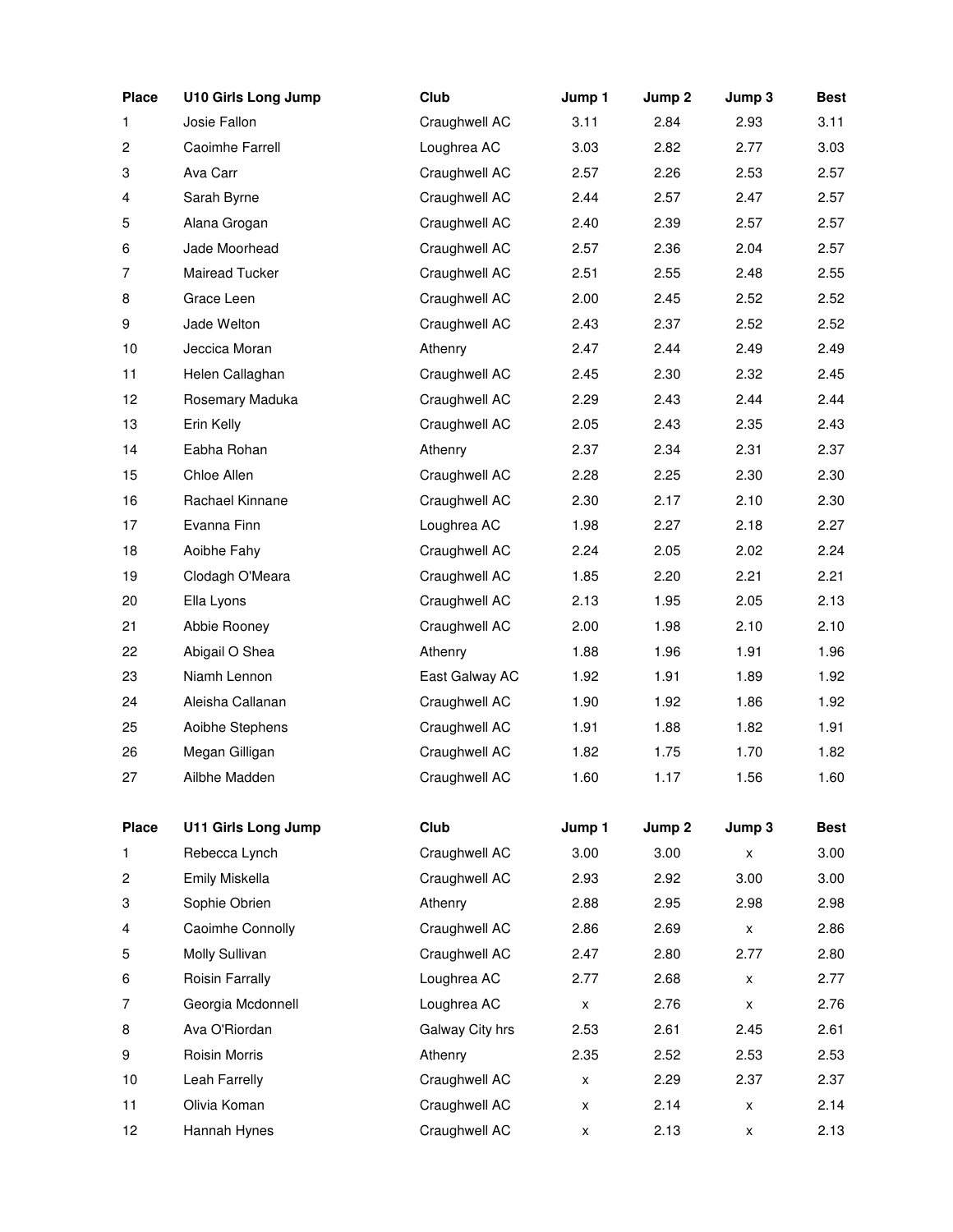| Place | U10 Girls Long Jump | Club | Jump 1 | Jump 2 | Jump 3 | Best |
|---|---|---|---|---|---|---|
| 1 | Josie Fallon | Craughwell AC | 3.11 | 2.84 | 2.93 | 3.11 |
| 2 | Caoimhe Farrell | Loughrea AC | 3.03 | 2.82 | 2.77 | 3.03 |
| 3 | Ava Carr | Craughwell AC | 2.57 | 2.26 | 2.53 | 2.57 |
| 4 | Sarah Byrne | Craughwell AC | 2.44 | 2.57 | 2.47 | 2.57 |
| 5 | Alana Grogan | Craughwell AC | 2.40 | 2.39 | 2.57 | 2.57 |
| 6 | Jade Moorhead | Craughwell AC | 2.57 | 2.36 | 2.04 | 2.57 |
| 7 | Mairead Tucker | Craughwell AC | 2.51 | 2.55 | 2.48 | 2.55 |
| 8 | Grace Leen | Craughwell AC | 2.00 | 2.45 | 2.52 | 2.52 |
| 9 | Jade Welton | Craughwell AC | 2.43 | 2.37 | 2.52 | 2.52 |
| 10 | Jeccica Moran | Athenry | 2.47 | 2.44 | 2.49 | 2.49 |
| 11 | Helen Callaghan | Craughwell AC | 2.45 | 2.30 | 2.32 | 2.45 |
| 12 | Rosemary Maduka | Craughwell AC | 2.29 | 2.43 | 2.44 | 2.44 |
| 13 | Erin Kelly | Craughwell AC | 2.05 | 2.43 | 2.35 | 2.43 |
| 14 | Eabha Rohan | Athenry | 2.37 | 2.34 | 2.31 | 2.37 |
| 15 | Chloe Allen | Craughwell AC | 2.28 | 2.25 | 2.30 | 2.30 |
| 16 | Rachael Kinnane | Craughwell AC | 2.30 | 2.17 | 2.10 | 2.30 |
| 17 | Evanna Finn | Loughrea AC | 1.98 | 2.27 | 2.18 | 2.27 |
| 18 | Aoibhe Fahy | Craughwell AC | 2.24 | 2.05 | 2.02 | 2.24 |
| 19 | Clodagh O'Meara | Craughwell AC | 1.85 | 2.20 | 2.21 | 2.21 |
| 20 | Ella Lyons | Craughwell AC | 2.13 | 1.95 | 2.05 | 2.13 |
| 21 | Abbie Rooney | Craughwell AC | 2.00 | 1.98 | 2.10 | 2.10 |
| 22 | Abigail O Shea | Athenry | 1.88 | 1.96 | 1.91 | 1.96 |
| 23 | Niamh Lennon | East Galway AC | 1.92 | 1.91 | 1.89 | 1.92 |
| 24 | Aleisha Callanan | Craughwell AC | 1.90 | 1.92 | 1.86 | 1.92 |
| 25 | Aoibhe Stephens | Craughwell AC | 1.91 | 1.88 | 1.82 | 1.91 |
| 26 | Megan Gilligan | Craughwell AC | 1.82 | 1.75 | 1.70 | 1.82 |
| 27 | Ailbhe Madden | Craughwell AC | 1.60 | 1.17 | 1.56 | 1.60 |

| Place | U11 Girls Long Jump | Club | Jump 1 | Jump 2 | Jump 3 | Best |
|---|---|---|---|---|---|---|
| 1 | Rebecca Lynch | Craughwell AC | 3.00 | 3.00 | x | 3.00 |
| 2 | Emily Miskella | Craughwell AC | 2.93 | 2.92 | 3.00 | 3.00 |
| 3 | Sophie Obrien | Athenry | 2.88 | 2.95 | 2.98 | 2.98 |
| 4 | Caoimhe Connolly | Craughwell AC | 2.86 | 2.69 | x | 2.86 |
| 5 | Molly Sullivan | Craughwell AC | 2.47 | 2.80 | 2.77 | 2.80 |
| 6 | Roisin Farrally | Loughrea AC | 2.77 | 2.68 | x | 2.77 |
| 7 | Georgia Mcdonnell | Loughrea AC | x | 2.76 | x | 2.76 |
| 8 | Ava O'Riordan | Galway City hrs | 2.53 | 2.61 | 2.45 | 2.61 |
| 9 | Roisin Morris | Athenry | 2.35 | 2.52 | 2.53 | 2.53 |
| 10 | Leah Farrelly | Craughwell AC | x | 2.29 | 2.37 | 2.37 |
| 11 | Olivia Koman | Craughwell AC | x | 2.14 | x | 2.14 |
| 12 | Hannah Hynes | Craughwell AC | x | 2.13 | x | 2.13 |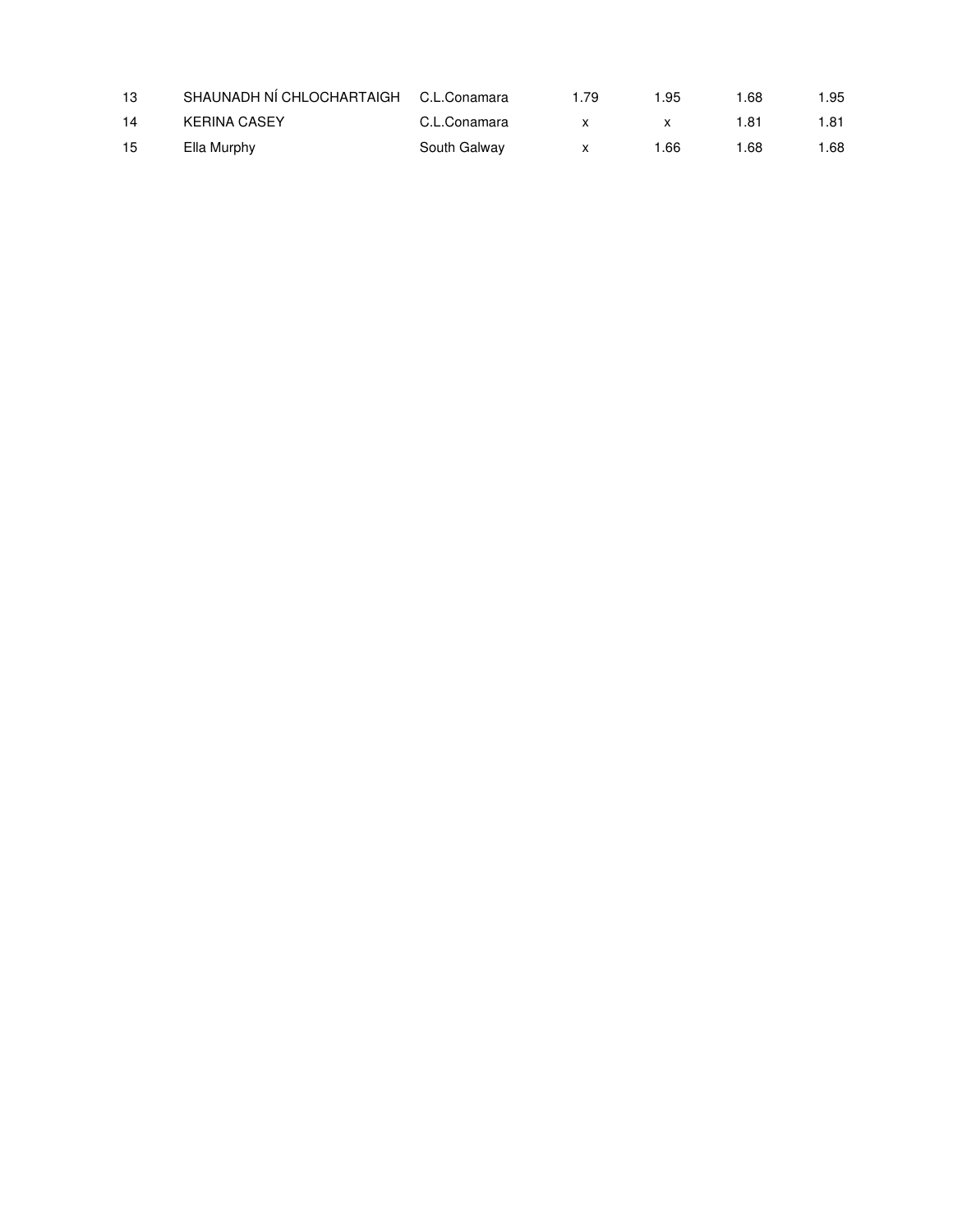| | | | | | | |
|---|---|---|---|---|---|---|
| 13 | SHAUNADH NÍ CHLOCHARTAIGH | C.L.Conamara | 1.79 | 1.95 | 1.68 | 1.95 |
| 14 | KERINA CASEY | C.L.Conamara | x | x | 1.81 | 1.81 |
| 15 | Ella Murphy | South Galway | x | 1.66 | 1.68 | 1.68 |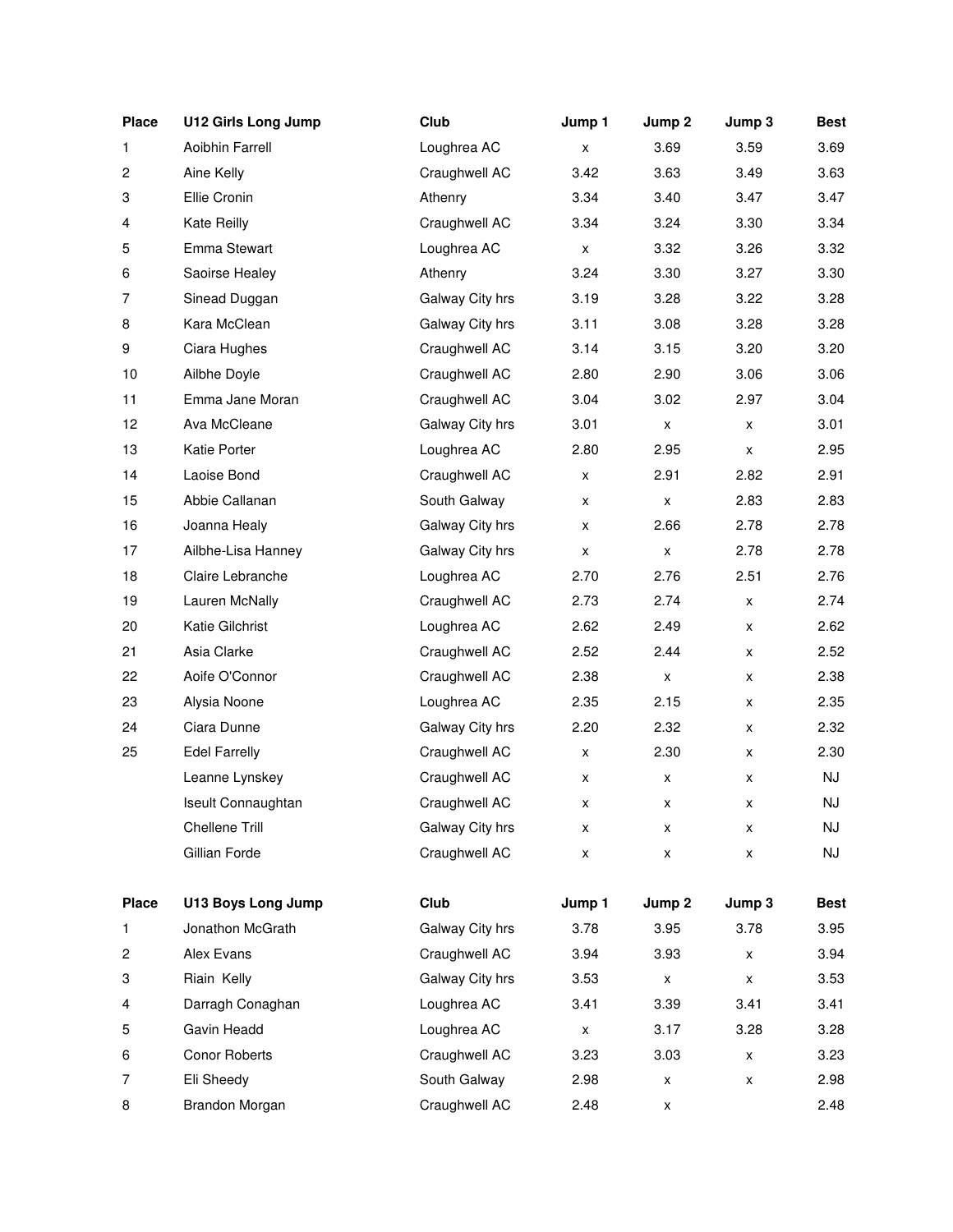| Place | U12 Girls Long Jump | Club | Jump 1 | Jump 2 | Jump 3 | Best |
|---|---|---|---|---|---|---|
| 1 | Aoibhin Farrell | Loughrea AC | x | 3.69 | 3.59 | 3.69 |
| 2 | Aine Kelly | Craughwell AC | 3.42 | 3.63 | 3.49 | 3.63 |
| 3 | Ellie Cronin | Athenry | 3.34 | 3.40 | 3.47 | 3.47 |
| 4 | Kate Reilly | Craughwell AC | 3.34 | 3.24 | 3.30 | 3.34 |
| 5 | Emma Stewart | Loughrea AC | x | 3.32 | 3.26 | 3.32 |
| 6 | Saoirse Healey | Athenry | 3.24 | 3.30 | 3.27 | 3.30 |
| 7 | Sinead Duggan | Galway City hrs | 3.19 | 3.28 | 3.22 | 3.28 |
| 8 | Kara McClean | Galway City hrs | 3.11 | 3.08 | 3.28 | 3.28 |
| 9 | Ciara Hughes | Craughwell AC | 3.14 | 3.15 | 3.20 | 3.20 |
| 10 | Ailbhe Doyle | Craughwell AC | 2.80 | 2.90 | 3.06 | 3.06 |
| 11 | Emma Jane Moran | Craughwell AC | 3.04 | 3.02 | 2.97 | 3.04 |
| 12 | Ava McCleane | Galway City hrs | 3.01 | x | x | 3.01 |
| 13 | Katie Porter | Loughrea AC | 2.80 | 2.95 | x | 2.95 |
| 14 | Laoise Bond | Craughwell AC | x | 2.91 | 2.82 | 2.91 |
| 15 | Abbie Callanan | South Galway | x | x | 2.83 | 2.83 |
| 16 | Joanna Healy | Galway City hrs | x | 2.66 | 2.78 | 2.78 |
| 17 | Ailbhe-Lisa Hanney | Galway City hrs | x | x | 2.78 | 2.78 |
| 18 | Claire Lebranche | Loughrea AC | 2.70 | 2.76 | 2.51 | 2.76 |
| 19 | Lauren McNally | Craughwell AC | 2.73 | 2.74 | x | 2.74 |
| 20 | Katie Gilchrist | Loughrea AC | 2.62 | 2.49 | x | 2.62 |
| 21 | Asia Clarke | Craughwell AC | 2.52 | 2.44 | x | 2.52 |
| 22 | Aoife O'Connor | Craughwell AC | 2.38 | x | x | 2.38 |
| 23 | Alysia Noone | Loughrea AC | 2.35 | 2.15 | x | 2.35 |
| 24 | Ciara Dunne | Galway City hrs | 2.20 | 2.32 | x | 2.32 |
| 25 | Edel Farrelly | Craughwell AC | x | 2.30 | x | 2.30 |
| | Leanne Lynskey | Craughwell AC | x | x | x | NJ |
| | Iseult Connaughtan | Craughwell AC | x | x | x | NJ |
| | Chellene Trill | Galway City hrs | x | x | x | NJ |
| | Gillian Forde | Craughwell AC | x | x | x | NJ |

| Place | U13 Boys Long Jump | Club | Jump 1 | Jump 2 | Jump 3 | Best |
|---|---|---|---|---|---|---|
| 1 | Jonathon McGrath | Galway City hrs | 3.78 | 3.95 | 3.78 | 3.95 |
| 2 | Alex Evans | Craughwell AC | 3.94 | 3.93 | x | 3.94 |
| 3 | Riain Kelly | Galway City hrs | 3.53 | x | x | 3.53 |
| 4 | Darragh Conaghan | Loughrea AC | 3.41 | 3.39 | 3.41 | 3.41 |
| 5 | Gavin Headd | Loughrea AC | x | 3.17 | 3.28 | 3.28 |
| 6 | Conor Roberts | Craughwell AC | 3.23 | 3.03 | x | 3.23 |
| 7 | Eli Sheedy | South Galway | 2.98 | x | x | 2.98 |
| 8 | Brandon Morgan | Craughwell AC | 2.48 | x | | 2.48 |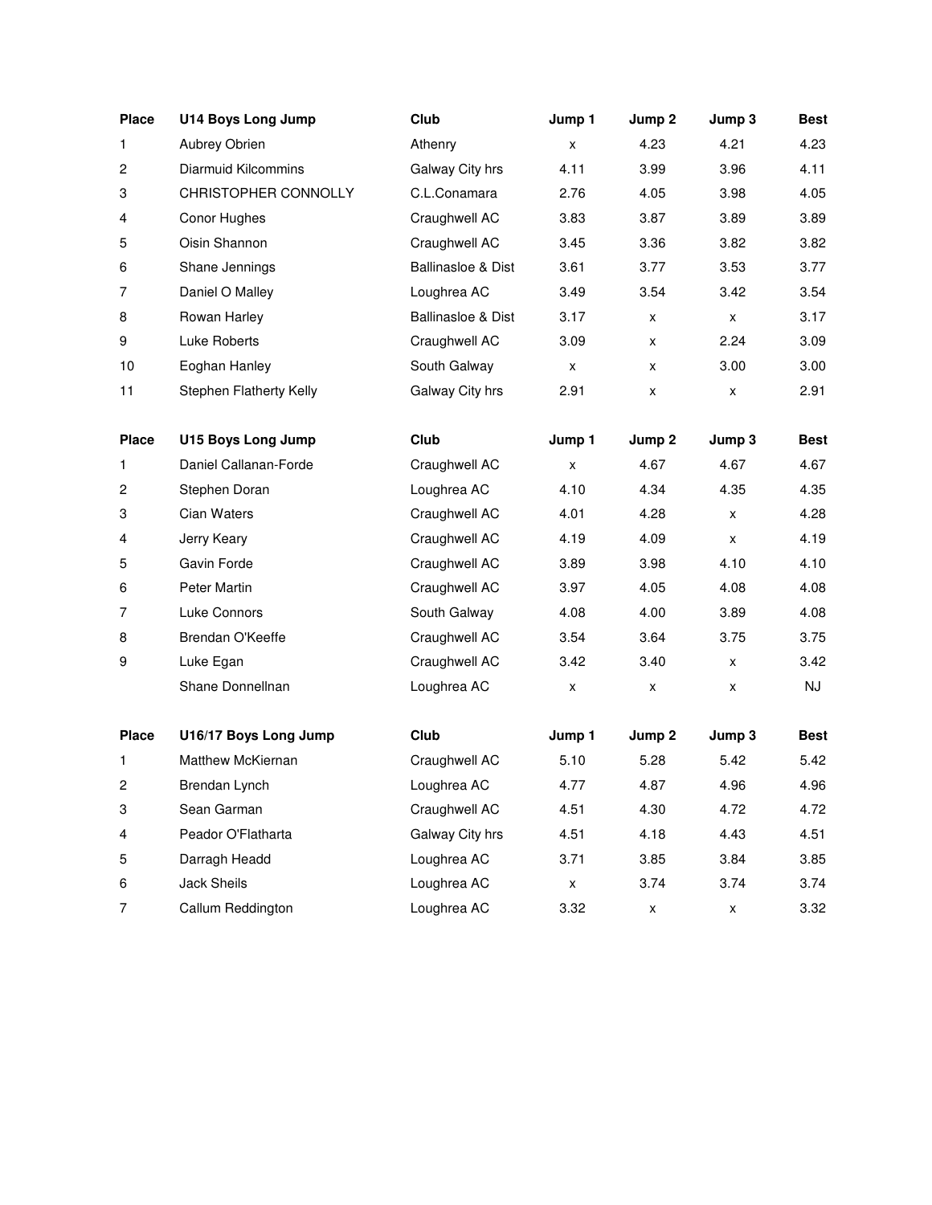| Place | U14 Boys Long Jump | Club | Jump 1 | Jump 2 | Jump 3 | Best |
|---|---|---|---|---|---|---|
| 1 | Aubrey Obrien | Athenry | x | 4.23 | 4.21 | 4.23 |
| 2 | Diarmuid Kilcommins | Galway City hrs | 4.11 | 3.99 | 3.96 | 4.11 |
| 3 | CHRISTOPHER CONNOLLY | C.L.Conamara | 2.76 | 4.05 | 3.98 | 4.05 |
| 4 | Conor Hughes | Craughwell AC | 3.83 | 3.87 | 3.89 | 3.89 |
| 5 | Oisin Shannon | Craughwell AC | 3.45 | 3.36 | 3.82 | 3.82 |
| 6 | Shane Jennings | Ballinasloe & Dist | 3.61 | 3.77 | 3.53 | 3.77 |
| 7 | Daniel O Malley | Loughrea AC | 3.49 | 3.54 | 3.42 | 3.54 |
| 8 | Rowan Harley | Ballinasloe & Dist | 3.17 | x | x | 3.17 |
| 9 | Luke Roberts | Craughwell AC | 3.09 | x | 2.24 | 3.09 |
| 10 | Eoghan Hanley | South Galway | x | x | 3.00 | 3.00 |
| 11 | Stephen Flatherty Kelly | Galway City hrs | 2.91 | x | x | 2.91 |

| Place | U15 Boys Long Jump | Club | Jump 1 | Jump 2 | Jump 3 | Best |
|---|---|---|---|---|---|---|
| 1 | Daniel Callanan-Forde | Craughwell AC | x | 4.67 | 4.67 | 4.67 |
| 2 | Stephen Doran | Loughrea AC | 4.10 | 4.34 | 4.35 | 4.35 |
| 3 | Cian Waters | Craughwell AC | 4.01 | 4.28 | x | 4.28 |
| 4 | Jerry Keary | Craughwell AC | 4.19 | 4.09 | x | 4.19 |
| 5 | Gavin Forde | Craughwell AC | 3.89 | 3.98 | 4.10 | 4.10 |
| 6 | Peter Martin | Craughwell AC | 3.97 | 4.05 | 4.08 | 4.08 |
| 7 | Luke Connors | South Galway | 4.08 | 4.00 | 3.89 | 4.08 |
| 8 | Brendan O'Keeffe | Craughwell AC | 3.54 | 3.64 | 3.75 | 3.75 |
| 9 | Luke Egan | Craughwell AC | 3.42 | 3.40 | x | 3.42 |
|  | Shane Donnellnan | Loughrea AC | x | x | x | NJ |

| Place | U16/17 Boys Long Jump | Club | Jump 1 | Jump 2 | Jump 3 | Best |
|---|---|---|---|---|---|---|
| 1 | Matthew McKiernan | Craughwell AC | 5.10 | 5.28 | 5.42 | 5.42 |
| 2 | Brendan Lynch | Loughrea AC | 4.77 | 4.87 | 4.96 | 4.96 |
| 3 | Sean Garman | Craughwell AC | 4.51 | 4.30 | 4.72 | 4.72 |
| 4 | Peador O'Flatharta | Galway City hrs | 4.51 | 4.18 | 4.43 | 4.51 |
| 5 | Darragh Headd | Loughrea AC | 3.71 | 3.85 | 3.84 | 3.85 |
| 6 | Jack Sheils | Loughrea AC | x | 3.74 | 3.74 | 3.74 |
| 7 | Callum Reddington | Loughrea AC | 3.32 | x | x | 3.32 |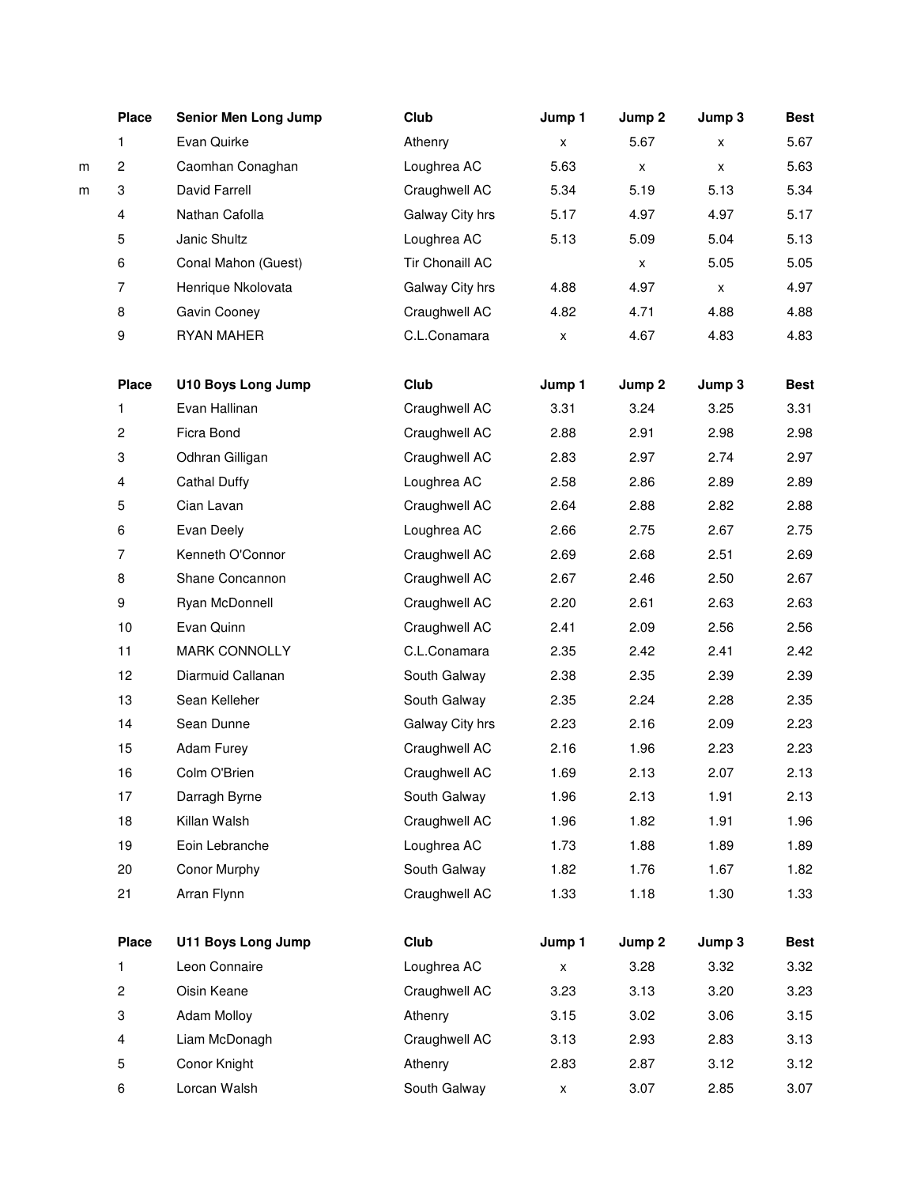|  | Place | Senior Men Long Jump | Club | Jump 1 | Jump 2 | Jump 3 | Best |
|---|---|---|---|---|---|---|---|
|  | 1 | Evan Quirke | Athenry | x | 5.67 | x | 5.67 |
| m | 2 | Caomhan Conaghan | Loughrea AC | 5.63 | x | x | 5.63 |
| m | 3 | David Farrell | Craughwell AC | 5.34 | 5.19 | 5.13 | 5.34 |
|  | 4 | Nathan Cafolla | Galway City hrs | 5.17 | 4.97 | 4.97 | 5.17 |
|  | 5 | Janic Shultz | Loughrea AC | 5.13 | 5.09 | 5.04 | 5.13 |
|  | 6 | Conal Mahon (Guest) | Tir Chonaill AC |  | x | 5.05 | 5.05 |
|  | 7 | Henrique Nkolovata | Galway City hrs | 4.88 | 4.97 | x | 4.97 |
|  | 8 | Gavin Cooney | Craughwell AC | 4.82 | 4.71 | 4.88 | 4.88 |
|  | 9 | RYAN MAHER | C.L.Conamara | x | 4.67 | 4.83 | 4.83 |

| Place | U10 Boys Long Jump | Club | Jump 1 | Jump 2 | Jump 3 | Best |
|---|---|---|---|---|---|---|
| 1 | Evan Hallinan | Craughwell AC | 3.31 | 3.24 | 3.25 | 3.31 |
| 2 | Ficra Bond | Craughwell AC | 2.88 | 2.91 | 2.98 | 2.98 |
| 3 | Odhran Gilligan | Craughwell AC | 2.83 | 2.97 | 2.74 | 2.97 |
| 4 | Cathal Duffy | Loughrea AC | 2.58 | 2.86 | 2.89 | 2.89 |
| 5 | Cian Lavan | Craughwell AC | 2.64 | 2.88 | 2.82 | 2.88 |
| 6 | Evan Deely | Loughrea AC | 2.66 | 2.75 | 2.67 | 2.75 |
| 7 | Kenneth O'Connor | Craughwell AC | 2.69 | 2.68 | 2.51 | 2.69 |
| 8 | Shane Concannon | Craughwell AC | 2.67 | 2.46 | 2.50 | 2.67 |
| 9 | Ryan McDonnell | Craughwell AC | 2.20 | 2.61 | 2.63 | 2.63 |
| 10 | Evan Quinn | Craughwell AC | 2.41 | 2.09 | 2.56 | 2.56 |
| 11 | MARK CONNOLLY | C.L.Conamara | 2.35 | 2.42 | 2.41 | 2.42 |
| 12 | Diarmuid Callanan | South Galway | 2.38 | 2.35 | 2.39 | 2.39 |
| 13 | Sean Kelleher | South Galway | 2.35 | 2.24 | 2.28 | 2.35 |
| 14 | Sean Dunne | Galway City hrs | 2.23 | 2.16 | 2.09 | 2.23 |
| 15 | Adam Furey | Craughwell AC | 2.16 | 1.96 | 2.23 | 2.23 |
| 16 | Colm O'Brien | Craughwell AC | 1.69 | 2.13 | 2.07 | 2.13 |
| 17 | Darragh Byrne | South Galway | 1.96 | 2.13 | 1.91 | 2.13 |
| 18 | Killan Walsh | Craughwell AC | 1.96 | 1.82 | 1.91 | 1.96 |
| 19 | Eoin Lebranche | Loughrea AC | 1.73 | 1.88 | 1.89 | 1.89 |
| 20 | Conor Murphy | South Galway | 1.82 | 1.76 | 1.67 | 1.82 |
| 21 | Arran Flynn | Craughwell AC | 1.33 | 1.18 | 1.30 | 1.33 |

| Place | U11 Boys Long Jump | Club | Jump 1 | Jump 2 | Jump 3 | Best |
|---|---|---|---|---|---|---|
| 1 | Leon Connaire | Loughrea AC | x | 3.28 | 3.32 | 3.32 |
| 2 | Oisin Keane | Craughwell AC | 3.23 | 3.13 | 3.20 | 3.23 |
| 3 | Adam Molloy | Athenry | 3.15 | 3.02 | 3.06 | 3.15 |
| 4 | Liam McDonagh | Craughwell AC | 3.13 | 2.93 | 2.83 | 3.13 |
| 5 | Conor Knight | Athenry | 2.83 | 2.87 | 3.12 | 3.12 |
| 6 | Lorcan Walsh | South Galway | x | 3.07 | 2.85 | 3.07 |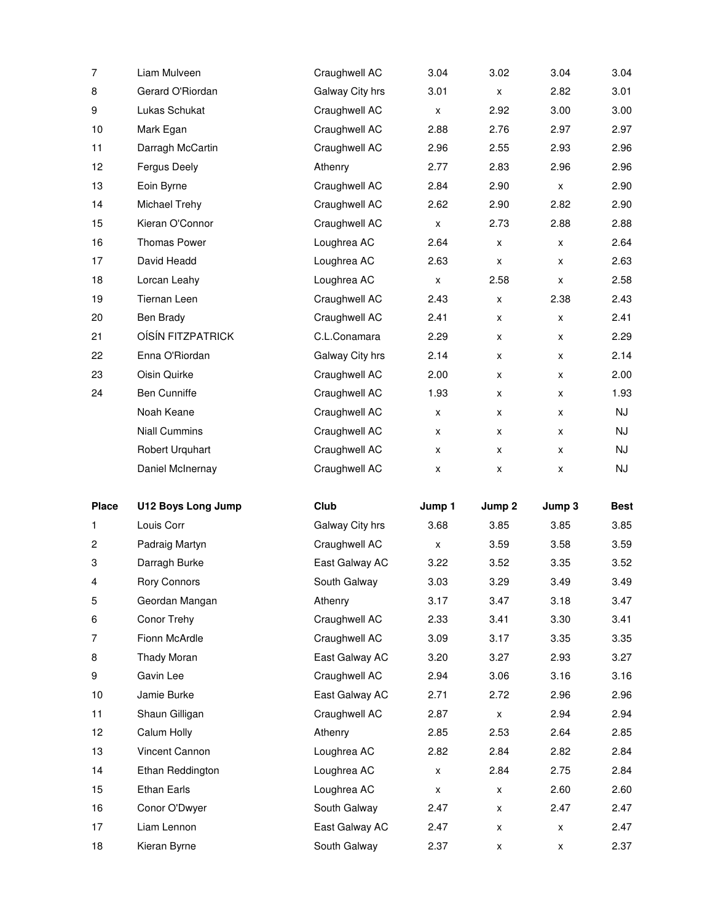| | | | | | | |
|---|---|---|---|---|---|---|
| 7 | Liam Mulveen | Craughwell AC | 3.04 | 3.02 | 3.04 | 3.04 |
| 8 | Gerard O'Riordan | Galway City hrs | 3.01 | x | 2.82 | 3.01 |
| 9 | Lukas Schukat | Craughwell AC | x | 2.92 | 3.00 | 3.00 |
| 10 | Mark Egan | Craughwell AC | 2.88 | 2.76 | 2.97 | 2.97 |
| 11 | Darragh McCartin | Craughwell AC | 2.96 | 2.55 | 2.93 | 2.96 |
| 12 | Fergus Deely | Athenry | 2.77 | 2.83 | 2.96 | 2.96 |
| 13 | Eoin Byrne | Craughwell AC | 2.84 | 2.90 | x | 2.90 |
| 14 | Michael Trehy | Craughwell AC | 2.62 | 2.90 | 2.82 | 2.90 |
| 15 | Kieran O'Connor | Craughwell AC | x | 2.73 | 2.88 | 2.88 |
| 16 | Thomas Power | Loughrea AC | 2.64 | x | x | 2.64 |
| 17 | David Headd | Loughrea AC | 2.63 | x | x | 2.63 |
| 18 | Lorcan Leahy | Loughrea AC | x | 2.58 | x | 2.58 |
| 19 | Tiernan Leen | Craughwell AC | 2.43 | x | 2.38 | 2.43 |
| 20 | Ben Brady | Craughwell AC | 2.41 | x | x | 2.41 |
| 21 | OÍSÍN FITZPATRICK | C.L.Conamara | 2.29 | x | x | 2.29 |
| 22 | Enna O'Riordan | Galway City hrs | 2.14 | x | x | 2.14 |
| 23 | Oisin Quirke | Craughwell AC | 2.00 | x | x | 2.00 |
| 24 | Ben Cunniffe | Craughwell AC | 1.93 | x | x | 1.93 |
| | Noah Keane | Craughwell AC | x | x | x | NJ |
| | Niall Cummins | Craughwell AC | x | x | x | NJ |
| | Robert Urquhart | Craughwell AC | x | x | x | NJ |
| | Daniel McInernay | Craughwell AC | x | x | x | NJ |

| Place | U12 Boys Long Jump | Club | Jump 1 | Jump 2 | Jump 3 | Best |
|---|---|---|---|---|---|---|
| 1 | Louis Corr | Galway City hrs | 3.68 | 3.85 | 3.85 | 3.85 |
| 2 | Padraig Martyn | Craughwell AC | x | 3.59 | 3.58 | 3.59 |
| 3 | Darragh Burke | East Galway AC | 3.22 | 3.52 | 3.35 | 3.52 |
| 4 | Rory Connors | South Galway | 3.03 | 3.29 | 3.49 | 3.49 |
| 5 | Geordan Mangan | Athenry | 3.17 | 3.47 | 3.18 | 3.47 |
| 6 | Conor Trehy | Craughwell AC | 2.33 | 3.41 | 3.30 | 3.41 |
| 7 | Fionn McArdle | Craughwell AC | 3.09 | 3.17 | 3.35 | 3.35 |
| 8 | Thady Moran | East Galway AC | 3.20 | 3.27 | 2.93 | 3.27 |
| 9 | Gavin Lee | Craughwell AC | 2.94 | 3.06 | 3.16 | 3.16 |
| 10 | Jamie Burke | East Galway AC | 2.71 | 2.72 | 2.96 | 2.96 |
| 11 | Shaun Gilligan | Craughwell AC | 2.87 | x | 2.94 | 2.94 |
| 12 | Calum Holly | Athenry | 2.85 | 2.53 | 2.64 | 2.85 |
| 13 | Vincent Cannon | Loughrea AC | 2.82 | 2.84 | 2.82 | 2.84 |
| 14 | Ethan Reddington | Loughrea AC | x | 2.84 | 2.75 | 2.84 |
| 15 | Ethan Earls | Loughrea AC | x | x | 2.60 | 2.60 |
| 16 | Conor O'Dwyer | South Galway | 2.47 | x | 2.47 | 2.47 |
| 17 | Liam Lennon | East Galway AC | 2.47 | x | x | 2.47 |
| 18 | Kieran Byrne | South Galway | 2.37 | x | x | 2.37 |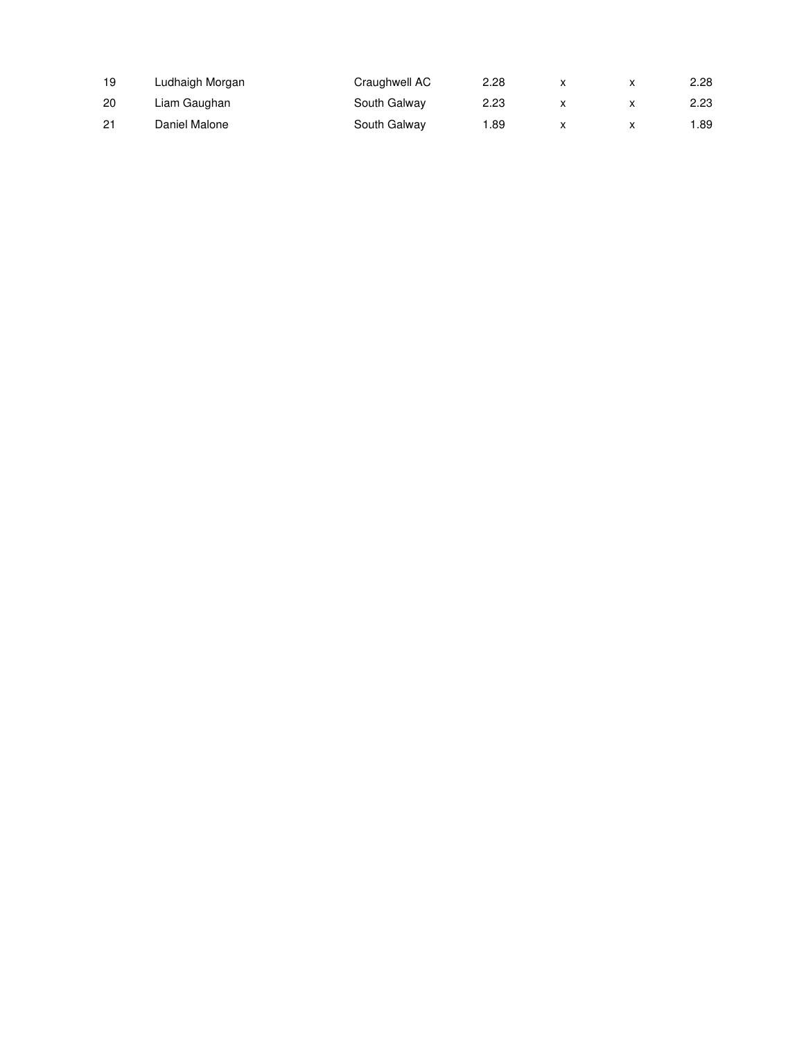| | | | | | | |
|---|---|---|---|---|---|---|
| 19 | Ludhaigh Morgan | Craughwell AC | 2.28 | x | x | 2.28 |
| 20 | Liam Gaughan | South Galway | 2.23 | x | x | 2.23 |
| 21 | Daniel Malone | South Galway | 1.89 | x | x | 1.89 |